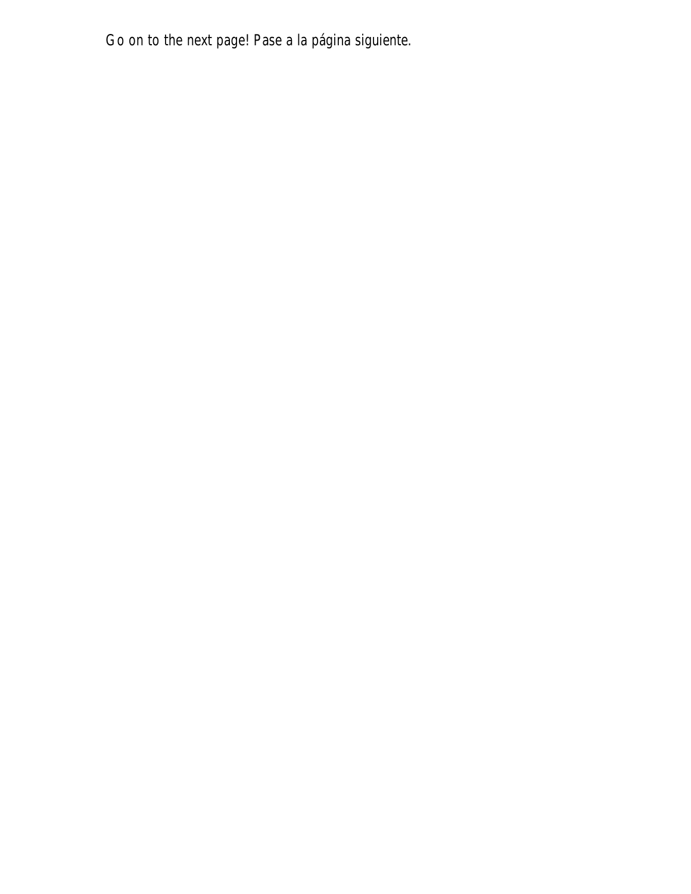Go on to the next page! Pase a la página siguiente.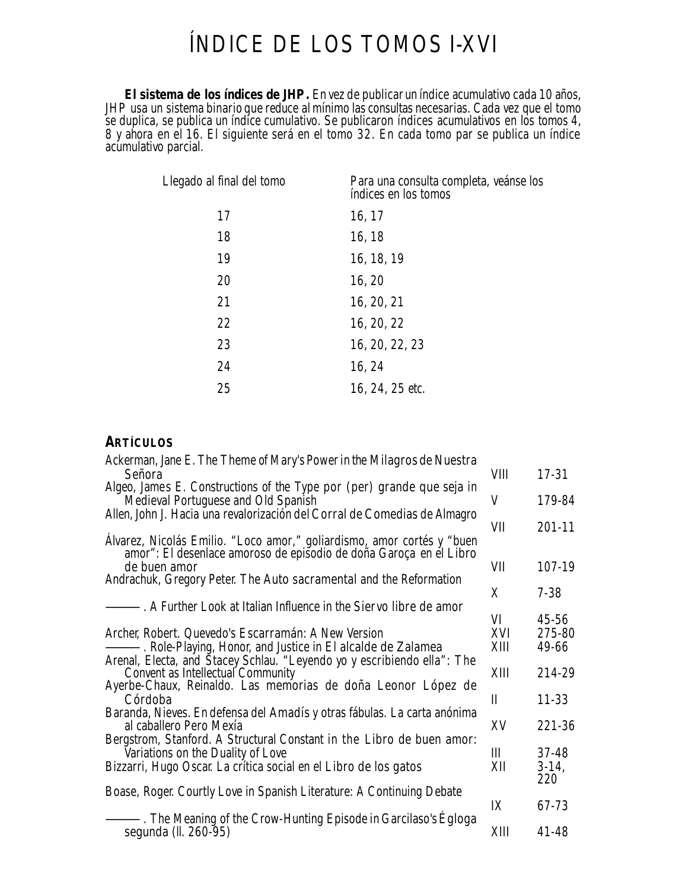# ÍNDICE DE LOS TOMOS I-XVI

**El sistema de los índices de JHP.** En vez de publicar un índice acumulativo cada 10 años, JHP usa un sistema binario que reduce al mínimo las consultas necesarias. Cada vez que el tomo se duplica, se publica un índice cumulativo. Se publicaron índices acumulativos en los tomos 4, 8 y ahora en el 16. El siguiente será en el tomo 32. En cada tomo par se publica un índice acumulativo parcial.

| Llegado al final del tomo | Para una consulta completa, veánse los índices en los tomos |
|---|---|
| 17 | 16, 17 |
| 18 | 16, 18 |
| 19 | 16, 18, 19 |
| 20 | 16, 20 |
| 21 | 16, 20, 21 |
| 22 | 16, 20, 22 |
| 23 | 16, 20, 22, 23 |
| 24 | 16, 24 |
| 25 | 16, 24, 25 etc. |

## ARTÍCULOS

| | | |
|---|---|---|
| Ackerman, Jane E. The Theme of Mary's Power in the Milagros de Nuestra Señora | VIII | 17-31 |
| Algeo, James E. Constructions of the Type por (per) grande que seja in Medieval Portuguese and Old Spanish | V | 179-84 |
| Allen, John J. Hacia una revalorización del Corral de Comedias de Almagro | VII | 201-11 |
| Álvarez, Nicolás Emilio. "Loco amor," goliardismo, amor cortés y "buen amor": El desenlace amoroso de episodio de doña Garoça en el Libro de buen amor | VII | 107-19 |
| Andrachuk, Gregory Peter. The Auto sacramental and the Reformation | X | 7-38 |
| ———. A Further Look at Italian Influence in the Siervo libre de amor | VI | 45-56 |
| Archer, Robert. Quevedo's Escarramán: A New Version | XVI | 275-80 |
| ———. Role-Playing, Honor, and Justice in El alcalde de Zalamea | XIII | 49-66 |
| Arenal, Electa, and Stacey Schlau. "Leyendo yo y escribiendo ella": The Convent as Intellectual Community | XIII | 214-29 |
| Ayerbe-Chaux, Reinaldo. Las memorias de doña Leonor López de Córdoba | II | 11-33 |
| Baranda, Nieves. En defensa del Amadís y otras fábulas. La carta anónima al caballero Pero Mexía | XV | 221-36 |
| Bergstrom, Stanford. A Structural Constant in the Libro de buen amor: Variations on the Duality of Love | III | 37-48 |
| Bizzarri, Hugo Oscar. La crítica social en el Libro de los gatos | XII | 3-14, 220 |
| Boase, Roger. Courtly Love in Spanish Literature: A Continuing Debate | IX | 67-73 |
| ———. The Meaning of the Crow-Hunting Episode in Garcilaso's Égloga segunda (ll. 260-95) | XIII | 41-48 |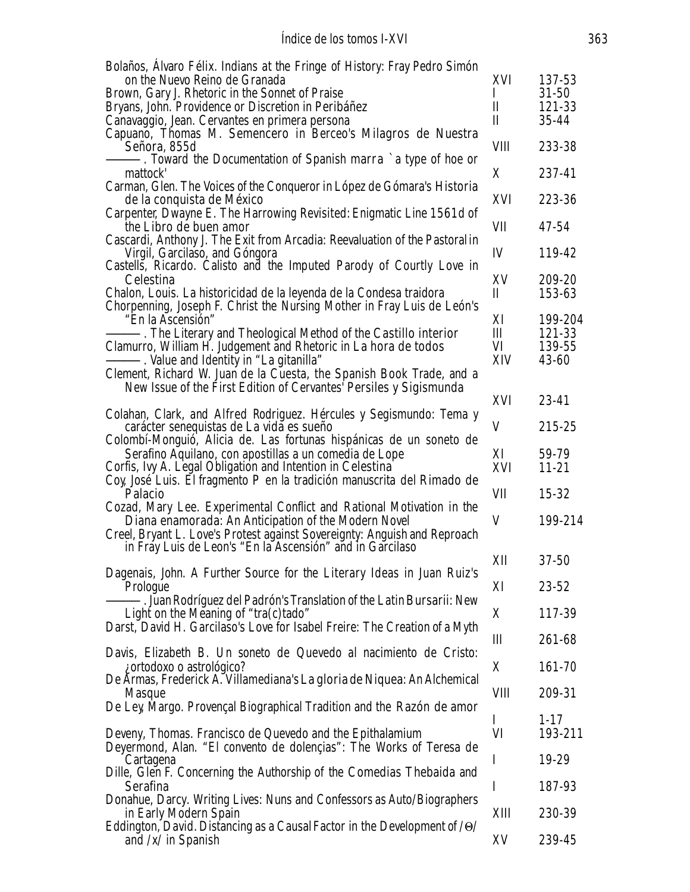| | | |
|---|---|---|
| Bolaños, Álvaro Félix. Indians at the Fringe of History: Fray Pedro Simón on the Nuevo Reino de Granada | XVI | 137-53 |
| Brown, Gary J. Rhetoric in the Sonnet of Praise | I | 31-50 |
| Bryans, John. Providence or Discretion in Peribáñez | II | 121-33 |
| Canavaggio, Jean. Cervantes en primera persona | II | 35-44 |
| Capuano, Thomas M. Semencero in Berceo's Milagros de Nuestra Señora, 855d | VIII | 233-38 |
| ———. Toward the Documentation of Spanish marra `a type of hoe or mattock' | X | 237-41 |
| Carman, Glen. The Voices of the Conqueror in López de Gómara's Historia de la conquista de México | XVI | 223-36 |
| Carpenter, Dwayne E. The Harrowing Revisited: Enigmatic Line 1561d of the Libro de buen amor | VII | 47-54 |
| Cascardi, Anthony J. The Exit from Arcadia: Reevaluation of the Pastoral in Virgil, Garcilaso, and Góngora | IV | 119-42 |
| Castells, Ricardo. Calisto and the Imputed Parody of Courtly Love in Celestina | XV | 209-20 |
| Chalon, Louis. La historicidad de la leyenda de la Condesa traidora | II | 153-63 |
| Chorpenning, Joseph F. Christ the Nursing Mother in Fray Luis de León's "En la Ascensión" | XI | 199-204 |
| ———. The Literary and Theological Method of the Castillo interior | III | 121-33 |
| Clamurro, William H. Judgement and Rhetoric in La hora de todos | VI | 139-55 |
| ———. Value and Identity in "La gitanilla" | XIV | 43-60 |
| Clement, Richard W. Juan de la Cuesta, the Spanish Book Trade, and a New Issue of the First Edition of Cervantes' Persiles y Sigismunda | XVI | 23-41 |
| Colahan, Clark, and Alfred Rodriguez. Hércules y Segismundo: Tema y carácter senequistas de La vida es sueño | V | 215-25 |
| Colombí-Monguió, Alicia de. Las fortunas hispánicas de un soneto de Serafino Aquilano, con apostillas a un comedia de Lope | XI | 59-79 |
| Corfis, Ivy A. Legal Obligation and Intention in Celestina | XVI | 11-21 |
| Coy, José Luis. El fragmento P en la tradición manuscrita del Rimado de Palacio | VII | 15-32 |
| Cozad, Mary Lee. Experimental Conflict and Rational Motivation in the Diana enamorada: An Anticipation of the Modern Novel | V | 199-214 |
| Creel, Bryant L. Love's Protest against Sovereignty: Anguish and Reproach in Fray Luis de Leon's "En la Ascensión" and in Garcilaso | XII | 37-50 |
| Dagenais, John. A Further Source for the Literary Ideas in Juan Ruiz's Prologue | XI | 23-52 |
| ———. Juan Rodríguez del Padrón's Translation of the Latin Bursarii: New Light on the Meaning of "tra(c)tado" | X | 117-39 |
| Darst, David H. Garcilaso's Love for Isabel Freire: The Creation of a Myth | III | 261-68 |
| Davis, Elizabeth B. Un soneto de Quevedo al nacimiento de Cristo: ¿ortodoxo o astrológico? | X | 161-70 |
| De Armas, Frederick A. Villamediana's La gloria de Niquea: An Alchemical Masque | VIII | 209-31 |
| De Ley, Margo. Provençal Biographical Tradition and the Razón de amor | I | 1-17 |
| Deveny, Thomas. Francisco de Quevedo and the Epithalamium | VI | 193-211 |
| Deyermond, Alan. "El convento de dolençias": The Works of Teresa de Cartagena | I | 19-29 |
| Dille, Glen F. Concerning the Authorship of the Comedias Thebaida and Serafina | I | 187-93 |
| Donahue, Darcy. Writing Lives: Nuns and Confessors as Auto/Biographers in Early Modern Spain | XIII | 230-39 |
| Eddington, David. Distancing as a Causal Factor in the Development of /Θ/ and /x/ in Spanish | XV | 239-45 |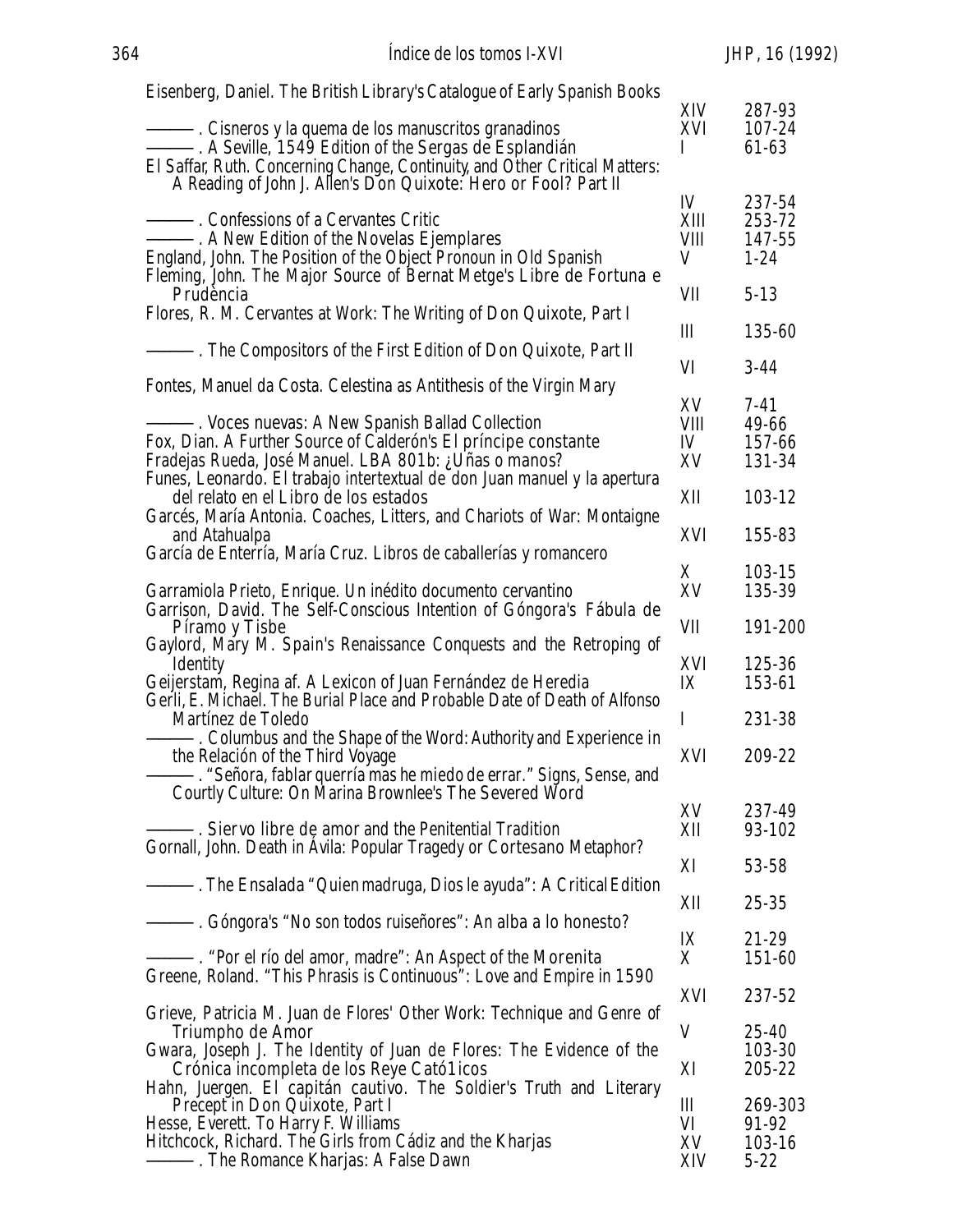| | | |
|---|---|---|
| Eisenberg, Daniel. The British Library's Catalogue of Early Spanish Books | XIV | 287-93 |
| ———. Cisneros y la quema de los manuscritos granadinos | XVI | 107-24 |
| ———. A Seville, 1549 Edition of the Sergas de Esplandián | I | 61-63 |
| El Saffar, Ruth. Concerning Change, Continuity, and Other Critical Matters: A Reading of John J. Allen's Don Quixote: Hero or Fool? Part II | IV | 237-54 |
| ———. Confessions of a Cervantes Critic | XIII | 253-72 |
| ———. A New Edition of the Novelas Ejemplares | VIII | 147-55 |
| England, John. The Position of the Object Pronoun in Old Spanish | V | 1-24 |
| Fleming, John. The Major Source of Bernat Metge's Libre de Fortuna e Prudència | VII | 5-13 |
| Flores, R. M. Cervantes at Work: The Writing of Don Quixote, Part I | III | 135-60 |
| ———. The Compositors of the First Edition of Don Quixote, Part II | VI | 3-44 |
| Fontes, Manuel da Costa. Celestina as Antithesis of the Virgin Mary | XV | 7-41 |
| ———. Voces nuevas: A New Spanish Ballad Collection | VIII | 49-66 |
| Fox, Dian. A Further Source of Calderón's El príncipe constante | IV | 157-66 |
| Fradejas Rueda, José Manuel. LBA 801b: ¿Uñas o manos? | XV | 131-34 |
| Funes, Leonardo. El trabajo intertextual de don Juan manuel y la apertura del relato en el Libro de los estados | XII | 103-12 |
| Garcés, María Antonia. Coaches, Litters, and Chariots of War: Montaigne and Atahualpa | XVI | 155-83 |
| García de Enterría, María Cruz. Libros de caballerías y romancero | X | 103-15 |
| Garramiola Prieto, Enrique. Un inédito documento cervantino | XV | 135-39 |
| Garrison, David. The Self-Conscious Intention of Góngora's Fábula de Píramo y Tisbe | VII | 191-200 |
| Gaylord, Mary M. Spain's Renaissance Conquests and the Retroping of Identity | XVI | 125-36 |
| Geijerstam, Regina af. A Lexicon of Juan Fernández de Heredia | IX | 153-61 |
| Gerli, E. Michael. The Burial Place and Probable Date of Death of Alfonso Martínez de Toledo | I | 231-38 |
| ———. Columbus and the Shape of the Word: Authority and Experience in the Relación of the Third Voyage | XVI | 209-22 |
| ———. "Señora, fablar querría mas he miedo de errar." Signs, Sense, and Courtly Culture: On Marina Brownlee's The Severed Word | XV | 237-49 |
| ———. Siervo libre de amor and the Penitential Tradition | XII | 93-102 |
| Gornall, John. Death in Ávila: Popular Tragedy or Cortesano Metaphor? | XI | 53-58 |
| ———. The Ensalada "Quien madruga, Dios le ayuda": A Critical Edition | XII | 25-35 |
| ———. Góngora's "No son todos ruiseñores": An alba a lo honesto? | IX | 21-29 |
| ———. "Por el río del amor, madre": An Aspect of the Morenita | X | 151-60 |
| Greene, Roland. "This Phrasis is Continuous": Love and Empire in 1590 | XVI | 237-52 |
| Grieve, Patricia M. Juan de Flores' Other Work: Technique and Genre of Triumpho de Amor | V | 25-40 |
| Gwara, Joseph J. The Identity of Juan de Flores: The Evidence of the Crónica incompleta de los Reye Catól1icos | XI | 103-30<br>205-22 |
| Hahn, Juergen. El capitán cautivo. The Soldier's Truth and Literary Precept in Don Quixote, Part I | III | 269-303 |
| Hesse, Everett. To Harry F. Williams | VI | 91-92 |
| Hitchcock, Richard. The Girls from Cádiz and the Kharjas | XV | 103-16 |
| ———. The Romance Kharjas: A False Dawn | XIV | 5-22 |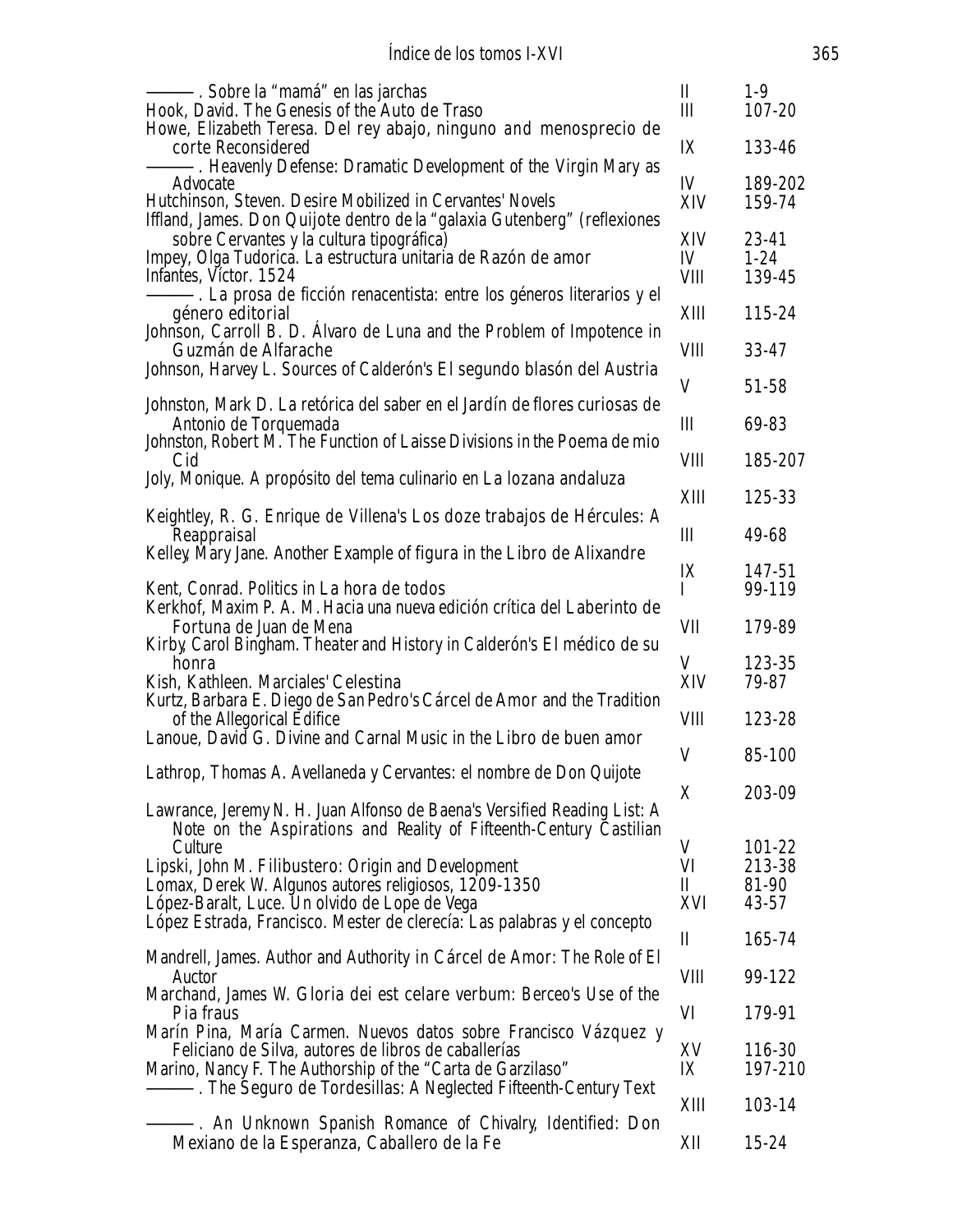| | | |
|---|---|---|
| ———. Sobre la "mamá" en las jarchas | II | 1-9 |
| Hook, David. The Genesis of the Auto de Traso | III | 107-20 |
| Howe, Elizabeth Teresa. Del rey abajo, ninguno and menosprecio de corte Reconsidered | IX | 133-46 |
| ———. Heavenly Defense: Dramatic Development of the Virgin Mary as Advocate | IV | 189-202 |
| Hutchinson, Steven. Desire Mobilized in Cervantes' Novels | XIV | 159-74 |
| Iffland, James. Don Quijote dentro de la "galaxia Gutenberg" (reflexiones sobre Cervantes y la cultura tipográfica) | XIV | 23-41 |
| Impey, Olga Tudorica. La estructura unitaria de Razón de amor | IV | 1-24 |
| Infantes, Víctor. 1524 | VIII | 139-45 |
| ———. La prosa de ficción renacentista: entre los géneros literarios y el género editorial | XIII | 115-24 |
| Johnson, Carroll B. D. Álvaro de Luna and the Problem of Impotence in Guzmán de Alfarache | VIII | 33-47 |
| Johnson, Harvey L. Sources of Calderón's El segundo blasón del Austria | V | 51-58 |
| Johnston, Mark D. La retórica del saber en el Jardín de flores curiosas de Antonio de Torquemada | III | 69-83 |
| Johnston, Robert M. The Function of Laisse Divisions in the Poema de mio Cid | VIII | 185-207 |
| Joly, Monique. A propósito del tema culinario en La lozana andaluza | XIII | 125-33 |
| Keightley, R. G. Enrique de Villena's Los doze trabajos de Hércules: A Reappraisal | III | 49-68 |
| Kelley, Mary Jane. Another Example of figura in the Libro de Alixandre | IX | 147-51 |
| Kent, Conrad. Politics in La hora de todos | I | 99-119 |
| Kerkhof, Maxim P. A. M. Hacia una nueva edición crítica del Laberinto de Fortuna de Juan de Mena | VII | 179-89 |
| Kirby, Carol Bingham. Theater and History in Calderón's El médico de su honra | V | 123-35 |
| Kish, Kathleen. Marciales' Celestina | XIV | 79-87 |
| Kurtz, Barbara E. Diego de San Pedro's Cárcel de Amor and the Tradition of the Allegorical Edifice | VIII | 123-28 |
| Lanoue, David G. Divine and Carnal Music in the Libro de buen amor | V | 85-100 |
| Lathrop, Thomas A. Avellaneda y Cervantes: el nombre de Don Quijote | X | 203-09 |
| Lawrance, Jeremy N. H. Juan Alfonso de Baena's Versified Reading List: A Note on the Aspirations and Reality of Fifteenth-Century Castilian Culture | V | 101-22 |
| Lipski, John M. Filibustero: Origin and Development | VI | 213-38 |
| Lomax, Derek W. Algunos autores religiosos, 1209-1350 | II | 81-90 |
| López-Baralt, Luce. Un olvido de Lope de Vega | XVI | 43-57 |
| López Estrada, Francisco. Mester de clerecía: Las palabras y el concepto | II | 165-74 |
| Mandrell, James. Author and Authority in Cárcel de Amor: The Role of El Auctor | VIII | 99-122 |
| Marchand, James W. Gloria dei est celare verbum: Berceo's Use of the Pia fraus | VI | 179-91 |
| Marín Pina, María Carmen. Nuevos datos sobre Francisco Vázquez y Feliciano de Silva, autores de libros de caballerías | XV | 116-30 |
| Marino, Nancy F. The Authorship of the "Carta de Garzilaso" | IX | 197-210 |
| ———. The Seguro de Tordesillas: A Neglected Fifteenth-Century Text | XIII | 103-14 |
| ———. An Unknown Spanish Romance of Chivalry, Identified: Don Mexiano de la Esperanza, Caballero de la Fe | XII | 15-24 |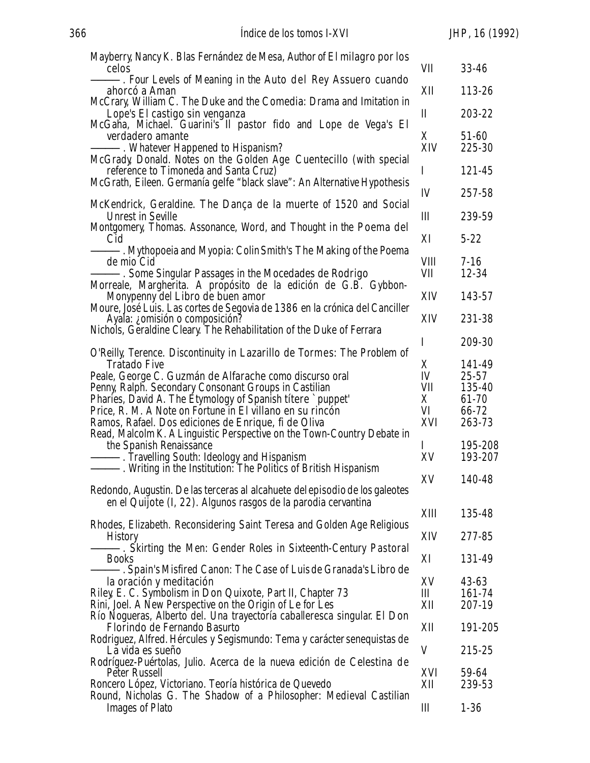| | | |
|---|---|---|
| Mayberry, Nancy K. Blas Fernández de Mesa, Author of *El milagro por los celos* | VII | 33-46 |
| ———. Four Levels of Meaning in the *Auto del Rey Assuero cuando ahorcó a Aman* | XII | 113-26 |
| McCrary, William C. The Duke and the *Comedia*: Drama and Imitation in Lope's *El castigo sin venganza* | II | 203-22 |
| McGaha, Michael. Guarini's *Il pastor fido* and Lope de Vega's *El verdadero amante* | X | 51-60 |
| ———. Whatever Happened to Hispanism? | XIV | 225-30 |
| McGrady, Donald. Notes on the Golden Age *Cuentecillo* (with special reference to Timoneda and Santa Cruz) | I | 121-45 |
| McGrath, Eileen. Germanía *gelfe* "black slave": An Alternative Hypothesis | IV | 257-58 |
| McKendrick, Geraldine. The *Dança de la muerte* of 1520 and Social Unrest in Seville | III | 239-59 |
| Montgomery, Thomas. Assonance, Word, and Thought in the *Poema del Cid* | XI | 5-22 |
| ———. Mythopoeia and Myopia: Colin Smith's *The Making of the Poema de mio Cid* | VIII | 7-16 |
| ———. Some Singular Passages in the *Mocedades de Rodrigo* | VII | 12-34 |
| Morreale, Margherita. A propósito de la edición de G.B. Gybbon-Monypenny del *Libro de buen amor* | XIV | 143-57 |
| Moure, José Luis. Las cortes de Segovia de 1386 en la crónica del Canciller Ayala: ¿omisión o composición? | XIV | 231-38 |
| Nichols, Geraldine Cleary. The Rehabilitation of the Duke of Ferrara | I | 209-30 |
| O'Reilly, Terence. Discontinuity in *Lazarillo de Tormes*: The Problem of *Tratado* Five | X | 141-49 |
| Peale, George C. *Guzmán de Alfarache* como discurso oral | IV | 25-57 |
| Penny, Ralph. Secondary Consonant Groups in Castilian | VII | 135-40 |
| Pharies, David A. The Etymology of Spanish *títere* `puppet' | X | 61-70 |
| Price, R. M. A Note on Fortune in *El villano en su rincón* | VI | 66-72 |
| Ramos, Rafael. Dos ediciones de *Enrique, fi de Oliva* | XVI | 263-73 |
| Read, Malcolm K. A Linguistic Perspective on the Town-Country Debate in the Spanish Renaissance | I | 195-208 |
| ———. Travelling South: Ideology and Hispanism | XV | 193-207 |
| ———. Writing in the Institution: The Politics of British Hispanism | XV | 140-48 |
| Redondo, Augustin. De las terceras al alcahuete del episodio de los galeotes en el *Quijote* (I, 22). Algunos rasgos de la parodia cervantina | XIII | 135-48 |
| Rhodes, Elizabeth. Reconsidering Saint Teresa and Golden Age Religious History | XIV | 277-85 |
| ———. Skirting the Men: Gender Roles in Sixteenth-Century Pastoral Books | XI | 131-49 |
| ———. Spain's Misfired Canon: The Case of Luis de Granada's *Libro de la oración y meditación* | XV | 43-63 |
| Riley, E. C. Symbolism in *Don Quixote*, Part II, Chapter 73 | III | 161-74 |
| Rini, Joel. A New Perspective on the Origin of *Le* for *Les* | XII | 207-19 |
| Río Nogueras, Alberto del. Una trayectoria caballeresca singular. El *Don Florindo* de Fernando Basurto | XII | 191-205 |
| Rodriguez, Alfred. Hércules y Segismundo: Tema y carácter senequistas de *La vida es sueño* | V | 215-25 |
| Rodríguez-Puértolas, Julio. Acerca de la nueva edición de *Celestina* de Peter Russell | XVI | 59-64 |
| Roncero López, Victoriano. Teoría histórica de Quevedo | XII | 239-53 |
| Round, Nicholas G. The Shadow of a Philosopher: Medieval Castilian Images of Plato | III | 1-36 |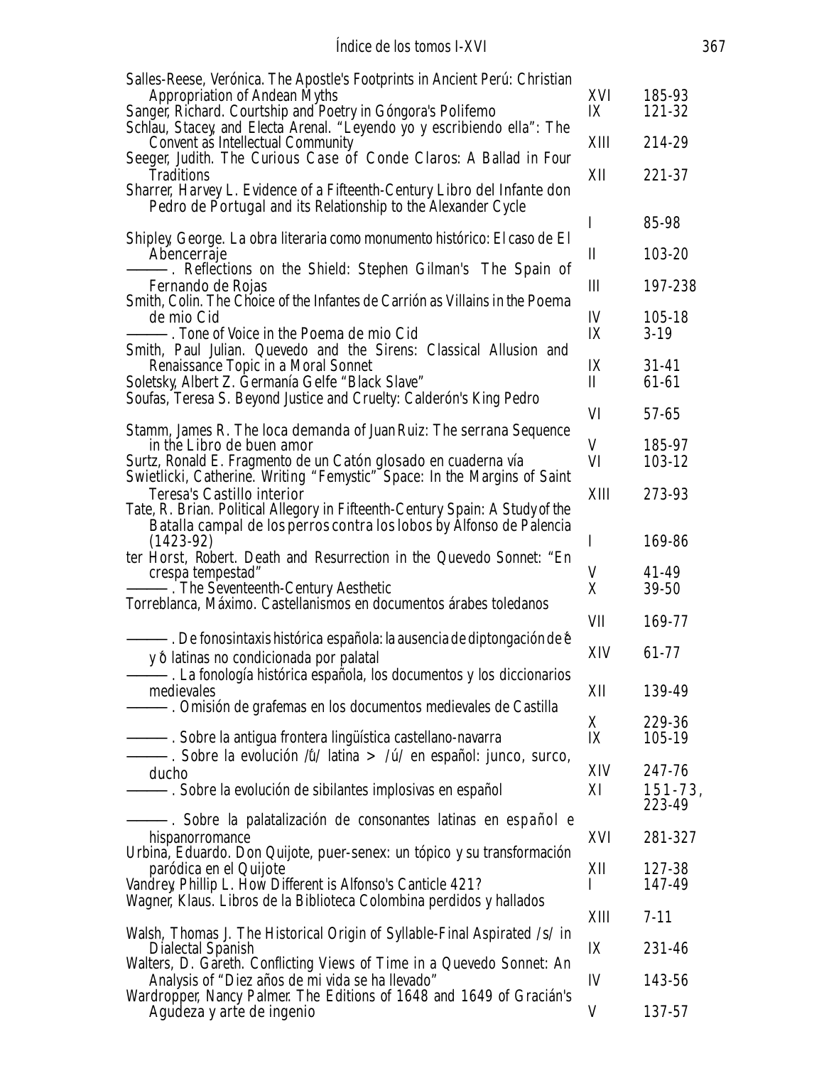| | | |
|---|---|---|
| Salles-Reese, Verónica. The Apostle's Footprints in Ancient Perú: Christian Appropriation of Andean Myths | XVI | 185-93 |
| Sanger, Richard. Courtship and Poetry in Góngora's Polifemo | IX | 121-32 |
| Schlau, Stacey, and Electa Arenal. "Leyendo yo y escribiendo ella": The Convent as Intellectual Community | XIII | 214-29 |
| Seeger, Judith. The Curious Case of Conde Claros: A Ballad in Four Traditions | XII | 221-37 |
| Sharrer, Harvey L. Evidence of a Fifteenth-Century Libro del Infante don Pedro de Portugal and its Relationship to the Alexander Cycle | I | 85-98 |
| Shipley, George. La obra literaria como monumento histórico: El caso de El Abencerraje | II | 103-20 |
| ———. Reflections on the Shield: Stephen Gilman's The Spain of Fernando de Rojas | III | 197-238 |
| Smith, Colin. The Choice of the Infantes de Carrión as Villains in the Poema de mio Cid | IV | 105-18 |
| ———. Tone of Voice in the Poema de mio Cid | IX | 3-19 |
| Smith, Paul Julian. Quevedo and the Sirens: Classical Allusion and Renaissance Topic in a Moral Sonnet | IX | 31-41 |
| Soletsky, Albert Z. Germanía Gelfe "Black Slave" | II | 61-61 |
| Soufas, Teresa S. Beyond Justice and Cruelty: Calderón's King Pedro | VI | 57-65 |
| Stamm, James R. The loca demanda of Juan Ruiz: The serrana Sequence in the Libro de buen amor | V | 185-97 |
| Surtz, Ronald E. Fragmento de un Catón glosado en cuaderna vía | VI | 103-12 |
| Swietlicki, Catherine. Writing "Femystic" Space: In the Margins of Saint Teresa's Castillo interior | XIII | 273-93 |
| Tate, R. Brian. Political Allegory in Fifteenth-Century Spain: A Study of the Batalla campal de los perros contra los lobos by Alfonso de Palencia (1423-92) | I | 169-86 |
| ter Horst, Robert. Death and Resurrection in the Quevedo Sonnet: "En crespa tempestad" | V | 41-49 |
| ———. The Seventeenth-Century Aesthetic | X | 39-50 |
| Torreblanca, Máximo. Castellanismos en documentos árabes toledanos | VII | 169-77 |
| ———. De fonosintaxis histórica española: la ausencia de diptongación de ĕ y ŏ latinas no condicionada por palatal | XIV | 61-77 |
| ———. La fonología histórica española, los documentos y los diccionarios medievales | XII | 139-49 |
| ———. Omisión de grafemas en los documentos medievales de Castilla | X | 229-36 |
| ———. Sobre la antigua frontera lingüística castellano-navarra | IX | 105-19 |
| ———. Sobre la evolución /ŭ/ latina > /ú/ en español: junco, surco, ducho | XIV | 247-76 |
| ———. Sobre la evolución de sibilantes implosivas en español | XI | 151-73, 223-49 |
| ———. Sobre la palatalización de consonantes latinas en español e hispanorromance | XVI | 281-327 |
| Urbina, Eduardo. Don Quijote, puer-senex: un tópico y su transformación paródica en el Quijote | XII | 127-38 |
| Vandrey, Phillip L. How Different is Alfonso's Canticle 421? | I | 147-49 |
| Wagner, Klaus. Libros de la Biblioteca Colombina perdidos y hallados | XIII | 7-11 |
| Walsh, Thomas J. The Historical Origin of Syllable-Final Aspirated /s/ in Dialectal Spanish | IX | 231-46 |
| Walters, D. Gareth. Conflicting Views of Time in a Quevedo Sonnet: An Analysis of "Diez años de mi vida se ha llevado" | IV | 143-56 |
| Wardropper, Nancy Palmer. The Editions of 1648 and 1649 of Gracián's Agudeza y arte de ingenio | V | 137-57 |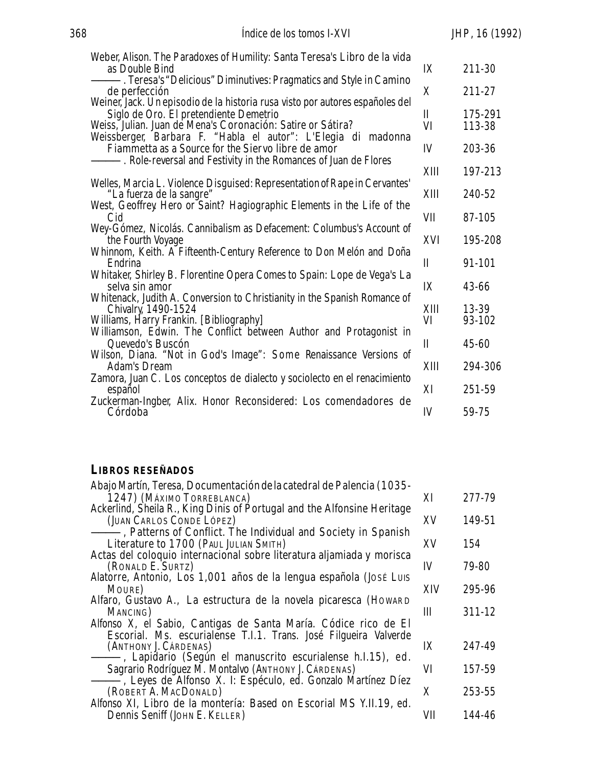| | | |
|---|---|---|
| Weber, Alison. The Paradoxes of Humility: Santa Teresa's *Libro de la vida* as Double Bind | IX | 211-30 |
| ———. Teresa's "Delicious" Diminutives: Pragmatics and Style in *Camino de perfección* | X | 211-27 |
| Weiner, Jack. Un episodio de la historia rusa visto por autores españoles del Siglo de Oro. El pretendiente Demetrio | II | 175-291 |
| Weiss, Julian. Juan de Mena's *Coronación*: Satire or *Sátira*? | VI | 113-38 |
| Weissberger, Barbara F. "Habla el autor": *L'Elegia di madonna Fiammetta* as a Source for the *Siervo libre de amor* | IV | 203-36 |
| ———. Role-reversal and Festivity in the Romances of Juan de Flores | XIII | 197-213 |
| Welles, Marcia L. Violence Disguised: Representation of Rape in Cervantes' "La fuerza de la sangre" | XIII | 240-52 |
| West, Geoffrey. Hero or Saint? Hagiographic Elements in the Life of the Cid | VII | 87-105 |
| Wey-Gómez, Nicolás. Cannibalism as Defacement: Columbus's Account of the Fourth Voyage | XVI | 195-208 |
| Whinnom, Keith. A Fifteenth-Century Reference to Don Melón and Doña Endrina | II | 91-101 |
| Whitaker, Shirley B. Florentine Opera Comes to Spain: Lope de Vega's *La selva sin amor* | IX | 43-66 |
| Whitenack, Judith A. Conversion to Christianity in the Spanish Romance of Chivalry, 1490-1524 | XIII | 13-39 |
| Williams, Harry Frankin. [Bibliography] | VI | 93-102 |
| Williamson, Edwin. The Conflict between Author and Protagonist in Quevedo's *Buscón* | II | 45-60 |
| Wilson, Diana. "Not in God's Image": Some Renaissance Versions of Adam's Dream | XIII | 294-306 |
| Zamora, Juan C. Los conceptos de dialecto y sociolecto en el renacimiento español | XI | 251-59 |
| Zuckerman-Ingber, Alix. Honor Reconsidered: *Los comendadores de Córdoba* | IV | 59-75 |

## LIBROS RESEÑADOS

| | | |
|---|---|---|
| Abajo Martín, Teresa, *Documentación de la catedral de Palencia (1035-1247)* (MÁXIMO TORREBLANCA) | XI | 277-79 |
| Ackerlind, Sheila R., *King Dinis of Portugal and the Alfonsine Heritage* (JUAN CARLOS CONDE LÓPEZ) | XV | 149-51 |
| ———, *Patterns of Conflict. The Individual and Society in Spanish Literature to 1700* (PAUL JULIAN SMITH) | XV | 154 |
| *Actas del coloquio internacional sobre literatura aljamiada y morisca* (RONALD E. SURTZ) | IV | 79-80 |
| Alatorre, Antonio, *Los 1,001 años de la lengua española* (JOSÉ LUIS MOURE) | XIV | 295-96 |
| Alfaro, Gustavo A., *La estructura de la novela picaresca* (HOWARD MANCING) | III | 311-12 |
| Alfonso X, el Sabio, *Cantigas de Santa María. Códice rico de El Escorial. Ms. escurialense T.I.1.* Trans. José Filgueira Valverde (ANTHONY J. CÁRDENAS) | IX | 247-49 |
| ———, *Lapidario (Según el manuscrito escurialense h.I.15)*, ed. Sagrario Rodríguez M. Montalvo (ANTHONY J. CÁRDENAS) | VI | 157-59 |
| ———, *Leyes de Alfonso X. I: Espéculo*, ed. Gonzalo Martínez Díez (ROBERT A. MACDONALD) | X | 253-55 |
| Alfonso XI, *Libro de la montería: Based on Escorial MS Y.II.19*, ed. Dennis Seniff (JOHN E. KELLER) | VII | 144-46 |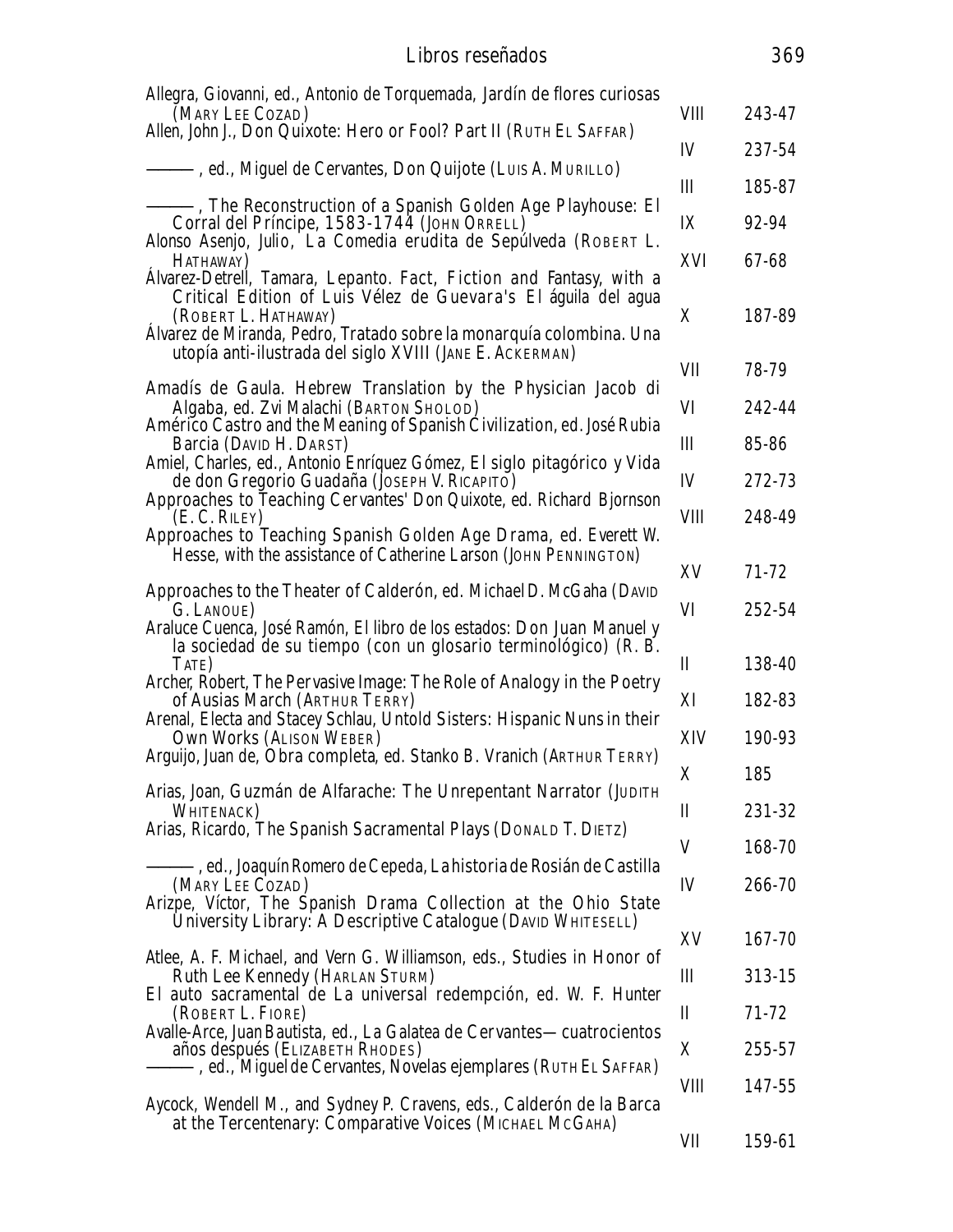| | | |
|---|---|---|
| Allegra, Giovanni, ed., Antonio de Torquemada, Jardín de flores curiosas (MARY LEE COZAD) | VIII | 243-47 |
| Allen, John J., Don Quixote: Hero or Fool? Part II (RUTH EL SAFFAR) | IV | 237-54 |
| ———, ed., Miguel de Cervantes, Don Quijote (LUIS A. MURILLO) | III | 185-87 |
| ———, The Reconstruction of a Spanish Golden Age Playhouse: El Corral del Príncipe, 1583-1744 (JOHN ORRELL) | IX | 92-94 |
| Alonso Asenjo, Julio, La Comedia erudita de Sepúlveda (ROBERT L. HATHAWAY) | XVI | 67-68 |
| Álvarez-Detrell, Tamara, Lepanto. Fact, Fiction and Fantasy, with a Critical Edition of Luis Vélez de Guevara's El águila del agua (ROBERT L. HATHAWAY) | X | 187-89 |
| Álvarez de Miranda, Pedro, Tratado sobre la monarquía colombina. Una utopía anti-ilustrada del siglo XVIII (JANE E. ACKERMAN) | VII | 78-79 |
| Amadís de Gaula. Hebrew Translation by the Physician Jacob di Algaba, ed. Zvi Malachi (BARTON SHOLOD) | VI | 242-44 |
| Américo Castro and the Meaning of Spanish Civilization, ed. José Rubia Barcia (DAVID H. DARST) | III | 85-86 |
| Amiel, Charles, ed., Antonio Enríquez Gómez, El siglo pitagórico y Vida de don Gregorio Guadaña (JOSEPH V. RICAPITO) | IV | 272-73 |
| Approaches to Teaching Cervantes' Don Quixote, ed. Richard Bjornson (E. C. RILEY) | VIII | 248-49 |
| Approaches to Teaching Spanish Golden Age Drama, ed. Everett W. Hesse, with the assistance of Catherine Larson (JOHN PENNINGTON) | XV | 71-72 |
| Approaches to the Theater of Calderón, ed. Michael D. McGaha (DAVID G. LANOUE) | VI | 252-54 |
| Araluce Cuenca, José Ramón, El libro de los estados: Don Juan Manuel y la sociedad de su tiempo (con un glosario terminológico) (R. B. TATE) | II | 138-40 |
| Archer, Robert, The Pervasive Image: The Role of Analogy in the Poetry of Ausias March (ARTHUR TERRY) | XI | 182-83 |
| Arenal, Electa and Stacey Schlau, Untold Sisters: Hispanic Nuns in their Own Works (ALISON WEBER) | XIV | 190-93 |
| Arguijo, Juan de, Obra completa, ed. Stanko B. Vranich (ARTHUR TERRY) | X | 185 |
| Arias, Joan, Guzmán de Alfarache: The Unrepentant Narrator (JUDITH WHITENACK) | II | 231-32 |
| Arias, Ricardo, The Spanish Sacramental Plays (DONALD T. DIETZ) | V | 168-70 |
| ———, ed., Joaquín Romero de Cepeda, La historia de Rosián de Castilla (MARY LEE COZAD) | IV | 266-70 |
| Arizpe, Víctor, The Spanish Drama Collection at the Ohio State University Library: A Descriptive Catalogue (DAVID WHITESELL) | XV | 167-70 |
| Atlee, A. F. Michael, and Vern G. Williamson, eds., Studies in Honor of Ruth Lee Kennedy (HARLAN STURM) | III | 313-15 |
| El auto sacramental de La universal redempción, ed. W. F. Hunter (ROBERT L. FIORE) | II | 71-72 |
| Avalle-Arce, Juan Bautista, ed., La Galatea de Cervantes—cuatrocientos años después (ELIZABETH RHODES) | X | 255-57 |
| ———, ed., Miguel de Cervantes, Novelas ejemplares (RUTH EL SAFFAR) | VIII | 147-55 |
| Aycock, Wendell M., and Sydney P. Cravens, eds., Calderón de la Barca at the Tercentenary: Comparative Voices (MICHAEL MCGAHA) | VII | 159-61 |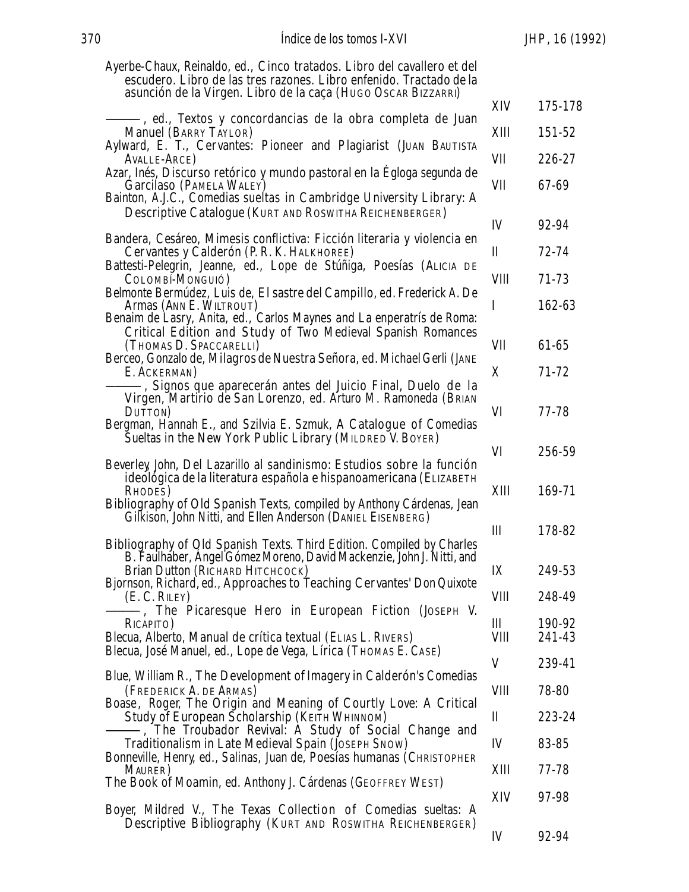| | | |
|---|---|---|
| Ayerbe-Chaux, Reinaldo, ed., *Cinco tratados. Libro del cavallero et del escudero. Libro de las tres razones. Libro enfenido. Tractado de la asunción de la Virgen. Libro de la caça* (HUGO OSCAR BIZZARRI) | XIV | 175-178 |
| ———, ed., *Textos y concordancias de la obra completa de Juan Manuel* (BARRY TAYLOR) | XIII | 151-52 |
| Aylward, E. T., *Cervantes: Pioneer and Plagiarist* (JUAN BAUTISTA AVALLE-ARCE) | VII | 226-27 |
| Azar, Inés, *Discurso retórico y mundo pastoral en la Égloga segunda de Garcilaso* (PAMELA WALEY) | VII | 67-69 |
| Bainton, A.J.C., *Comedias sueltas in Cambridge University Library: A Descriptive Catalogue* (KURT AND ROSWITHA REICHENBERGER) | IV | 92-94 |
| Bandera, Cesáreo, *Mimesis conflictiva: Ficción literaria y violencia en Cervantes y Calderón* (P. R. K. HALKHOREE) | II | 72-74 |
| Battesti-Pelegrin, Jeanne, ed., *Lope de Stúñiga, Poesías* (ALICIA DE COLOMBÍ-MONGUIÓ) | VIII | 71-73 |
| Belmonte Bermúdez, Luis de, *El sastre del Campillo*, ed. Frederick A. De Armas (ANN E. WILTROUT) | I | 162-63 |
| Benaim de Lasry, Anita, ed., *Carlos Maynes and La enperatrís de Roma: Critical Edition and Study of Two Medieval Spanish Romances* (THOMAS D. SPACCARELLI) | VII | 61-65 |
| Berceo, Gonzalo de, *Milagros de Nuestra Señora*, ed. Michael Gerli (JANE E. ACKERMAN) | X | 71-72 |
| ———, *Signos que aparecerán antes del Juicio Final, Duelo de la Virgen, Martirio de San Lorenzo*, ed. Arturo M. Ramoneda (BRIAN DUTTON) | VI | 77-78 |
| Bergman, Hannah E., and Szilvia E. Szmuk, *A Catalogue of Comedias Sueltas in the New York Public Library* (MILDRED V. BOYER) | VI | 256-59 |
| Beverley, John, *Del Lazarillo al sandinismo: Estudios sobre la función ideológica de la literatura española e hispanoamericana* (ELIZABETH RHODES) | XIII | 169-71 |
| *Bibliography of Old Spanish Texts*, compiled by Anthony Cárdenas, Jean Gilkison, John Nitti, and Ellen Anderson (DANIEL EISENBERG) | III | 178-82 |
| *Bibliography of Old Spanish Texts. Third Edition*. Compiled by Charles B. Faulhaber, Ángel Gómez Moreno, David Mackenzie, John J. Nitti, and Brian Dutton (RICHARD HITCHCOCK) | IX | 249-53 |
| Bjornson, Richard, ed., *Approaches to Teaching Cervantes' Don Quixote* (E. C. RILEY) | VIII | 248-49 |
| ———, *The Picaresque Hero in European Fiction* (JOSEPH V. RICAPITO) | III | 190-92 |
| Blecua, Alberto, *Manual de crítica textual* (ELIAS L. RIVERS) | VIII | 241-43 |
| Blecua, José Manuel, ed., *Lope de Vega, Lírica* (THOMAS E. CASE) | V | 239-41 |
| Blue, William R., *The Development of Imagery in Calderón's Comedias* (FREDERICK A. DE ARMAS) | VIII | 78-80 |
| Boase, Roger, *The Origin and Meaning of Courtly Love: A Critical Study of European Scholarship* (KEITH WHINNOM) | II | 223-24 |
| ———, *The Troubador Revival: A Study of Social Change and Traditionalism in Late Medieval Spain* (JOSEPH SNOW) | IV | 83-85 |
| Bonneville, Henry, ed., *Salinas, Juan de, Poesías humanas* (CHRISTOPHER MAURER) | XIII | 77-78 |
| *The Book of Moamin*, ed. Anthony J. Cárdenas (GEOFFREY WEST) | XIV | 97-98 |
| Boyer, Mildred V., *The Texas Collection of Comedias sueltas: A Descriptive Bibliography* (KURT AND ROSWITHA REICHENBERGER) | IV | 92-94 |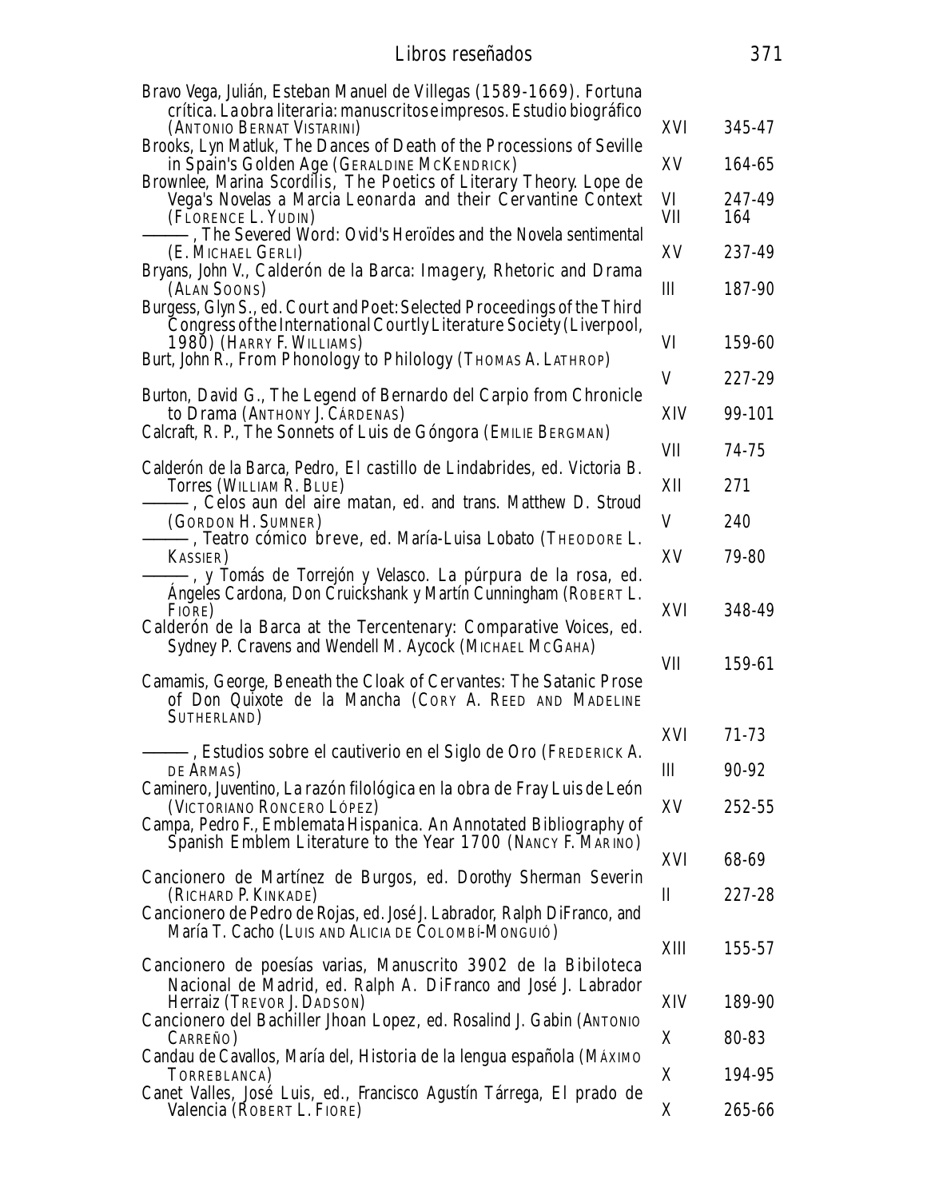| | | |
|---|---|---|
| Bravo Vega, Julián, *Esteban Manuel de Villegas (1589-1669). Fortuna crítica. La obra literaria: manuscritos e impresos. Estudio biográfico* (ANTONIO BERNAT VISTARINI) | XVI | 345-47 |
| Brooks, Lyn Matluk, *The Dances of Death of the Processions of Seville in Spain's Golden Age* (GERALDINE MCKENDRICK) | XV | 164-65 |
| Brownlee, Marina Scordilis, *The Poetics of Literary Theory. Lope de Vega's* Novelas a Marcia Leonarda *and their Cervantine Context* (FLORENCE L. YUDIN) | VI<br>VII | 247-49<br>164 |
| ———, *The Severed Word: Ovid's* Heroïdes *and the* Novela sentimental (E. MICHAEL GERLI) | XV | 237-49 |
| Bryans, John V., *Calderón de la Barca: Imagery, Rhetoric and Drama* (ALAN SOONS) | III | 187-90 |
| Burgess, Glyn S., ed. *Court and Poet: Selected Proceedings of the Third Congress of the International Courtly Literature Society (Liverpool, 1980)* (HARRY F. WILLIAMS) | VI | 159-60 |
| Burt, John R., *From Phonology to Philology* (THOMAS A. LATHROP) | V | 227-29 |
| Burton, David G., *The Legend of Bernardo del Carpio from Chronicle to Drama* (ANTHONY J. CÁRDENAS) | XIV | 99-101 |
| Calcraft, R. P., *The Sonnets of Luis de Góngora* (EMILIE BERGMAN) | VII | 74-75 |
| Calderón de la Barca, Pedro, *El castillo de Lindabrides*, ed. Victoria B. Torres (WILLIAM R. BLUE) | XII | 271 |
| ———, *Celos aun del aire matan*, ed. and trans. Matthew D. Stroud (GORDON H. SUMNER) | V | 240 |
| ———, *Teatro cómico breve*, ed. María-Luisa Lobato (THEODORE L. KASSIER) | XV | 79-80 |
| ———, y Tomás de Torrejón y Velasco. *La púrpura de la rosa*, ed. Ángeles Cardona, Don Cruickshank y Martín Cunningham (ROBERT L. FIORE) | XVI | 348-49 |
| *Calderón de la Barca at the Tercentenary: Comparative Voices*, ed. Sydney P. Cravens and Wendell M. Aycock (MICHAEL MCGAHA) | VII | 159-61 |
| Camamis, George, *Beneath the Cloak of Cervantes: The Satanic Prose of Don Quixote de la Mancha* (CORY A. REED AND MADELINE SUTHERLAND) | XVI | 71-73 |
| ———, *Estudios sobre el cautiverio en el Siglo de Oro* (FREDERICK A. DE ARMAS) | III | 90-92 |
| Caminero, Juventino, *La razón filológica en la obra de Fray Luis de León* (VICTORIANO RONCERO LÓPEZ) | XV | 252-55 |
| Campa, Pedro F., *Emblemata Hispanica. An Annotated Bibliography of Spanish Emblem Literature to the Year 1700* (NANCY F. MARINO) | XVI | 68-69 |
| *Cancionero de Martínez de Burgos*, ed. Dorothy Sherman Severin (RICHARD P. KINKADE) | II | 227-28 |
| *Cancionero de Pedro de Rojas*, ed. José J. Labrador, Ralph DiFranco, and María T. Cacho (LUIS AND ALICIA DE COLOMBÍ-MONGUIÓ) | XIII | 155-57 |
| *Cancionero de poesías varias, Manuscrito 3902 de la Bibiloteca Nacional de Madrid*, ed. Ralph A. DiFranco and José J. Labrador Herraiz (TREVOR J. DADSON) | XIV | 189-90 |
| *Cancionero del Bachiller Jhoan Lopez*, ed. Rosalind J. Gabin (ANTONIO CARREÑO) | X | 80-83 |
| Candau de Cavallos, María del, *Historia de la lengua española* (MÁXIMO TORREBLANCA) | X | 194-95 |
| Canet Valles, José Luis, ed., Francisco Agustín Tárrega, *El prado de Valencia* (ROBERT L. FIORE) | X | 265-66 |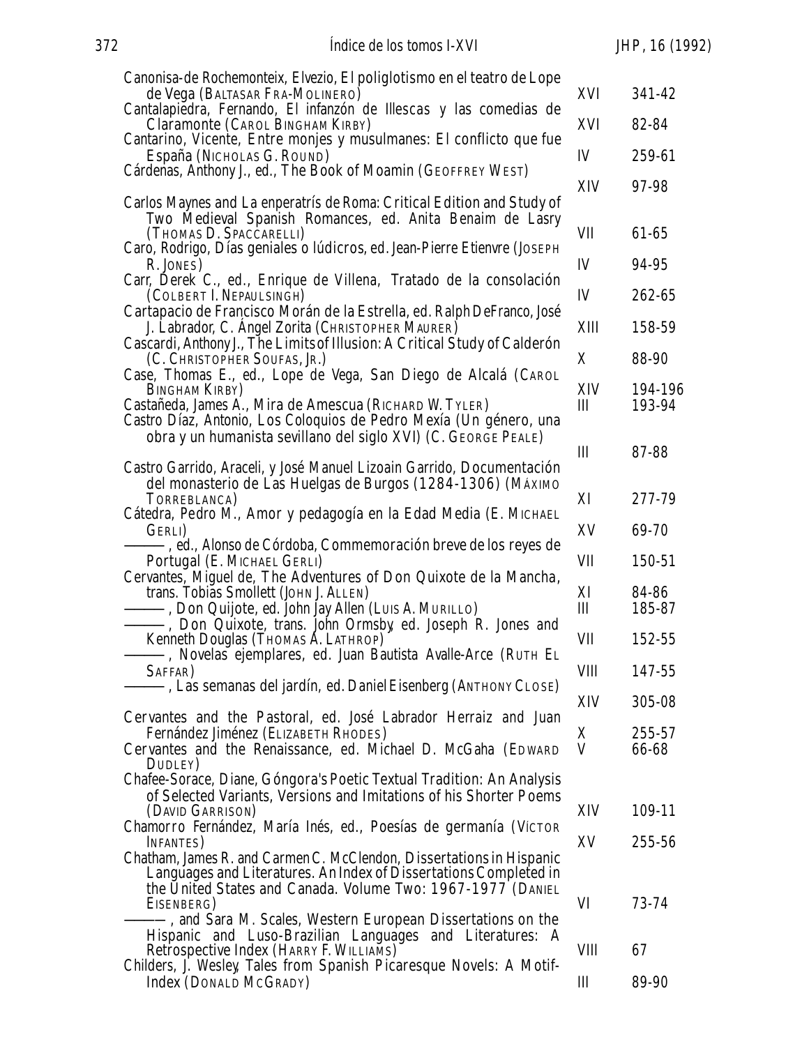| | | |
|---|---|---|
| Canonisa-de Rochemonteix, Elvezio, El poliglotismo en el teatro de Lope de Vega (BALTASAR FRA-MOLINERO) | XVI | 341-42 |
| Cantalapiedra, Fernando, El infanzón de Illescas y las comedias de Claramonte (CAROL BINGHAM KIRBY) | XVI | 82-84 |
| Cantarino, Vicente, Entre monjes y musulmanes: El conflicto que fue España (NICHOLAS G. ROUND) | IV | 259-61 |
| Cárdenas, Anthony J., ed., The Book of Moamin (GEOFFREY WEST) | XIV | 97-98 |
| Carlos Maynes and La enperatrís de Roma: Critical Edition and Study of Two Medieval Spanish Romances, ed. Anita Benaim de Lasry (THOMAS D. SPACCARELLI) | VII | 61-65 |
| Caro, Rodrigo, Días geniales o lúdicros, ed. Jean-Pierre Etienvre (JOSEPH R. JONES) | IV | 94-95 |
| Carr, Derek C., ed., Enrique de Villena, Tratado de la consolación (COLBERT I. NEPAULSINGH) | IV | 262-65 |
| Cartapacio de Francisco Morán de la Estrella, ed. Ralph DeFranco, José J. Labrador, C. Ángel Zorita (CHRISTOPHER MAURER) | XIII | 158-59 |
| Cascardi, Anthony J., The Limits of Illusion: A Critical Study of Calderón (C. CHRISTOPHER SOUFAS, JR.) | X | 88-90 |
| Case, Thomas E., ed., Lope de Vega, San Diego de Alcalá (CAROL BINGHAM KIRBY) | XIV | 194-196 |
| Castañeda, James A., Mira de Amescua (RICHARD W. TYLER) | III | 193-94 |
| Castro Díaz, Antonio, Los Coloquios de Pedro Mexía (Un género, una obra y un humanista sevillano del siglo XVI) (C. GEORGE PEALE) | III | 87-88 |
| Castro Garrido, Araceli, y José Manuel Lizoain Garrido, Documentación del monasterio de Las Huelgas de Burgos (1284-1306) (MÁXIMO TORREBLANCA) | XI | 277-79 |
| Cátedra, Pedro M., Amor y pedagogía en la Edad Media (E. MICHAEL GERLI) | XV | 69-70 |
| ———, ed., Alonso de Córdoba, Commemoración breve de los reyes de Portugal (E. MICHAEL GERLI) | VII | 150-51 |
| Cervantes, Miguel de, The Adventures of Don Quixote de la Mancha, trans. Tobias Smollett (JOHN J. ALLEN) | XI | 84-86 |
| ———, Don Quijote, ed. John Jay Allen (LUIS A. MURILLO) | III | 185-87 |
| ———, Don Quixote, trans. John Ormsby, ed. Joseph R. Jones and Kenneth Douglas (THOMAS A. LATHROP) | VII | 152-55 |
| ———, Novelas ejemplares, ed. Juan Bautista Avalle-Arce (RUTH EL SAFFAR) | VIII | 147-55 |
| ———, Las semanas del jardín, ed. Daniel Eisenberg (ANTHONY CLOSE) | XIV | 305-08 |
| Cervantes and the Pastoral, ed. José Labrador Herraiz and Juan Fernández Jiménez (ELIZABETH RHODES) | X | 255-57 |
| Cervantes and the Renaissance, ed. Michael D. McGaha (EDWARD DUDLEY) | V | 66-68 |
| Chafee-Sorace, Diane, Góngora's Poetic Textual Tradition: An Analysis of Selected Variants, Versions and Imitations of his Shorter Poems (DAVID GARRISON) | XIV | 109-11 |
| Chamorro Fernández, María Inés, ed., Poesías de germanía (VÍCTOR INFANTES) | XV | 255-56 |
| Chatham, James R. and Carmen C. McClendon, Dissertations in Hispanic Languages and Literatures. An Index of Dissertations Completed in the United States and Canada. Volume Two: 1967-1977 (DANIEL EISENBERG) | VI | 73-74 |
| ———, and Sara M. Scales, Western European Dissertations on the Hispanic and Luso-Brazilian Languages and Literatures: A Retrospective Index (HARRY F. WILLIAMS) | VIII | 67 |
| Childers, J. Wesley, Tales from Spanish Picaresque Novels: A Motif-Index (DONALD MCGRADY) | III | 89-90 |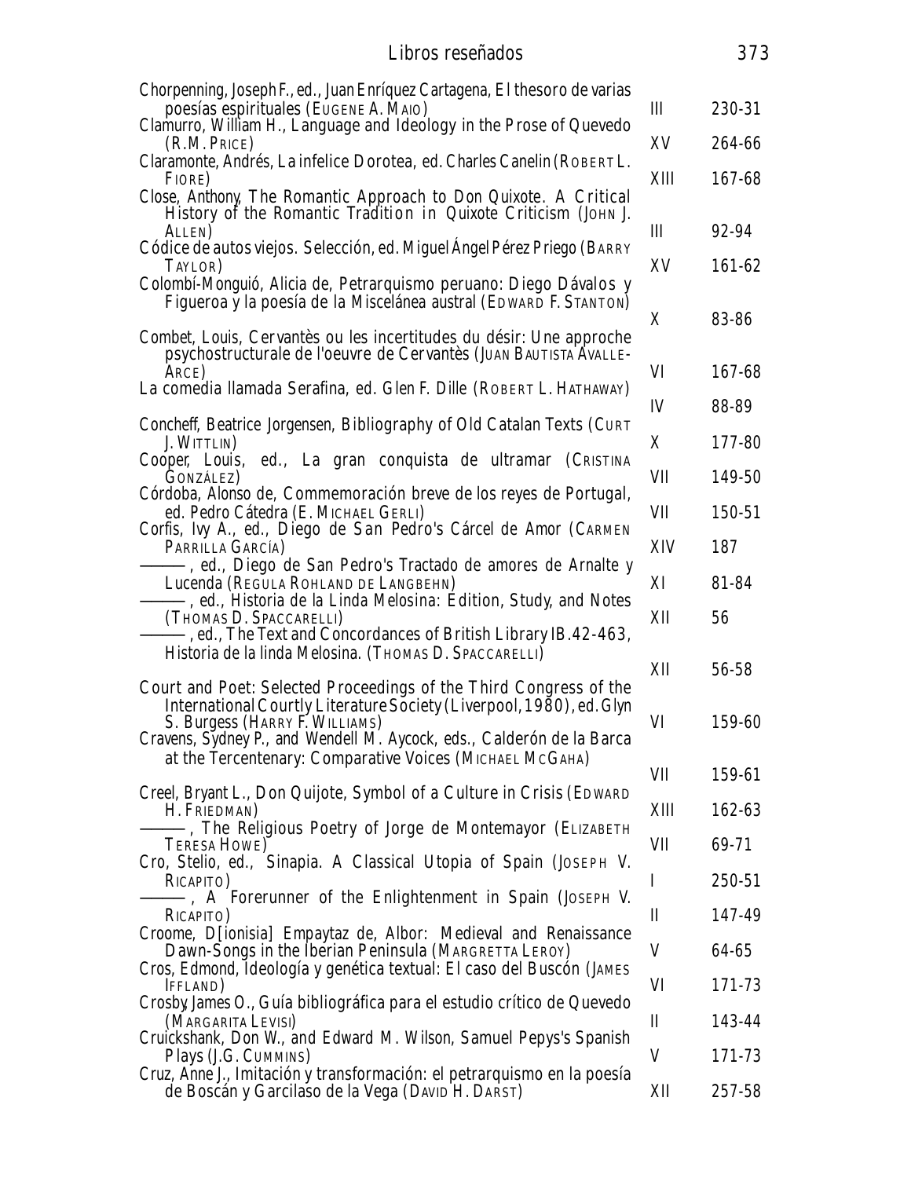| | | |
|---|---|---|
| Chorpenning, Joseph F., ed., Juan Enríquez Cartagena, *El thesoro de varias poesías espirituales* (EUGENE A. MAIO) | III | 230-31 |
| Clamurro, William H., *Language and Ideology in the Prose of Quevedo* (R.M. PRICE) | XV | 264-66 |
| Claramonte, Andrés, *La infelice Dorotea*, ed. Charles Canelin (ROBERT L. FIORE) | XIII | 167-68 |
| Close, Anthony, *The Romantic Approach to Don Quixote. A Critical History of the Romantic Tradition in Quixote Criticism* (JOHN J. ALLEN) | III | 92-94 |
| *Códice de autos viejos. Selección*, ed. Miguel Ángel Pérez Priego (BARRY TAYLOR) | XV | 161-62 |
| Colombí-Monguió, Alicia de, *Petrarquismo peruano: Diego Dávalos y Figueroa y la poesía de la Miscelánea austral* (EDWARD F. STANTON) | X | 83-86 |
| Combet, Louis, *Cervantès ou les incertitudes du désir: Une approche psychostructurale de l'oeuvre de Cervantès* (JUAN BAUTISTA AVALLE-ARCE) | VI | 167-68 |
| *La comedia llamada Serafina*, ed. Glen F. Dille (ROBERT L. HATHAWAY) | IV | 88-89 |
| Concheff, Beatrice Jorgensen, *Bibliography of Old Catalan Texts* (CURT J. WITTLIN) | X | 177-80 |
| Cooper, Louis, ed., *La gran conquista de ultramar* (CRISTINA GONZÁLEZ) | VII | 149-50 |
| Córdoba, Alonso de, *Commemoración breve de los reyes de Portugal*, ed. Pedro Cátedra (E. MICHAEL GERLI) | VII | 150-51 |
| Corfis, Ivy A., ed., *Diego de San Pedro's Cárcel de Amor* (CARMEN PARRILLA GARCÍA) | XIV | 187 |
| ———, ed., *Diego de San Pedro's Tractado de amores de Arnalte y Lucenda* (REGULA ROHLAND DE LANGBEHN) | XI | 81-84 |
| ———, ed., *Historia de la Linda Melosina: Edition, Study, and Notes* (THOMAS D. SPACCARELLI) | XII | 56 |
| ———, ed., *The Text and Concordances of British Library IB.42-463, Historia de la linda Melosina.* (THOMAS D. SPACCARELLI) | XII | 56-58 |
| *Court and Poet: Selected Proceedings of the Third Congress of the International Courtly Literature Society (Liverpool, 1980)*, ed. Glyn S. Burgess (HARRY F. WILLIAMS) | VI | 159-60 |
| Cravens, Sydney P., and Wendell M. Aycock, eds., *Calderón de la Barca at the Tercentenary: Comparative Voices* (MICHAEL MCGAHA) | VII | 159-61 |
| Creel, Bryant L., *Don Quijote, Symbol of a Culture in Crisis* (EDWARD H. FRIEDMAN) | XIII | 162-63 |
| ———, *The Religious Poetry of Jorge de Montemayor* (ELIZABETH TERESA HOWE) | VII | 69-71 |
| Cro, Stelio, ed., *Sinapia. A Classical Utopia of Spain* (JOSEPH V. RICAPITO) | I | 250-51 |
| ———, *A Forerunner of the Enlightenment in Spain* (JOSEPH V. RICAPITO) | II | 147-49 |
| Croome, D[ionisia] Empaytaz de, *Albor: Medieval and Renaissance Dawn-Songs in the Iberian Peninsula* (MARGRETTA LEROY) | V | 64-65 |
| Cros, Edmond, *Ideología y genética textual: El caso del Buscón* (JAMES IFFLAND) | VI | 171-73 |
| Crosby, James O., *Guía bibliográfica para el estudio crítico de Quevedo* (MARGARITA LEVISI) | II | 143-44 |
| Cruickshank, Don W., and Edward M. Wilson, *Samuel Pepys's Spanish Plays* (J.G. CUMMINS) | V | 171-73 |
| Cruz, Anne J., *Imitación y transformación: el petrarquismo en la poesía de Boscán y Garcilaso de la Vega* (DAVID H. DARST) | XII | 257-58 |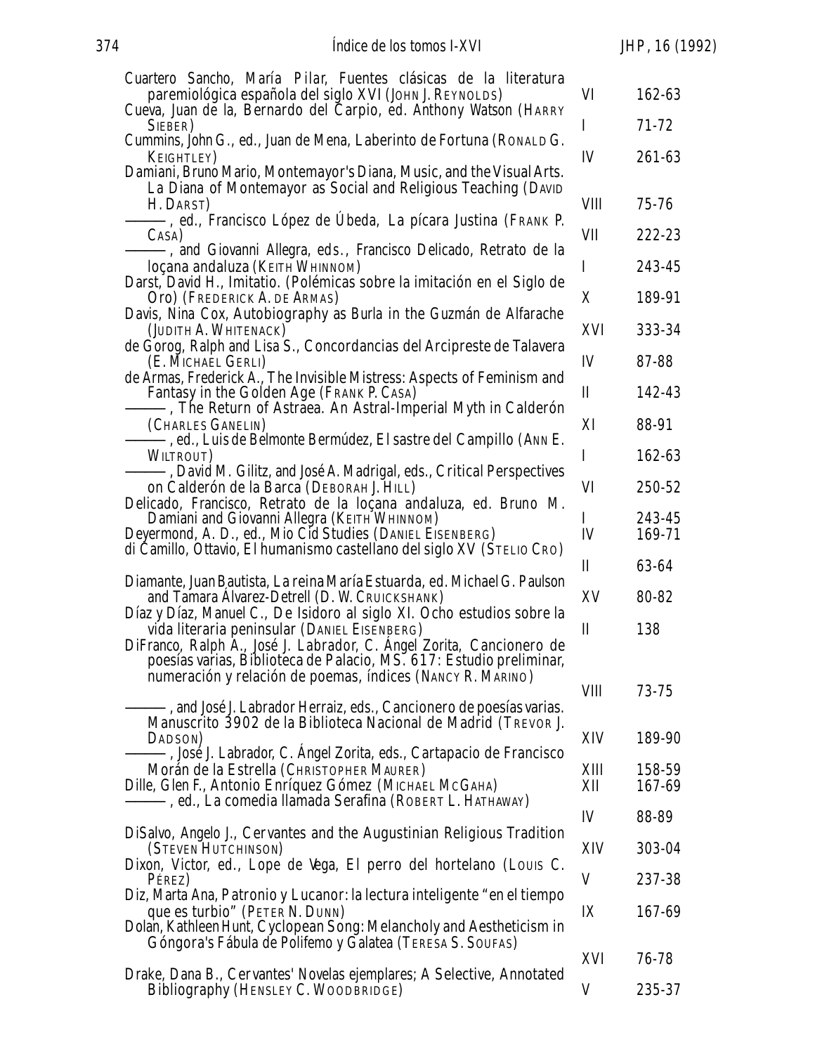| | | |
|---|---|---|
| Cuartero Sancho, María Pilar, *Fuentes clásicas de la literatura paremiológica española del siglo XVI* (JOHN J. REYNOLDS) | VI | 162-63 |
| Cueva, Juan de la, *Bernardo del Carpio*, ed. Anthony Watson (HARRY SIEBER) | I | 71-72 |
| Cummins, John G., ed., Juan de Mena, *Laberinto de Fortuna* (RONALD G. KEIGHTLEY) | IV | 261-63 |
| Damiani, Bruno Mario, *Montemayor's Diana, Music, and the Visual Arts. La Diana of Montemayor as Social and Religious Teaching* (DAVID H. DARST) | VIII | 75-76 |
| ———, ed., Francisco López de Úbeda, *La pícara Justina* (FRANK P. CASA) | VII | 222-23 |
| ———, and Giovanni Allegra, eds., Francisco Delicado, *Retrato de la loçana andaluza* (KEITH WHINNOM) | I | 243-45 |
| Darst, David H., *Imitatio. (Polémicas sobre la imitación en el Siglo de Oro)* (FREDERICK A. DE ARMAS) | X | 189-91 |
| Davis, Nina Cox, *Autobiography as Burla in the Guzmán de Alfarache* (JUDITH A. WHITENACK) | XVI | 333-34 |
| de Gorog, Ralph and Lisa S., *Concordancias del Arcipreste de Talavera* (E. MICHAEL GERLI) | IV | 87-88 |
| de Armas, Frederick A., *The Invisible Mistress: Aspects of Feminism and Fantasy in the Golden Age* (FRANK P. CASA) | II | 142-43 |
| ———, *The Return of Astraea. An Astral-Imperial Myth in Calderón* (CHARLES GANELIN) | XI | 88-91 |
| ———, ed., Luis de Belmonte Bermúdez, *El sastre del Campillo* (ANN E. WILTROUT) | I | 162-63 |
| ———, David M. Gilitz, and José A. Madrigal, eds., *Critical Perspectives on Calderón de la Barca* (DEBORAH J. HILL) | VI | 250-52 |
| Delicado, Francisco, *Retrato de la loçana andaluza*, ed. Bruno M. Damiani and Giovanni Allegra (KEITH WHINNOM) | I | 243-45 |
| Deyermond, A. D., ed., *Mio Cid Studies* (DANIEL EISENBERG) | IV | 169-71 |
| di Camillo, Ottavio, *El humanismo castellano del siglo XV* (STELIO CRO) | II | 63-64 |
| Diamante, Juan Bautista, *La reina María Estuarda*, ed. Michael G. Paulson and Tamara Álvarez-Detrell (D. W. CRUICKSHANK) | XV | 80-82 |
| Díaz y Díaz, Manuel C., *De Isidoro al siglo XI. Ocho estudios sobre la vida literaria peninsular* (DANIEL EISENBERG) | II | 138 |
| DiFranco, Ralph A., José J. Labrador, C. Ángel Zorita, *Cancionero de poesías varias, Biblioteca de Palacio, MS. 617: Estudio preliminar, numeración y relación de poemas, índices* (NANCY R. MARINO) | VIII | 73-75 |
| ———, and José J. Labrador Herraiz, eds., *Cancionero de poesías varias. Manuscrito 3902 de la Biblioteca Nacional de Madrid* (TREVOR J. DADSON) | XIV | 189-90 |
| ———, José J. Labrador, C. Ángel Zorita, eds., *Cartapacio de Francisco Morán de la Estrella* (CHRISTOPHER MAURER) | XIII | 158-59 |
| Dille, Glen F., *Antonio Enríquez Gómez* (MICHAEL MCGAHA) | XII | 167-69 |
| ———, ed., *La comedia llamada Serafina* (ROBERT L. HATHAWAY) | IV | 88-89 |
| DiSalvo, Angelo J., *Cervantes and the Augustinian Religious Tradition* (STEVEN HUTCHINSON) | XIV | 303-04 |
| Dixon, Victor, ed., Lope de Vega, *El perro del hortelano* (LOUIS C. PÉREZ) | V | 237-38 |
| Diz, Marta Ana, *Patronio y Lucanor: la lectura inteligente "en el tiempo que es turbio"* (PETER N. DUNN) | IX | 167-69 |
| Dolan, Kathleen Hunt, *Cyclopean Song: Melancholy and Aestheticism in Góngora's Fábula de Polifemo y Galatea* (TERESA S. SOUFAS) | XVI | 76-78 |
| Drake, Dana B., *Cervantes' Novelas ejemplares; A Selective, Annotated Bibliography* (HENSLEY C. WOODBRIDGE) | V | 235-37 |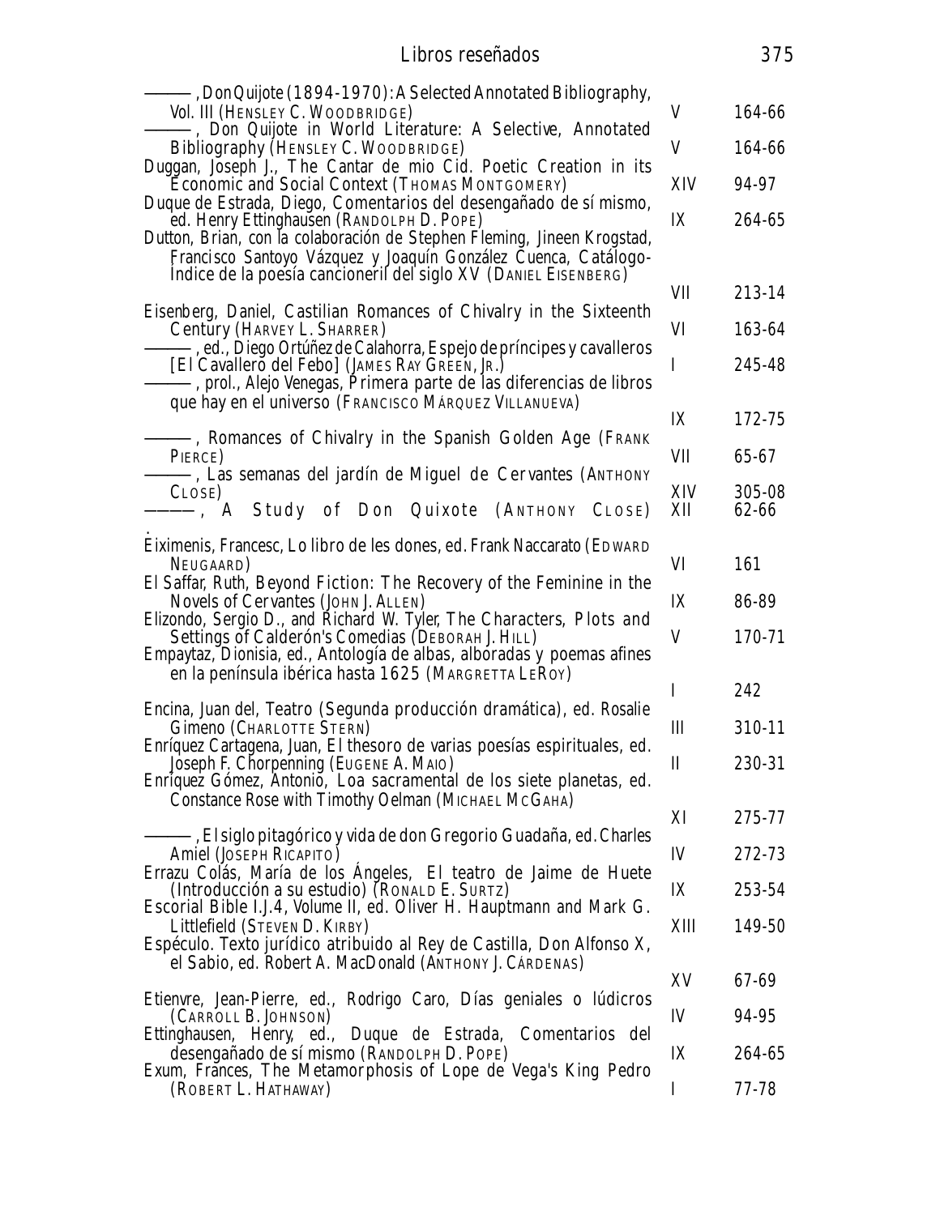| | | |
|---|---|---|
| ———, *Don Quijote (1894-1970): A Selected Annotated Bibliography, Vol. III* (HENSLEY C. WOODBRIDGE) | V | 164-66 |
| ———, *Don Quijote in World Literature: A Selective, Annotated Bibliography* (HENSLEY C. WOODBRIDGE) | V | 164-66 |
| Duggan, Joseph J., *The Cantar de mio Cid. Poetic Creation in its Economic and Social Context* (THOMAS MONTGOMERY) | XIV | 94-97 |
| Duque de Estrada, Diego, *Comentarios del desengañado de sí mismo*, ed. Henry Ettinghausen (RANDOLPH D. POPE) | IX | 264-65 |
| Dutton, Brian, con la colaboración de Stephen Fleming, Jineen Krogstad, Francisco Santoyo Vázquez y Joaquín González Cuenca, *Catálogo-Índice de la poesía cancioneril del siglo XV* (DANIEL EISENBERG) | VII | 213-14 |
| Eisenberg, Daniel, *Castilian Romances of Chivalry in the Sixteenth Century* (HARVEY L. SHARRER) | VI | 163-64 |
| ———, ed., Diego Ortúñez de Calahorra, *Espejo de príncipes y cavalleros [El Cavallero del Febo]* (JAMES RAY GREEN, JR.) | I | 245-48 |
| ———, prol., Alejo Venegas, *Primera parte de las diferencias de libros que hay en el universo* (FRANCISCO MÁRQUEZ VILLANUEVA) | IX | 172-75 |
| ———, *Romances of Chivalry in the Spanish Golden Age* (FRANK PIERCE) | VII | 65-67 |
| ———, *Las semanas del jardín de Miguel de Cervantes* (ANTHONY CLOSE) | XIV | 305-08 |
| ———, *A Study of Don Quixote* (ANTHONY CLOSE) | XII | 62-66 |
| Eiximenis, Francesc, *Lo libro de les dones*, ed. Frank Naccarato (EDWARD NEUGAARD) | VI | 161 |
| El Saffar, Ruth, *Beyond Fiction: The Recovery of the Feminine in the Novels of Cervantes* (JOHN J. ALLEN) | IX | 86-89 |
| Elizondo, Sergio D., and Richard W. Tyler, *The Characters, Plots and Settings of Calderón's Comedias* (DEBORAH J. HILL) | V | 170-71 |
| Empaytaz, Dionisia, ed., *Antología de albas, alboradas y poemas afines en la península ibérica hasta 1625* (MARGRETTA LEROY) | I | 242 |
| Encina, Juan del, *Teatro (Segunda producción dramática)*, ed. Rosalie Gimeno (CHARLOTTE STERN) | III | 310-11 |
| Enríquez Cartagena, Juan, *El thesoro de varias poesías espirituales*, ed. Joseph F. Chorpenning (EUGENE A. MAIO) | II | 230-31 |
| Enríquez Gómez, Antonio, *Loa sacramental de los siete planetas*, ed. Constance Rose with Timothy Oelman (MICHAEL MCGAHA) | XI | 275-77 |
| ———, *El siglo pitagórico y vida de don Gregorio Guadaña*, ed. Charles Amiel (JOSEPH RICAPITO) | IV | 272-73 |
| Errazu Colás, María de los Ángeles, *El teatro de Jaime de Huete (Introducción a su estudio)* (RONALD E. SURTZ) | IX | 253-54 |
| *Escorial Bible I.J.4, Volume II*, ed. Oliver H. Hauptmann and Mark G. Littlefield (STEVEN D. KIRBY) | XIII | 149-50 |
| *Espéculo. Texto jurídico atribuido al Rey de Castilla, Don Alfonso X, el Sabio*, ed. Robert A. MacDonald (ANTHONY J. CÁRDENAS) | XV | 67-69 |
| Etienvre, Jean-Pierre, ed., Rodrigo Caro, *Días geniales o lúdicros* (CARROLL B. JOHNSON) | IV | 94-95 |
| Ettinghausen, Henry, ed., Duque de Estrada, *Comentarios del desengañado de sí mismo* (RANDOLPH D. POPE) | IX | 264-65 |
| Exum, Frances, *The Metamorphosis of Lope de Vega's King Pedro* (ROBERT L. HATHAWAY) | I | 77-78 |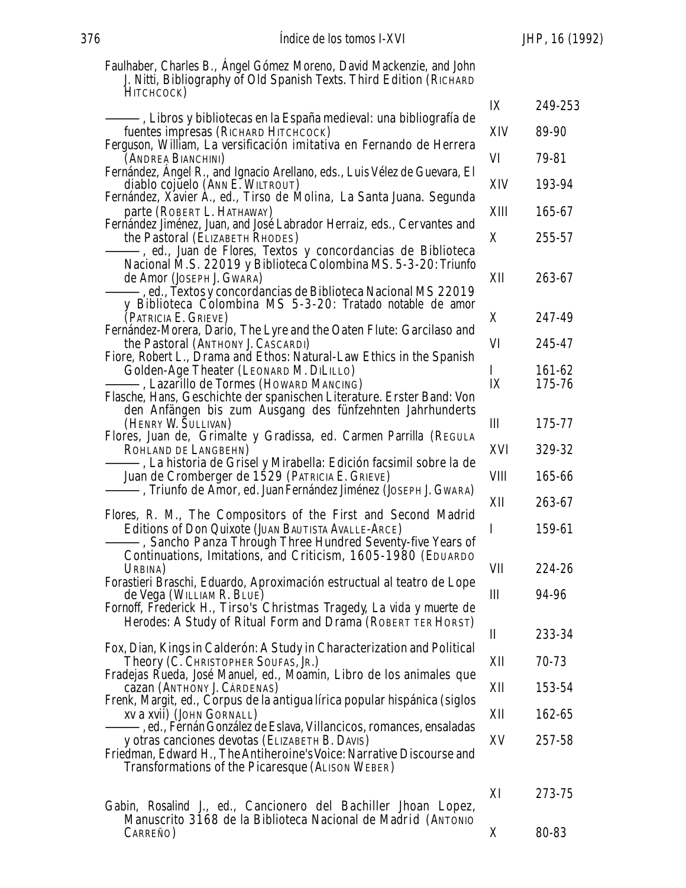| | | |
|---|---|---|
| Faulhaber, Charles B., Ángel Gómez Moreno, David Mackenzie, and John J. Nitti, *Bibliography of Old Spanish Texts. Third Edition* (Richard Hitchcock) | IX | 249-253 |
| ———, *Libros y bibliotecas en la España medieval: una bibliografía de fuentes impresas* (Richard Hitchcock) | XIV | 89-90 |
| Ferguson, William, *La versificación imitativa en Fernando de Herrera* (Andrea Bianchini) | VI | 79-81 |
| Fernández, Ángel R., and Ignacio Arellano, eds., Luis Vélez de Guevara, *El diablo cojuelo* (Ann E. Wiltrout) | XIV | 193-94 |
| Fernández, Xavier A., ed., Tirso de Molina, *La Santa Juana. Segunda parte* (Robert L. Hathaway) | XIII | 165-67 |
| Fernández Jiménez, Juan, and José Labrador Herraiz, eds., *Cervantes and the Pastoral* (Elizabeth Rhodes) | X | 255-57 |
| ———, ed., Juan de Flores, *Textos y concordancias de Biblioteca Nacional M.S. 22019 y Biblioteca Colombina MS. 5-3-20: Triunfo de Amor* (Joseph J. Gwara) | XII | 263-67 |
| ———, ed., *Textos y concordancias de Biblioteca Nacional MS 22019 y Biblioteca Colombina MS 5-3-20: Tratado notable de amor* (Patricia E. Grieve) | X | 247-49 |
| Fernández-Morera, Darío, *The Lyre and the Oaten Flute: Garcilaso and the Pastoral* (Anthony J. Cascardi) | VI | 245-47 |
| Fiore, Robert L., *Drama and Ethos: Natural-Law Ethics in the Spanish Golden-Age Theater* (Leonard M. DiLillo) | I | 161-62 |
| ———, *Lazarillo de Tormes* (Howard Mancing) | IX | 175-76 |
| Flasche, Hans, *Geschichte der spanischen Literature. Erster Band: Von den Anfängen bis zum Ausgang des fünfzehnten Jahrhunderts* (Henry W. Sullivan) | III | 175-77 |
| Flores, Juan de, *Grimalte y Gradissa*, ed. Carmen Parrilla (Regula Rohland de Langbehn) | XVI | 329-32 |
| ———, *La historia de Grisel y Mirabella: Edición facsimil sobre la de Juan de Cromberger de 1529* (Patricia E. Grieve) | VIII | 165-66 |
| ———, *Triunfo de Amor*, ed. Juan Fernández Jiménez (Joseph J. Gwara) | XII | 263-67 |
| Flores, R. M., *The Compositors of the First and Second Madrid Editions of Don Quixote* (Juan Bautista Avalle-Arce) | I | 159-61 |
| ———, *Sancho Panza Through Three Hundred Seventy-five Years of Continuations, Imitations, and Criticism, 1605-1980* (Eduardo Urbina) | VII | 224-26 |
| Forastieri Braschi, Eduardo, *Aproximación estructual al teatro de Lope de Vega* (William R. Blue) | III | 94-96 |
| Fornoff, Frederick H., *Tirso's Christmas Tragedy, La vida y muerte de Herodes: A Study of Ritual Form and Drama* (Robert ter Horst) | II | 233-34 |
| Fox, Dian, *Kings in Calderón: A Study in Characterization and Political Theory* (C. Christopher Soufas, Jr.) | XII | 70-73 |
| Fradejas Rueda, José Manuel, ed., *Moamin, Libro de los animales que cazan* (Anthony J. Cárdenas) | XII | 153-54 |
| Frenk, Margit, ed., *Corpus de la antigua lírica popular hispánica (siglos xv a xvii)* (John Gornall) | XII | 162-65 |
| ———, ed., Fernán González de Eslava, *Villancicos, romances, ensaladas y otras canciones devotas* (Elizabeth B. Davis) | XV | 257-58 |
| Friedman, Edward H., *The Antiheroine's Voice: Narrative Discourse and Transformations of the Picaresque* (Alison Weber) | XI | 273-75 |
| Gabin, Rosalind J., ed., *Cancionero del Bachiller Jhoan Lopez, Manuscrito 3168 de la Biblioteca Nacional de Madrid* (Antonio Carreño) | X | 80-83 |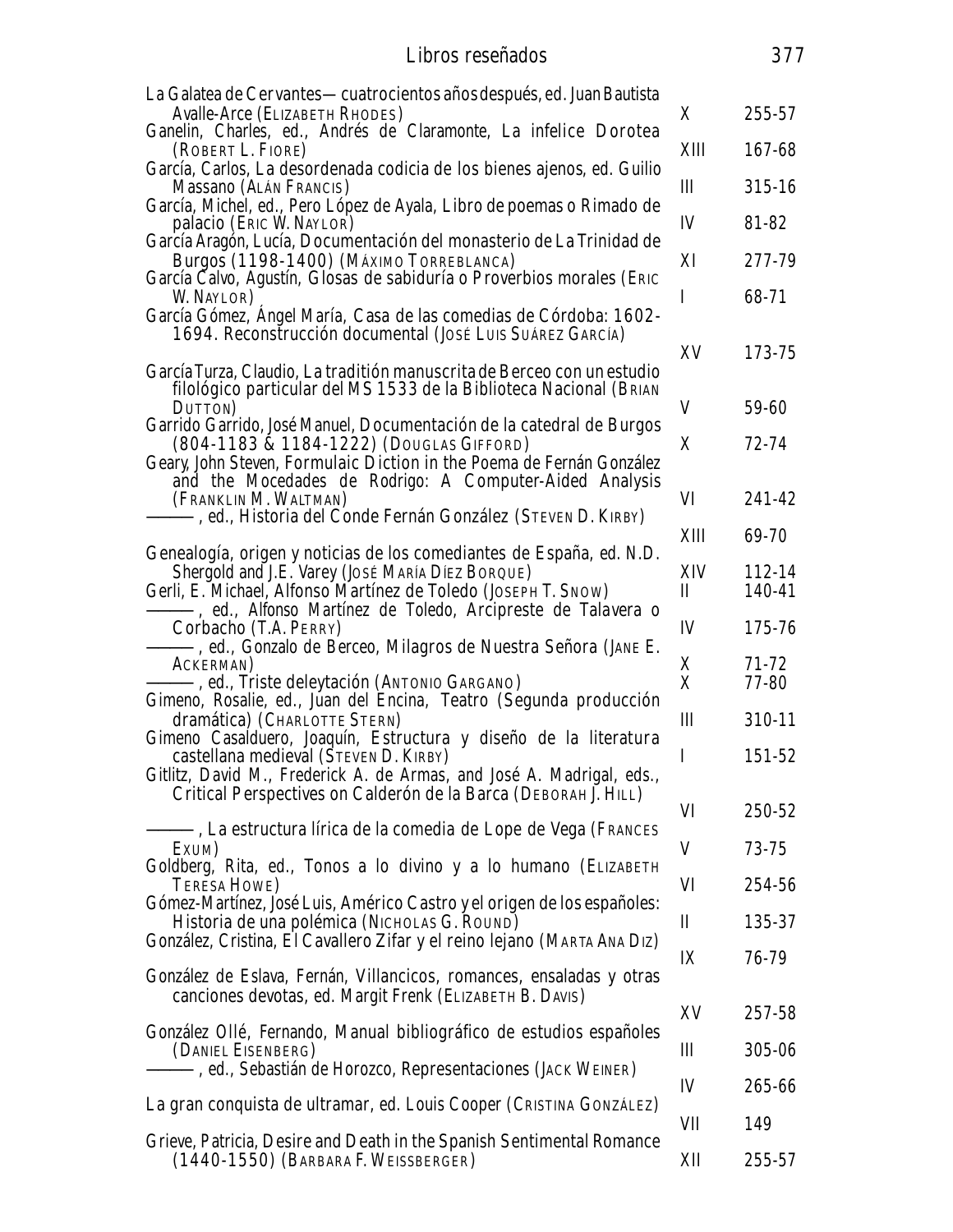| | | |
|---|---|---|
| *La Galatea de Cervantes—cuatrocientos años después*, ed. Juan Bautista Avalle-Arce (ELIZABETH RHODES) | X | 255-57 |
| Ganelin, Charles, ed., Andrés de Claramonte, *La infelice Dorotea* (ROBERT L. FIORE) | XIII | 167-68 |
| García, Carlos, *La desordenada codicia de los bienes ajenos*, ed. Guilio Massano (ALÁN FRANCIS) | III | 315-16 |
| García, Michel, ed., Pero López de Ayala, *Libro de poemas o Rimado de palacio* (ERIC W. NAYLOR) | IV | 81-82 |
| García Aragón, Lucía, *Documentación del monasterio de La Trinidad de Burgos (1198-1400)* (MÁXIMO TORREBLANCA) | XI | 277-79 |
| García Calvo, Agustín, *Glosas de sabiduría o Proverbios morales* (ERIC W. NAYLOR) | I | 68-71 |
| García Gómez, Ángel María, *Casa de las comedias de Córdoba: 1602-1694. Reconstrucción documental* (JOSÉ LUIS SUÁREZ GARCÍA) | XV | 173-75 |
| García Turza, Claudio, *La tradition manuscrita de Berceo con un estudio filológico particular del MS 1533 de la Biblioteca Nacional* (BRIAN DUTTON) | V | 59-60 |
| Garrido Garrido, José Manuel, *Documentación de la catedral de Burgos (804-1183 & 1184-1222)* (DOUGLAS GIFFORD) | X | 72-74 |
| Geary, John Steven, *Formulaic Diction in the Poema de Fernán González and the Mocedades de Rodrigo: A Computer-Aided Analysis* (FRANKLIN M. WALTMAN) | VI | 241-42 |
| ———, ed., *Historia del Conde Fernán González* (STEVEN D. KIRBY) | XIII | 69-70 |
| *Genealogía, origen y noticias de los comediantes de España*, ed. N.D. Shergold and J.E. Varey (JOSÉ MARÍA DÍEZ BORQUE) | XIV | 112-14 |
| Gerli, E. Michael, *Alfonso Martínez de Toledo* (JOSEPH T. SNOW) | II | 140-41 |
| ———, ed., Alfonso Martínez de Toledo, *Arcipreste de Talavera o Corbacho* (T.A. PERRY) | IV | 175-76 |
| ———, ed., Gonzalo de Berceo, *Milagros de Nuestra Señora* (JANE E. ACKERMAN) | X | 71-72 |
| ———, ed., *Triste deleytación* (ANTONIO GARGANO) | X | 77-80 |
| Gimeno, Rosalie, ed., Juan del Encina, *Teatro (Segunda producción dramática)* (CHARLOTTE STERN) | III | 310-11 |
| Gimeno Casalduero, Joaquín, *Estructura y diseño de la literatura castellana medieval* (STEVEN D. KIRBY) | I | 151-52 |
| Gitlitz, David M., Frederick A. de Armas, and José A. Madrigal, eds., *Critical Perspectives on Calderón de la Barca* (DEBORAH J. HILL) | VI | 250-52 |
| ———, *La estructura lírica de la comedia de Lope de Vega* (FRANCES EXUM) | V | 73-75 |
| Goldberg, Rita, ed., *Tonos a lo divino y a lo humano* (ELIZABETH TERESA HOWE) | VI | 254-56 |
| Gómez-Martínez, José Luis, *Américo Castro y el origen de los españoles: Historia de una polémica* (NICHOLAS G. ROUND) | II | 135-37 |
| González, Cristina, *El Cavallero Zifar y el reino lejano* (MARTA ANA DIZ) | IX | 76-79 |
| González de Eslava, Fernán, *Villancicos, romances, ensaladas y otras canciones devotas*, ed. Margit Frenk (ELIZABETH B. DAVIS) | XV | 257-58 |
| González Ollé, Fernando, *Manual bibliográfico de estudios españoles* (DANIEL EISENBERG) | III | 305-06 |
| ———, ed., Sebastián de Horozco, *Representaciones* (JACK WEINER) | IV | 265-66 |
| *La gran conquista de ultramar*, ed. Louis Cooper (CRISTINA GONZÁLEZ) | VII | 149 |
| Grieve, Patricia, *Desire and Death in the Spanish Sentimental Romance (1440-1550)* (BARBARA F. WEISSBERGER) | XII | 255-57 |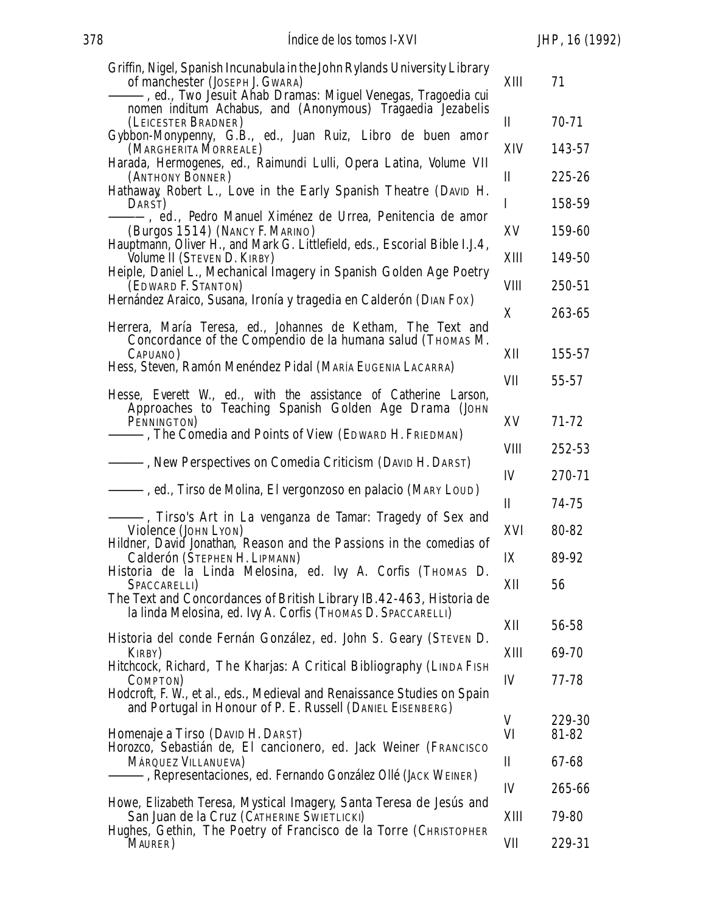| | | |
|---|---|---|
| Griffin, Nigel, Spanish Incunabula in the John Rylands University Library of manchester (JOSEPH J. GWARA) | XIII | 71 |
| ———, ed., Two Jesuit Ahab Dramas: Miguel Venegas, Tragoedia cui nomen inditum Achabus, and (Anonymous) Tragaedia Jezabelis (LEICESTER BRADNER) | II | 70-71 |
| Gybbon-Monypenny, G.B., ed., Juan Ruiz, Libro de buen amor (MARGHERITA MORREALE) | XIV | 143-57 |
| Harada, Hermogenes, ed., Raimundi Lulli, Opera Latina, Volume VII (ANTHONY BONNER) | II | 225-26 |
| Hathaway, Robert L., Love in the Early Spanish Theatre (DAVID H. DARST) | I | 158-59 |
| ———, ed., Pedro Manuel Ximénez de Urrea, Penitencia de amor (Burgos 1514) (NANCY F. MARINO) | XV | 159-60 |
| Hauptmann, Oliver H., and Mark G. Littlefield, eds., Escorial Bible I.J.4, Volume II (STEVEN D. KIRBY) | XIII | 149-50 |
| Heiple, Daniel L., Mechanical Imagery in Spanish Golden Age Poetry (EDWARD F. STANTON) | VIII | 250-51 |
| Hernández Araico, Susana, Ironía y tragedia en Calderón (DIAN FOX) | X | 263-65 |
| Herrera, María Teresa, ed., Johannes de Ketham, The Text and Concordance of the Compendio de la humana salud (THOMAS M. CAPUANO) | XII | 155-57 |
| Hess, Steven, Ramón Menéndez Pidal (MARÍA EUGENIA LACARRA) | VII | 55-57 |
| Hesse, Everett W., ed., with the assistance of Catherine Larson, Approaches to Teaching Spanish Golden Age Drama (JOHN PENNINGTON) | XV | 71-72 |
| ———, The Comedia and Points of View (EDWARD H. FRIEDMAN) | VIII | 252-53 |
| ———, New Perspectives on Comedia Criticism (DAVID H. DARST) | IV | 270-71 |
| ———, ed., Tirso de Molina, El vergonzoso en palacio (MARY LOUD) | II | 74-75 |
| ———, Tirso's Art in La venganza de Tamar: Tragedy of Sex and Violence (JOHN LYON) | XVI | 80-82 |
| Hildner, David Jonathan, Reason and the Passions in the comedias of Calderón (STEPHEN H. LIPMANN) | IX | 89-92 |
| Historia de la Linda Melosina, ed. Ivy A. Corfis (THOMAS D. SPACCARELLI) | XII | 56 |
| The Text and Concordances of British Library IB.42-463, Historia de la linda Melosina, ed. Ivy A. Corfis (THOMAS D. SPACCARELLI) | XII | 56-58 |
| Historia del conde Fernán González, ed. John S. Geary (STEVEN D. KIRBY) | XIII | 69-70 |
| Hitchcock, Richard, The Kharjas: A Critical Bibliography (LINDA FISH COMPTON) | IV | 77-78 |
| Hodcroft, F. W., et al., eds., Medieval and Renaissance Studies on Spain and Portugal in Honour of P. E. Russell (DANIEL EISENBERG) | V | 229-30 |
| Homenaje a Tirso (DAVID H. DARST) | VI | 81-82 |
| Horozco, Sebastián de, El cancionero, ed. Jack Weiner (FRANCISCO MÁRQUEZ VILLANUEVA) | II | 67-68 |
| ———, Representaciones, ed. Fernando González Ollé (JACK WEINER) | IV | 265-66 |
| Howe, Elizabeth Teresa, Mystical Imagery, Santa Teresa de Jesús and San Juan de la Cruz (CATHERINE SWIETLICKI) | XIII | 79-80 |
| Hughes, Gethin, The Poetry of Francisco de la Torre (CHRISTOPHER MAURER) | VII | 229-31 |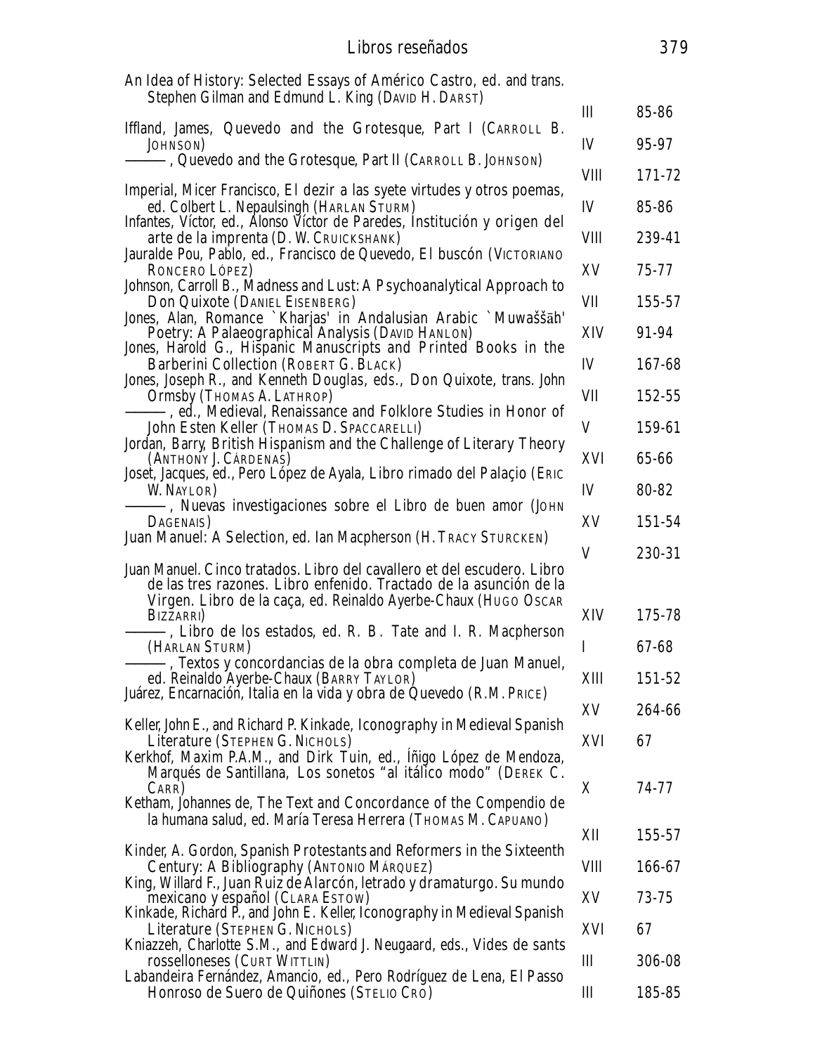| | | |
|---|---|---|
| An Idea of History: Selected Essays of Américo Castro, ed. and trans. Stephen Gilman and Edmund L. King (DAVID H. DARST) | III | 85-86 |
| Iffland, James, Quevedo and the Grotesque, Part I (CARROLL B. JOHNSON) | IV | 95-97 |
| ———, Quevedo and the Grotesque, Part II (CARROLL B. JOHNSON) | VIII | 171-72 |
| Imperial, Micer Francisco, El dezir a las syete virtudes y otros poemas, ed. Colbert L. Nepaulsingh (HARLAN STURM) | IV | 85-86 |
| Infantes, Víctor, ed., Alonso Víctor de Paredes, Institución y origen del arte de la imprenta (D. W. CRUICKSHANK) | VIII | 239-41 |
| Jauralde Pou, Pablo, ed., Francisco de Quevedo, El buscón (VICTORIANO RONCERO LÓPEZ) | XV | 75-77 |
| Johnson, Carroll B., Madness and Lust: A Psychoanalytical Approach to Don Quixote (DANIEL EISENBERG) | VII | 155-57 |
| Jones, Alan, Romance `Kharjas' in Andalusian Arabic `Muwaššāh' Poetry: A Palaeographical Analysis (DAVID HANLON) | XIV | 91-94 |
| Jones, Harold G., Hispanic Manuscripts and Printed Books in the Barberini Collection (ROBERT G. BLACK) | IV | 167-68 |
| Jones, Joseph R., and Kenneth Douglas, eds., Don Quixote, trans. John Ormsby (THOMAS A. LATHROP) | VII | 152-55 |
| ———, ed., Medieval, Renaissance and Folklore Studies in Honor of John Esten Keller (THOMAS D. SPACCARELLI) | V | 159-61 |
| Jordan, Barry, British Hispanism and the Challenge of Literary Theory (ANTHONY J. CÁRDENAS) | XVI | 65-66 |
| Joset, Jacques, ed., Pero López de Ayala, Libro rimado del Palaçio (ERIC W. NAYLOR) | IV | 80-82 |
| ———, Nuevas investigaciones sobre el Libro de buen amor (JOHN DAGENAIS) | XV | 151-54 |
| Juan Manuel: A Selection, ed. Ian Macpherson (H. TRACY STURCKEN) | V | 230-31 |
| Juan Manuel. Cinco tratados. Libro del cavallero et del escudero. Libro de las tres razones. Libro enfenido. Tractado de la asunción de la Virgen. Libro de la caça, ed. Reinaldo Ayerbe-Chaux (HUGO OSCAR BIZZARRI) | XIV | 175-78 |
| ———, Libro de los estados, ed. R. B. Tate and I. R. Macpherson (HARLAN STURM) | I | 67-68 |
| ———, Textos y concordancias de la obra completa de Juan Manuel, ed. Reinaldo Ayerbe-Chaux (BARRY TAYLOR) | XIII | 151-52 |
| Juárez, Encarnación, Italia en la vida y obra de Quevedo (R.M. PRICE) | XV | 264-66 |
| Keller, John E., and Richard P. Kinkade, Iconography in Medieval Spanish Literature (STEPHEN G. NICHOLS) | XVI | 67 |
| Kerkhof, Maxim P.A.M., and Dirk Tuin, ed., Íñigo López de Mendoza, Marqués de Santillana, Los sonetos "al itálico modo" (DEREK C. CARR) | X | 74-77 |
| Ketham, Johannes de, The Text and Concordance of the Compendio de la humana salud, ed. María Teresa Herrera (THOMAS M. CAPUANO) | XII | 155-57 |
| Kinder, A. Gordon, Spanish Protestants and Reformers in the Sixteenth Century: A Bibliography (ANTONIO MÁRQUEZ) | VIII | 166-67 |
| King, Willard F., Juan Ruiz de Alarcón, letrado y dramaturgo. Su mundo mexicano y español (CLARA ESTOW) | XV | 73-75 |
| Kinkade, Richard P., and John E. Keller, Iconography in Medieval Spanish Literature (STEPHEN G. NICHOLS) | XVI | 67 |
| Kniazzeh, Charlotte S.M., and Edward J. Neugaard, eds., Vides de sants rosselloneses (CURT WITTLIN) | III | 306-08 |
| Labandeira Fernández, Amancio, ed., Pero Rodríguez de Lena, El Passo Honroso de Suero de Quiñones (STELIO CRO) | III | 185-85 |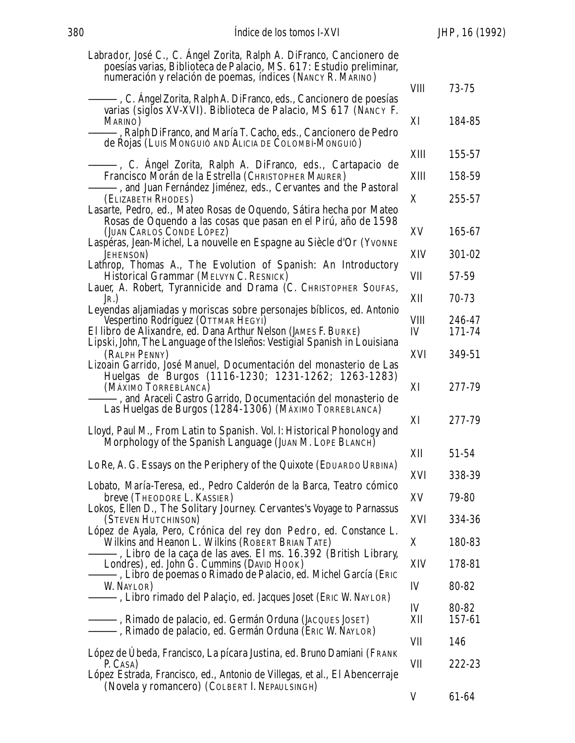Labrador, José C., C. Ángel Zorita, Ralph A. DiFranco, Cancionero de poesías varias, Biblioteca de Palacio, MS. 617: Estudio preliminar, numeración y relación de poemas, índices (NANCY R. MARINO) VIII 73-75

———, C. Ángel Zorita, Ralph A. DiFranco, eds., Cancionero de poesías varias (siglos XV-XVI). Biblioteca de Palacio, MS 617 (NANCY F. MARINO) XI 184-85

———, Ralph DiFranco, and María T. Cacho, eds., Cancionero de Pedro de Rojas (LUIS MONGUIÓ AND ALICIA DE COLOMBÍ-MONGUIÓ) XIII 155-57

———, C. Ángel Zorita, Ralph A. DiFranco, eds., Cartapacio de Francisco Morán de la Estrella (CHRISTOPHER MAURER) XIII 158-59

———, and Juan Fernández Jiménez, eds., Cervantes and the Pastoral (ELIZABETH RHODES) X 255-57

Lasarte, Pedro, ed., Mateo Rosas de Oquendo, Sátira hecha por Mateo Rosas de Oquendo a las cosas que pasan en el Pirú, año de 1598 (JUAN CARLOS CONDE LÓPEZ) XV 165-67

Laspéras, Jean-Michel, La nouvelle en Espagne au Siècle d'Or (YVONNE JEHENSON) XIV 301-02

Lathrop, Thomas A., The Evolution of Spanish: An Introductory Historical Grammar (MELVYN C. RESNICK) VII 57-59

Lauer, A. Robert, Tyrannicide and Drama (C. CHRISTOPHER SOUFAS, JR.) XII 70-73

Leyendas aljamiadas y moriscas sobre personajes bíblicos, ed. Antonio Vespertino Rodríguez (OTTMAR HEGYI) VIII 246-47

El libro de Alixandre, ed. Dana Arthur Nelson (JAMES F. BURKE) IV 171-74

Lipski, John, The Language of the Isleños: Vestigial Spanish in Louisiana (RALPH PENNY) XVI 349-51

Lizoain Garrido, José Manuel, Documentación del monasterio de Las Huelgas de Burgos (1116-1230; 1231-1262; 1263-1283) (MÁXIMO TORREBLANCA) XI 277-79

———, and Araceli Castro Garrido, Documentación del monasterio de Las Huelgas de Burgos (1284-1306) (MÁXIMO TORREBLANCA) XI 277-79

Lloyd, Paul M., From Latin to Spanish. Vol. I: Historical Phonology and Morphology of the Spanish Language (JUAN M. LOPE BLANCH) XII 51-54

Lo Re, A. G. Essays on the Periphery of the Quixote (EDUARDO URBINA) XVI 338-39

Lobato, María-Teresa, ed., Pedro Calderón de la Barca, Teatro cómico breve (THEODORE L. KASSIER) XV 79-80

Lokos, Ellen D., The Solitary Journey. Cervantes's Voyage to Parnassus (STEVEN HUTCHINSON) XVI 334-36

López de Ayala, Pero, Crónica del rey don Pedro, ed. Constance L. Wilkins and Heanon L. Wilkins (ROBERT BRIAN TATE) X 180-83

———, Libro de la caça de las aves. El ms. 16.392 (British Library, Londres), ed. John G. Cummins (DAVID HOOK) XIV 178-81

———, Libro de poemas o Rimado de Palacio, ed. Michel García (ERIC W. NAYLOR) IV 80-82

———, Libro rimado del Palaçio, ed. Jacques Joset (ERIC W. NAYLOR) IV 80-82

———, Rimado de palacio, ed. Germán Orduna (JACQUES JOSET) XII 157-61

———, Rimado de palacio, ed. Germán Orduna (ERIC W. NAYLOR) VII 146

López de Úbeda, Francisco, La pícara Justina, ed. Bruno Damiani (FRANK P. CASA) VII 222-23

López Estrada, Francisco, ed., Antonio de Villegas, et al., El Abencerraje (Novela y romancero) (COLBERT I. NEPAULSINGH) V 61-64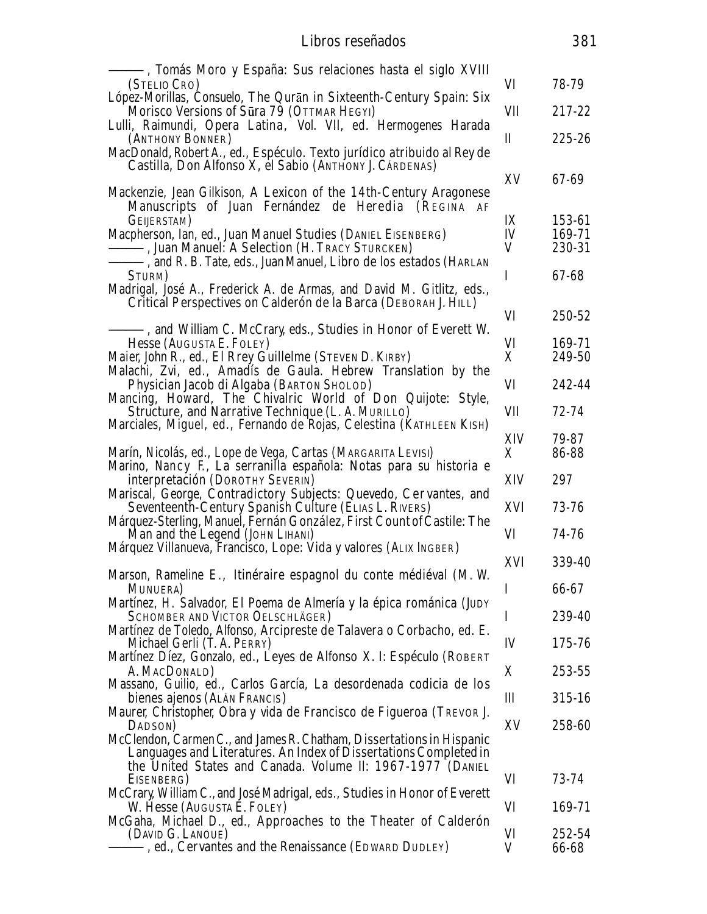| | | |
|---|---|---|
| ———, Tomás Moro y España: Sus relaciones hasta el siglo XVIII (STELIO CRO) | VI | 78-79 |
| López-Morillas, Consuelo, The Qurān in Sixteenth-Century Spain: Six Morisco Versions of Sūra 79 (OTTMAR HEGYI) | VII | 217-22 |
| Lulli, Raimundi, Opera Latina, Vol. VII, ed. Hermogenes Harada (ANTHONY BONNER) | II | 225-26 |
| MacDonald, Robert A., ed., Espéculo. Texto jurídico atribuido al Rey de Castilla, Don Alfonso X, el Sabio (ANTHONY J. CÁRDENAS) | XV | 67-69 |
| Mackenzie, Jean Gilkison, A Lexicon of the 14th-Century Aragonese Manuscripts of Juan Fernández de Heredia (REGINA AF GEIJERSTAM) | IX | 153-61 |
| Macpherson, Ian, ed., Juan Manuel Studies (DANIEL EISENBERG) | IV | 169-71 |
| ———, Juan Manuel: A Selection (H. TRACY STURCKEN) | V | 230-31 |
| ———, and R. B. Tate, eds., Juan Manuel, Libro de los estados (HARLAN STURM) | I | 67-68 |
| Madrigal, José A., Frederick A. de Armas, and David M. Gitlitz, eds., Critical Perspectives on Calderón de la Barca (DEBORAH J. HILL) | VI | 250-52 |
| ———, and William C. McCrary, eds., Studies in Honor of Everett W. Hesse (AUGUSTA E. FOLEY) | VI | 169-71 |
| Maier, John R., ed., El Rrey Guillelme (STEVEN D. KIRBY) | X | 249-50 |
| Malachi, Zvi, ed., Amadís de Gaula. Hebrew Translation by the Physician Jacob di Algaba (BARTON SHOLOD) | VI | 242-44 |
| Mancing, Howard, The Chivalric World of Don Quijote: Style, Structure, and Narrative Technique (L. A. MURILLO) | VII | 72-74 |
| Marciales, Miguel, ed., Fernando de Rojas, Celestina (KATHLEEN KISH) | XIV | 79-87 |
| Marín, Nicolás, ed., Lope de Vega, Cartas (MARGARITA LEVISI) | X | 86-88 |
| Marino, Nancy F., La serranilla española: Notas para su historia e interpretación (DOROTHY SEVERIN) | XIV | 297 |
| Mariscal, George, Contradictory Subjects: Quevedo, Cervantes, and Seventeenth-Century Spanish Culture (ELIAS L. RIVERS) | XVI | 73-76 |
| Márquez-Sterling, Manuel, Fernán González, First Count of Castile: The Man and the Legend (JOHN LIHANI) | VI | 74-76 |
| Márquez Villanueva, Francisco, Lope: Vida y valores (ALIX INGBER) | XVI | 339-40 |
| Marson, Rameline E., Itinéraire espagnol du conte médiéval (M. W. MUNUERA) | I | 66-67 |
| Martínez, H. Salvador, El Poema de Almería y la épica románica (JUDY SCHOMBER AND VICTOR OELSCHLÄGER) | I | 239-40 |
| Martínez de Toledo, Alfonso, Arcipreste de Talavera o Corbacho, ed. E. Michael Gerli (T. A. PERRY) | IV | 175-76 |
| Martínez Díez, Gonzalo, ed., Leyes de Alfonso X. I: Espéculo (ROBERT A. MACDONALD) | X | 253-55 |
| Massano, Guilio, ed., Carlos García, La desordenada codicia de los bienes ajenos (ALÁN FRANCIS) | III | 315-16 |
| Maurer, Christopher, Obra y vida de Francisco de Figueroa (TREVOR J. DADSON) | XV | 258-60 |
| McClendon, Carmen C., and James R. Chatham, Dissertations in Hispanic Languages and Literatures. An Index of Dissertations Completed in the United States and Canada. Volume II: 1967-1977 (DANIEL EISENBERG) | VI | 73-74 |
| McCrary, William C., and José Madrigal, eds., Studies in Honor of Everett W. Hesse (AUGUSTA E. FOLEY) | VI | 169-71 |
| McGaha, Michael D., ed., Approaches to the Theater of Calderón (DAVID G. LANOUE) | VI | 252-54 |
| ———, ed., Cervantes and the Renaissance (EDWARD DUDLEY) | V | 66-68 |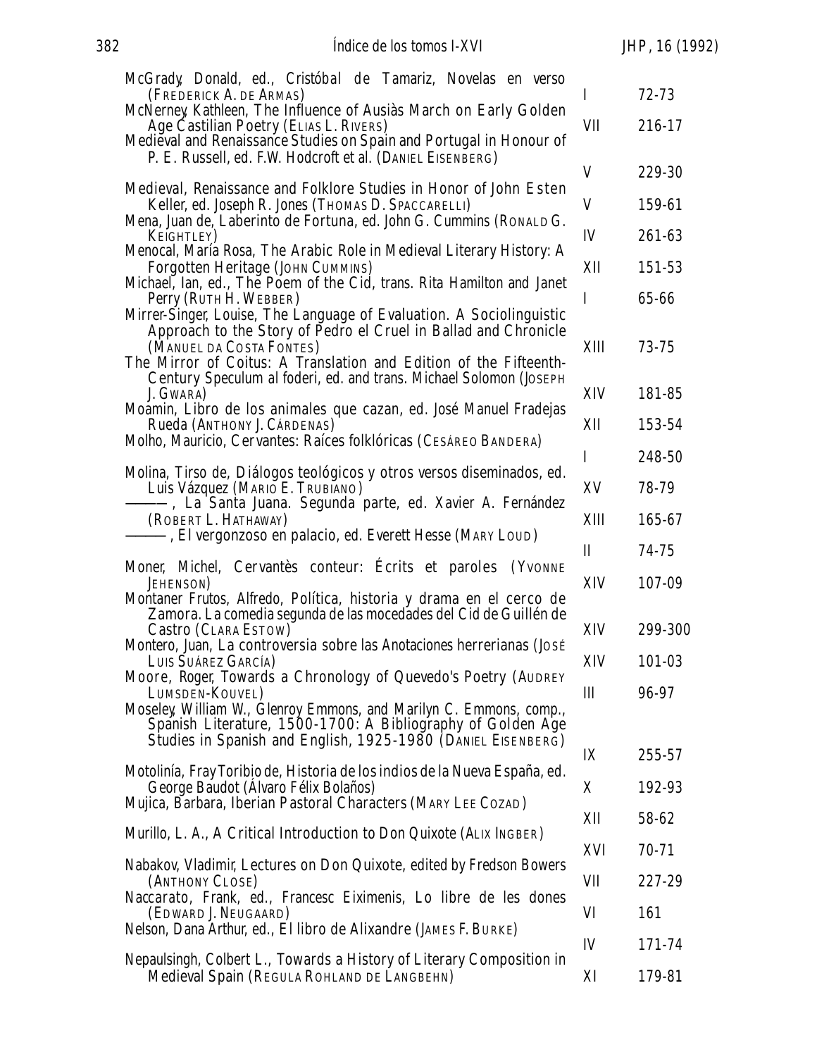| | | |
|---|---|---|
| McGrady, Donald, ed., Cristóbal de Tamariz, *Novelas en verso* (FREDERICK A. DE ARMAS) | I | 72-73 |
| McNerney, Kathleen, *The Influence of Ausiàs March on Early Golden Age Castilian Poetry* (ELIAS L. RIVERS) | VII | 216-17 |
| *Medieval and Renaissance Studies on Spain and Portugal in Honour of P. E. Russell*, ed. F.W. Hodcroft et al. (DANIEL EISENBERG) | V | 229-30 |
| *Medieval, Renaissance and Folklore Studies in Honor of John Esten Keller*, ed. Joseph R. Jones (THOMAS D. SPACCARELLI) | V | 159-61 |
| Mena, Juan de, *Laberinto de Fortuna*, ed. John G. Cummins (RONALD G. KEIGHTLEY) | IV | 261-63 |
| Menocal, María Rosa, *The Arabic Role in Medieval Literary History: A Forgotten Heritage* (JOHN CUMMINS) | XII | 151-53 |
| Michael, Ian, ed., *The Poem of the Cid*, trans. Rita Hamilton and Janet Perry (RUTH H. WEBBER) | I | 65-66 |
| Mirrer-Singer, Louise, *The Language of Evaluation. A Sociolinguistic Approach to the Story of Pedro el Cruel in Ballad and Chronicle* (MANUEL DA COSTA FONTES) | XIII | 73-75 |
| *The Mirror of Coitus: A Translation and Edition of the Fifteenth-Century Speculum al foderi*, ed. and trans. Michael Solomon (JOSEPH J. GWARA) | XIV | 181-85 |
| Moamin, *Libro de los animales que cazan*, ed. José Manuel Fradejas Rueda (ANTHONY J. CÁRDENAS) | XII | 153-54 |
| Molho, Mauricio, *Cervantes: Raíces folklóricas* (CESÁREO BANDERA) | I | 248-50 |
| Molina, Tirso de, *Diálogos teológicos y otros versos diseminados*, ed. Luis Vázquez (MARIO E. TRUBIANO) | XV | 78-79 |
| ———, *La Santa Juana. Segunda parte*, ed. Xavier A. Fernández (ROBERT L. HATHAWAY) | XIII | 165-67 |
| ———, *El vergonzoso en palacio*, ed. Everett Hesse (MARY LOUD) | II | 74-75 |
| Moner, Michel, *Cervantès conteur: Écrits et paroles* (YVONNE JEHENSON) | XIV | 107-09 |
| Montaner Frutos, Alfredo, *Política, historia y drama en el cerco de Zamora. La comedia segunda de las mocedades del Cid de Guillén de Castro* (CLARA ESTOW) | XIV | 299-300 |
| Montero, Juan, *La controversia sobre las Anotaciones herrerianas* (JOSÉ LUIS SUÁREZ GARCÍA) | XIV | 101-03 |
| Moore, Roger, *Towards a Chronology of Quevedo's Poetry* (AUDREY LUMSDEN-KOUVEL) | III | 96-97 |
| Moseley, William W., Glenroy Emmons, and Marilyn C. Emmons, comp., *Spanish Literature, 1500-1700: A Bibliography of Golden Age Studies in Spanish and English, 1925-1980* (DANIEL EISENBERG) | IX | 255-57 |
| Motolinía, Fray Toribio de, *Historia de los indios de la Nueva España*, ed. George Baudot (Álvaro Félix Bolaños) | X | 192-93 |
| Mujica, Barbara, *Iberian Pastoral Characters* (MARY LEE COZAD) | XII | 58-62 |
| Murillo, L. A., *A Critical Introduction to Don Quixote* (ALIX INGBER) | XVI | 70-71 |
| Nabakov, Vladimir, *Lectures on Don Quixote*, edited by Fredson Bowers (ANTHONY CLOSE) | VII | 227-29 |
| Naccarato, Frank, ed., Francesc Eiximenis, *Lo libre de les dones* (EDWARD J. NEUGAARD) | VI | 161 |
| Nelson, Dana Arthur, ed., *El libro de Alixandre* (JAMES F. BURKE) | IV | 171-74 |
| Nepaulsingh, Colbert L., *Towards a History of Literary Composition in Medieval Spain* (REGULA ROHLAND DE LANGBEHN) | XI | 179-81 |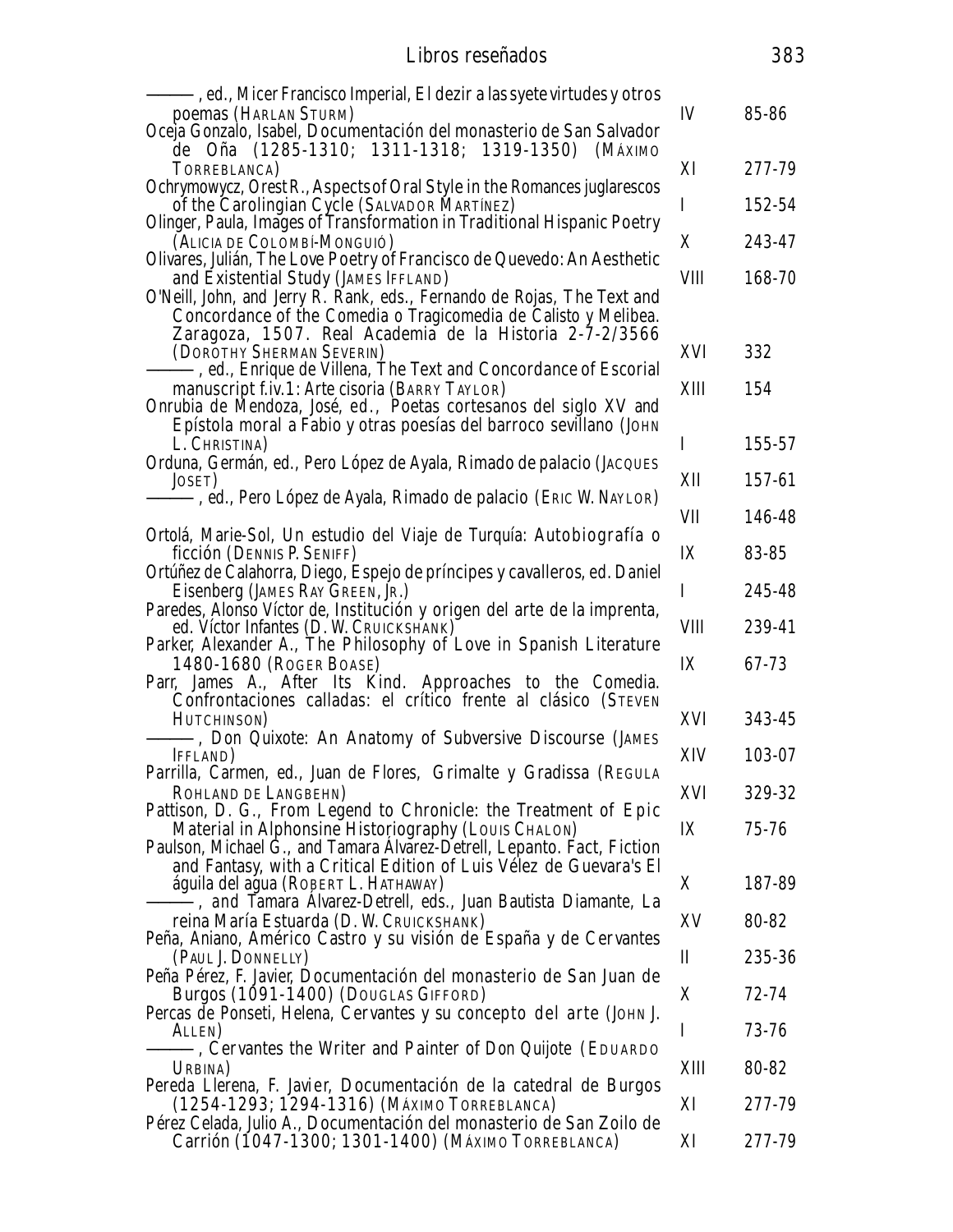| | | |
|---|---|---|
| ———, ed., Micer Francisco Imperial, *El dezir a las syete virtudes y otros poemas* (HARLAN STURM) | IV | 85-86 |
| Oceja Gonzalo, Isabel, *Documentación del monasterio de San Salvador de Oña (1285-1310; 1311-1318; 1319-1350)* (MÁXIMO TORREBLANCA) | XI | 277-79 |
| Ochrymowycz, Orest R., *Aspects of Oral Style in the Romances juglarescos of the Carolingian Cycle* (SALVADOR MARTÍNEZ) | I | 152-54 |
| Olinger, Paula, *Images of Transformation in Traditional Hispanic Poetry* (ALICIA DE COLOMBÍ-MONGUIÓ) | X | 243-47 |
| Olivares, Julián, *The Love Poetry of Francisco de Quevedo: An Aesthetic and Existential Study* (JAMES IFFLAND) | VIII | 168-70 |
| O'Neill, John, and Jerry R. Rank, eds., Fernando de Rojas, *The Text and Concordance of the Comedia o Tragicomedia de Calisto y Melibea. Zaragoza, 1507. Real Academia de la Historia 2-7-2/3566* (DOROTHY SHERMAN SEVERIN) | XVI | 332 |
| ———, ed., Enrique de Villena, *The Text and Concordance of Escorial manuscript f.iv.1: Arte cisoria* (BARRY TAYLOR) | XIII | 154 |
| Onrubia de Mendoza, José, ed., *Poetas cortesanos del siglo XV* and *Epístola moral a Fabio y otras poesías del barroco sevillano* (JOHN L. CHRISTINA) | I | 155-57 |
| Orduna, Germán, ed., Pero López de Ayala, *Rimado de palacio* (JACQUES JOSET) | XII | 157-61 |
| ———, ed., Pero López de Ayala, *Rimado de palacio* (ERIC W. NAYLOR) | VII | 146-48 |
| Ortolá, Marie-Sol, *Un estudio del Viaje de Turquía: Autobiografía o ficción* (DENNIS P. SENIFF) | IX | 83-85 |
| Ortúñez de Calahorra, Diego, *Espejo de príncipes y cavalleros*, ed. Daniel Eisenberg (JAMES RAY GREEN, JR.) | I | 245-48 |
| Paredes, Alonso Víctor de, *Institución y origen del arte de la imprenta*, ed. Víctor Infantes (D. W. CRUICKSHANK) | VIII | 239-41 |
| Parker, Alexander A., *The Philosophy of Love in Spanish Literature 1480-1680* (ROGER BOASE) | IX | 67-73 |
| Parr, James A., *After Its Kind. Approaches to the Comedia. Confrontaciones calladas: el crítico frente al clásico* (STEVEN HUTCHINSON) | XVI | 343-45 |
| ———, *Don Quixote: An Anatomy of Subversive Discourse* (JAMES IFFLAND) | XIV | 103-07 |
| Parrilla, Carmen, ed., Juan de Flores, *Grimalte y Gradissa* (REGULA ROHLAND DE LANGBEHN) | XVI | 329-32 |
| Pattison, D. G., *From Legend to Chronicle: the Treatment of Epic Material in Alphonsine Historiography* (LOUIS CHALON) | IX | 75-76 |
| Paulson, Michael G., and Tamara Álvarez-Detrell, *Lepanto. Fact, Fiction and Fantasy, with a Critical Edition of Luis Vélez de Guevara's El águila del agua* (ROBERT L. HATHAWAY) | X | 187-89 |
| ———, and Tamara Álvarez-Detrell, eds., Juan Bautista Diamante, *La reina María Estuarda* (D. W. CRUICKSHANK) | XV | 80-82 |
| Peña, Aniano, *Américo Castro y su visión de España y de Cervantes* (PAUL J. DONNELLY) | II | 235-36 |
| Peña Pérez, F. Javier, *Documentación del monasterio de San Juan de Burgos (1091-1400)* (DOUGLAS GIFFORD) | X | 72-74 |
| Percas de Ponseti, Helena, *Cervantes y su concepto del arte* (JOHN J. ALLEN) | I | 73-76 |
| ———, *Cervantes the Writer and Painter of Don Quijote* (EDUARDO URBINA) | XIII | 80-82 |
| Pereda Llerena, F. Javier, *Documentación de la catedral de Burgos (1254-1293; 1294-1316)* (MÁXIMO TORREBLANCA) | XI | 277-79 |
| Pérez Celada, Julio A., *Documentación del monasterio de San Zoilo de Carrión (1047-1300; 1301-1400)* (MÁXIMO TORREBLANCA) | XI | 277-79 |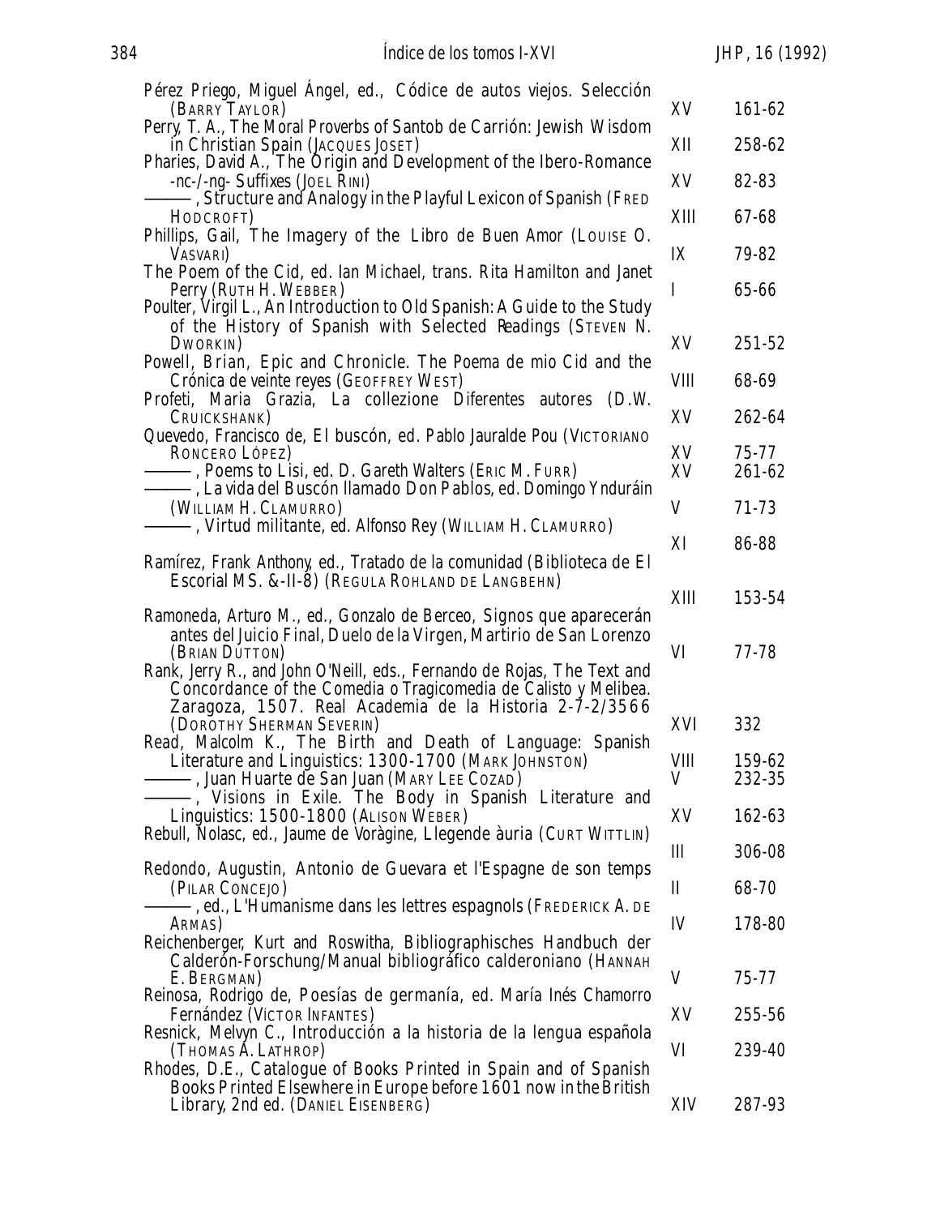| | | |
|---|---|---|
| Pérez Priego, Miguel Ángel, ed., *Códice de autos viejos. Selección* (BARRY TAYLOR) | XV | 161-62 |
| Perry, T. A., *The Moral Proverbs of Santob de Carrión: Jewish Wisdom in Christian Spain* (JACQUES JOSET) | XII | 258-62 |
| Pharies, David A., *The Origin and Development of the Ibero-Romance -nc-/-ng- Suffixes* (JOEL RINI) | XV | 82-83 |
| ———, *Structure and Analogy in the Playful Lexicon of Spanish* (FRED HODCROFT) | XIII | 67-68 |
| Phillips, Gail, *The Imagery of the Libro de Buen Amor* (LOUISE O. VASVARI) | IX | 79-82 |
| *The Poem of the Cid*, ed. Ian Michael, trans. Rita Hamilton and Janet Perry (RUTH H. WEBBER) | I | 65-66 |
| Poulter, Virgil L., *An Introduction to Old Spanish: A Guide to the Study of the History of Spanish with Selected Readings* (STEVEN N. DWORKIN) | XV | 251-52 |
| Powell, Brian, *Epic and Chronicle. The Poema de mio Cid and the Crónica de veinte reyes* (GEOFFREY WEST) | VIII | 68-69 |
| Profeti, Maria Grazia, *La collezione Diferentes autores* (D.W. CRUICKSHANK) | XV | 262-64 |
| Quevedo, Francisco de, *El buscón*, ed. Pablo Jauralde Pou (VICTORIANO RONCERO LÓPEZ) | XV | 75-77 |
| ———, *Poems to Lisi*, ed. D. Gareth Walters (ERIC M. FURR) | XV | 261-62 |
| ———, *La vida del Buscón llamado Don Pablos*, ed. Domingo Ynduráin (WILLIAM H. CLAMURRO) | V | 71-73 |
| ———, *Virtud militante*, ed. Alfonso Rey (WILLIAM H. CLAMURRO) | XI | 86-88 |
| Ramírez, Frank Anthony, ed., *Tratado de la comunidad (Biblioteca de El Escorial MS. &-II-8)* (REGULA ROHLAND DE LANGBEHN) | XIII | 153-54 |
| Ramoneda, Arturo M., ed., Gonzalo de Berceo, *Signos que aparecerán antes del Juicio Final, Duelo de la Virgen, Martirio de San Lorenzo* (BRIAN DUTTON) | VI | 77-78 |
| Rank, Jerry R., and John O'Neill, eds., Fernando de Rojas, *The Text and Concordance of the Comedia o Tragicomedia de Calisto y Melibea. Zaragoza, 1507. Real Academia de la Historia 2-7-2/3566* (DOROTHY SHERMAN SEVERIN) | XVI | 332 |
| Read, Malcolm K., *The Birth and Death of Language: Spanish Literature and Linguistics: 1300-1700* (MARK JOHNSTON) | VIII | 159-62 |
| ———, *Juan Huarte de San Juan* (MARY LEE COZAD) | V | 232-35 |
| ———, *Visions in Exile. The Body in Spanish Literature and Linguistics: 1500-1800* (ALISON WEBER) | XV | 162-63 |
| Rebull, Nolasc, ed., Jaume de Voràgine, *Llegende àuria* (CURT WITTLIN) | III | 306-08 |
| Redondo, Augustin, *Antonio de Guevara et l'Espagne de son temps* (PILAR CONCEJO) | II | 68-70 |
| ———, ed., *L'Humanisme dans les lettres espagnols* (FREDERICK A. DE ARMAS) | IV | 178-80 |
| Reichenberger, Kurt and Roswitha, *Bibliographisches Handbuch der Calderón-Forschung/Manual bibliográfico calderoniano* (HANNAH E. BERGMAN) | V | 75-77 |
| Reinosa, Rodrigo de, *Poesías de germanía*, ed. María Inés Chamorro Fernández (VÍCTOR INFANTES) | XV | 255-56 |
| Resnick, Melvyn C., *Introducción a la historia de la lengua española* (THOMAS A. LATHROP) | VI | 239-40 |
| Rhodes, D.E., *Catalogue of Books Printed in Spain and of Spanish Books Printed Elsewhere in Europe before 1601 now in the British Library*, 2nd ed. (DANIEL EISENBERG) | XIV | 287-93 |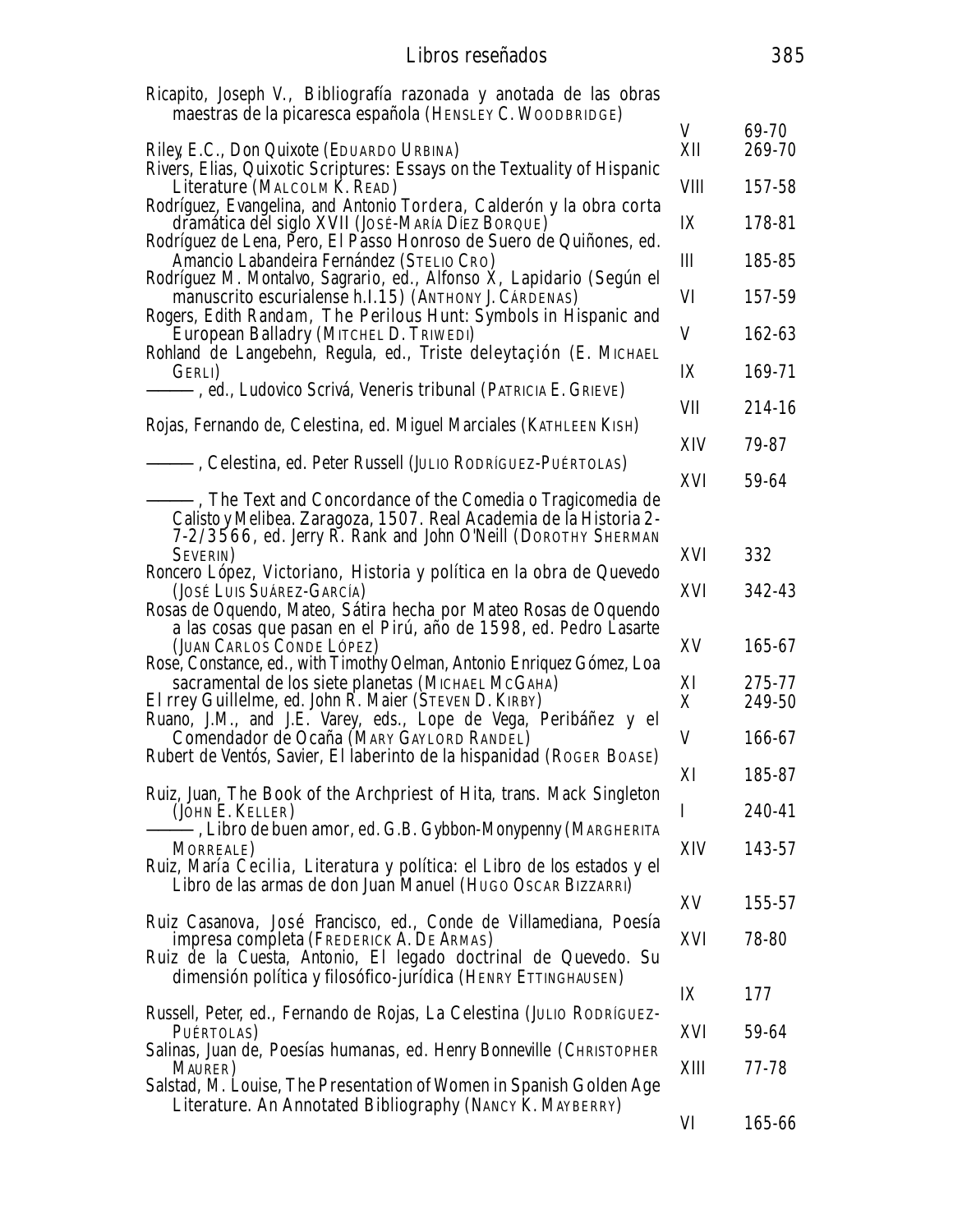| | | |
|---|---|---|
| Ricapito, Joseph V., Bibliografía razonada y anotada de las obras maestras de la picaresca española (HENSLEY C. WOODBRIDGE) | V | 69-70 |
| Riley, E.C., Don Quixote (EDUARDO URBINA) | XII | 269-70 |
| Rivers, Elias, Quixotic Scriptures: Essays on the Textuality of Hispanic Literature (MALCOLM K. READ) | VIII | 157-58 |
| Rodríguez, Evangelina, and Antonio Tordera, Calderón y la obra corta dramática del siglo XVII (JOSÉ-MARÍA DÍEZ BORQUE) | IX | 178-81 |
| Rodríguez de Lena, Pero, El Passo Honroso de Suero de Quiñones, ed. Amancio Labandeira Fernández (STELIO CRO) | III | 185-85 |
| Rodríguez M. Montalvo, Sagrario, ed., Alfonso X, Lapidario (Según el manuscrito escurialense h.I.15) (ANTHONY J. CÁRDENAS) | VI | 157-59 |
| Rogers, Edith Randam, The Perilous Hunt: Symbols in Hispanic and European Balladry (MITCHEL D. TRIWEDI) | V | 162-63 |
| Rohland de Langebehn, Regula, ed., Triste deleytaçión (E. MICHAEL GERLI) | IX | 169-71 |
| ———, ed., Ludovico Scrivá, Veneris tribunal (PATRICIA E. GRIEVE) | VII | 214-16 |
| Rojas, Fernando de, Celestina, ed. Miguel Marciales (KATHLEEN KISH) | XIV | 79-87 |
| ———, Celestina, ed. Peter Russell (JULIO RODRÍGUEZ-PUÉRTOLAS) | XVI | 59-64 |
| ———, The Text and Concordance of the Comedia o Tragicomedia de Calisto y Melibea. Zaragoza, 1507. Real Academia de la Historia 2-7-2/3566, ed. Jerry R. Rank and John O'Neill (DOROTHY SHERMAN SEVERIN) | XVI | 332 |
| Roncero López, Victoriano, Historia y política en la obra de Quevedo (JOSÉ LUIS SUÁREZ-GARCÍA) | XVI | 342-43 |
| Rosas de Oquendo, Mateo, Sátira hecha por Mateo Rosas de Oquendo a las cosas que pasan en el Pirú, año de 1598, ed. Pedro Lasarte (JUAN CARLOS CONDE LÓPEZ) | XV | 165-67 |
| Rose, Constance, ed., with Timothy Oelman, Antonio Enriquez Gómez, Loa sacramental de los siete planetas (MICHAEL MCGAHA) | XI | 275-77 |
| El rrey Guillelme, ed. John R. Maier (STEVEN D. KIRBY) | X | 249-50 |
| Ruano, J.M., and J.E. Varey, eds., Lope de Vega, Peribáñez y el Comendador de Ocaña (MARY GAYLORD RANDEL) | V | 166-67 |
| Rubert de Ventós, Savier, El laberinto de la hispanidad (ROGER BOASE) | XI | 185-87 |
| Ruiz, Juan, The Book of the Archpriest of Hita, trans. Mack Singleton (JOHN E. KELLER) | I | 240-41 |
| ———, Libro de buen amor, ed. G.B. Gybbon-Monypenny (MARGHERITA MORREALE) | XIV | 143-57 |
| Ruiz, María Cecilia, Literatura y política: el Libro de los estados y el Libro de las armas de don Juan Manuel (HUGO OSCAR BIZZARRI) | XV | 155-57 |
| Ruiz Casanova, José Francisco, ed., Conde de Villamediana, Poesía impresa completa (FREDERICK A. DE ARMAS) | XVI | 78-80 |
| Ruiz de la Cuesta, Antonio, El legado doctrinal de Quevedo. Su dimensión política y filosófico-jurídica (HENRY ETTINGHAUSEN) | IX | 177 |
| Russell, Peter, ed., Fernando de Rojas, La Celestina (JULIO RODRÍGUEZ-PUÉRTOLAS) | XVI | 59-64 |
| Salinas, Juan de, Poesías humanas, ed. Henry Bonneville (CHRISTOPHER MAURER) | XIII | 77-78 |
| Salstad, M. Louise, The Presentation of Women in Spanish Golden Age Literature. An Annotated Bibliography (NANCY K. MAYBERRY) | VI | 165-66 |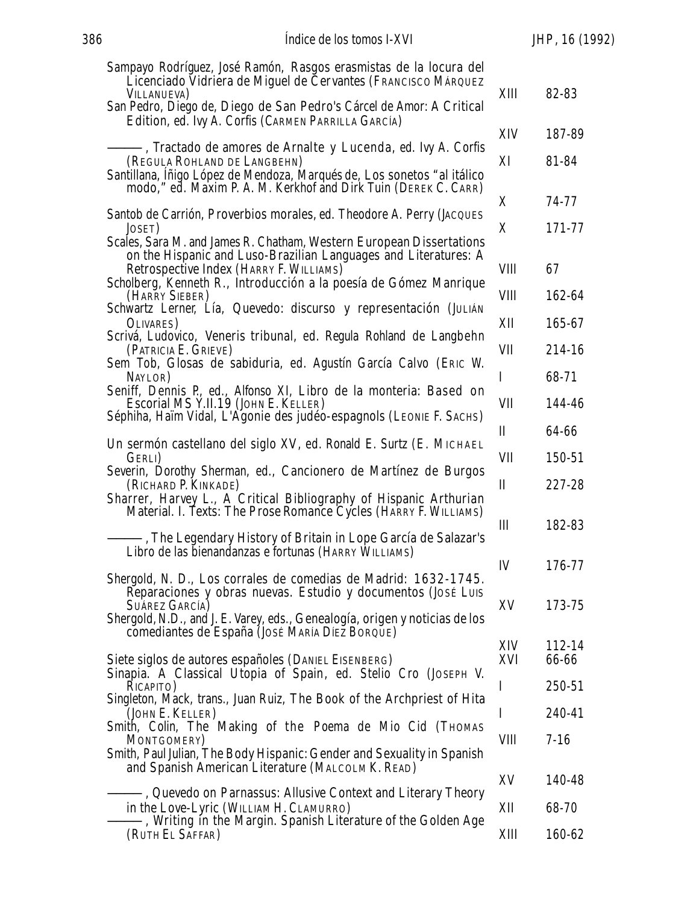| | | |
|---|---|---|
| Sampayo Rodríguez, José Ramón, *Rasgos erasmistas de la locura del Licenciado Vidriera de Miguel de Cervantes* (Francisco Márquez Villanueva) | XIII | 82-83 |
| San Pedro, Diego de, *Diego de San Pedro's Cárcel de Amor: A Critical Edition*, ed. Ivy A. Corfis (Carmen Parrilla García) | XIV | 187-89 |
| ———, *Tractado de amores de Arnalte y Lucenda*, ed. Ivy A. Corfis (Regula Rohland de Langbehn) | XI | 81-84 |
| Santillana, Íñigo López de Mendoza, Marqués de, *Los sonetos "al itálico modo,"* ed. Maxim P. A. M. Kerkhof and Dirk Tuin (Derek C. Carr) | X | 74-77 |
| Santob de Carrión, *Proverbios morales*, ed. Theodore A. Perry (Jacques Joset) | X | 171-77 |
| Scales, Sara M. and James R. Chatham, *Western European Dissertations on the Hispanic and Luso-Brazilian Languages and Literatures: A Retrospective Index* (Harry F. Williams) | VIII | 67 |
| Scholberg, Kenneth R., *Introducción a la poesía de Gómez Manrique* (Harry Sieber) | VIII | 162-64 |
| Schwartz Lerner, Lía, *Quevedo: discurso y representación* (Julián Olivares) | XII | 165-67 |
| Scrivá, Ludovico, *Veneris tribunal*, ed. Regula Rohland de Langbehn (Patricia E. Grieve) | VII | 214-16 |
| Sem Tob, *Glosas de sabiduria*, ed. Agustín García Calvo (Eric W. Naylor) | I | 68-71 |
| Seniff, Dennis P., ed., *Alfonso XI, Libro de la monteria: Based on Escorial MS Y.II.19* (John E. Keller) | VII | 144-46 |
| Séphiha, Haïm Vidal, *L'Agonie des judéo-espagnols* (Leonie F. Sachs) | II | 64-66 |
| *Un sermón castellano del siglo XV*, ed. Ronald E. Surtz (E. Michael Gerli) | VII | 150-51 |
| Severin, Dorothy Sherman, ed., *Cancionero de Martínez de Burgos* (Richard P. Kinkade) | II | 227-28 |
| Sharrer, Harvey L., *A Critical Bibliography of Hispanic Arthurian Material. I. Texts: The Prose Romance Cycles* (Harry F. Williams) | III | 182-83 |
| ———, *The Legendary History of Britain in Lope García de Salazar's Libro de las bienandanzas e fortunas* (Harry Williams) | IV | 176-77 |
| Shergold, N. D., *Los corrales de comedias de Madrid: 1632-1745. Reparaciones y obras nuevas. Estudio y documentos* (José Luis Suárez García) | XV | 173-75 |
| Shergold, N.D., and J. E. Varey, eds., *Genealogía, origen y noticias de los comediantes de España* (José María Díez Borque) | XIV | 112-14 |
| *Siete siglos de autores españoles* (Daniel Eisenberg) | XVI | 66-66 |
| *Sinapia. A Classical Utopia of Spain*, ed. Stelio Cro (Joseph V. Ricapito) | I | 250-51 |
| Singleton, Mack, trans., *Juan Ruiz, The Book of the Archpriest of Hita* (John E. Keller) | I | 240-41 |
| Smith, Colin, *The Making of the Poema de Mio Cid* (Thomas Montgomery) | VIII | 7-16 |
| Smith, Paul Julian, *The Body Hispanic: Gender and Sexuality in Spanish and Spanish American Literature* (Malcolm K. Read) | XV | 140-48 |
| ———, *Quevedo on Parnassus: Allusive Context and Literary Theory in the Love-Lyric* (William H. Clamurro) | XII | 68-70 |
| ———, *Writing in the Margin. Spanish Literature of the Golden Age* (Ruth El Saffar) | XIII | 160-62 |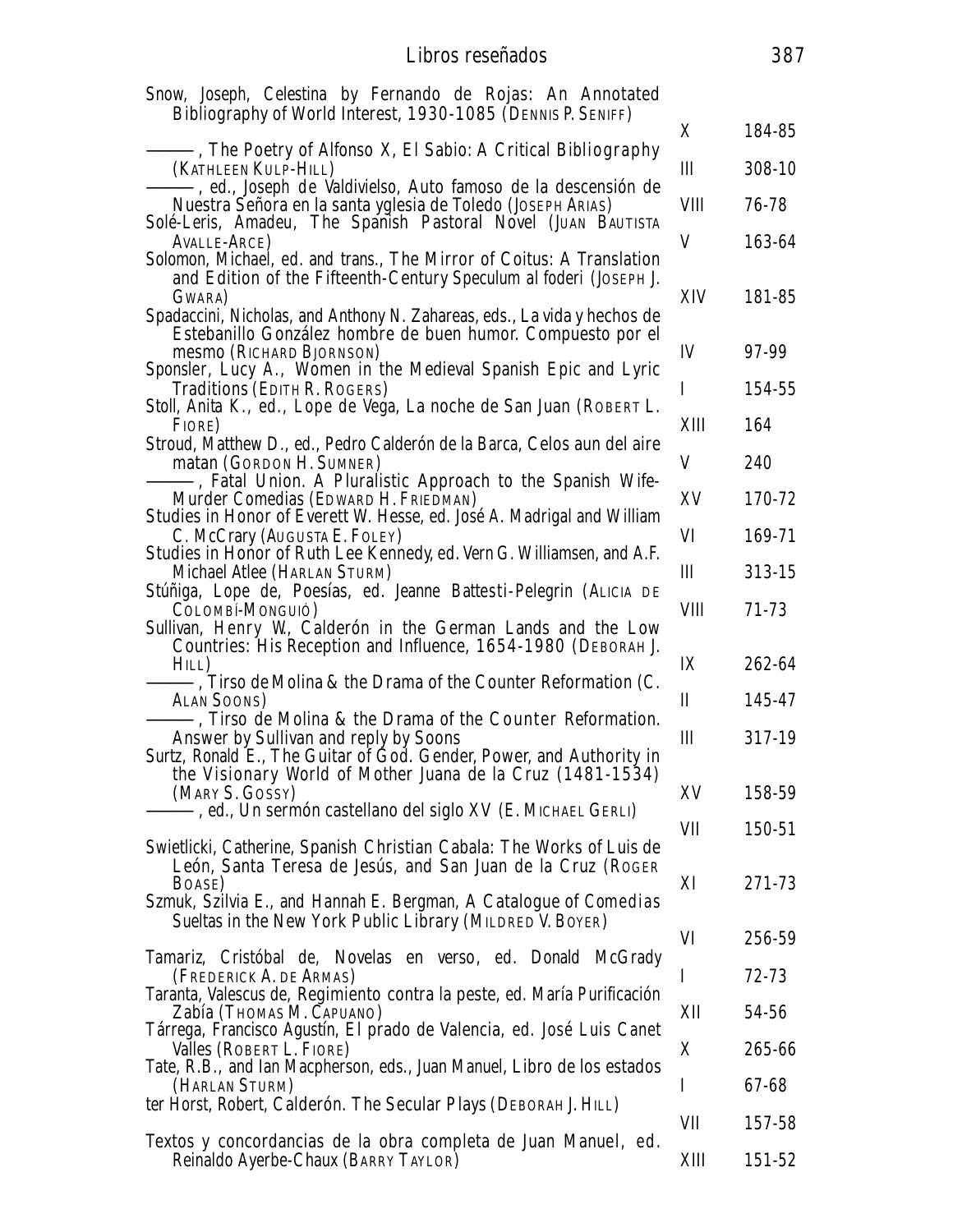| | | |
|---|---|---|
| Snow, Joseph, *Celestina by Fernando de Rojas: An Annotated Bibliography of World Interest, 1930-1085* (DENNIS P. SENIFF) | X | 184-85 |
| ———, *The Poetry of Alfonso X, El Sabio: A Critical Bibliography* (KATHLEEN KULP-HILL) | III | 308-10 |
| ———, ed., Joseph de Valdivielso, *Auto famoso de la descensión de Nuestra Señora en la santa yglesia de Toledo* (JOSEPH ARIAS) | VIII | 76-78 |
| Solé-Leris, Amadeu, *The Spanish Pastoral Novel* (JUAN BAUTISTA AVALLE-ARCE) | V | 163-64 |
| Solomon, Michael, ed. and trans., *The Mirror of Coitus: A Translation and Edition of the Fifteenth-Century Speculum al foderi* (JOSEPH J. GWARA) | XIV | 181-85 |
| Spadaccini, Nicholas, and Anthony N. Zahareas, eds., *La vida y hechos de Estebanillo González hombre de buen humor. Compuesto por el mesmo* (RICHARD BJORNSON) | IV | 97-99 |
| Sponsler, Lucy A., *Women in the Medieval Spanish Epic and Lyric Traditions* (EDITH R. ROGERS) | I | 154-55 |
| Stoll, Anita K., ed., Lope de Vega, *La noche de San Juan* (ROBERT L. FIORE) | XIII | 164 |
| Stroud, Matthew D., ed., Pedro Calderón de la Barca, *Celos aun del aire matan* (GORDON H. SUMNER) | V | 240 |
| ———, *Fatal Union. A Pluralistic Approach to the Spanish Wife-Murder Comedias* (EDWARD H. FRIEDMAN) | XV | 170-72 |
| *Studies in Honor of Everett W. Hesse*, ed. José A. Madrigal and William C. McCrary (AUGUSTA E. FOLEY) | VI | 169-71 |
| *Studies in Honor of Ruth Lee Kennedy*, ed. Vern G. Williamsen, and A.F. Michael Atlee (HARLAN STURM) | III | 313-15 |
| Stúñiga, Lope de, *Poesías*, ed. Jeanne Battesti-Pelegrin (ALICIA DE COLOMBÍ-MONGUIÓ) | VIII | 71-73 |
| Sullivan, Henry W., *Calderón in the German Lands and the Low Countries: His Reception and Influence, 1654-1980* (DEBORAH J. HILL) | IX | 262-64 |
| ———, *Tirso de Molina & the Drama of the Counter Reformation* (C. ALAN SOONS) | II | 145-47 |
| ———, *Tirso de Molina & the Drama of the Counter Reformation*. Answer by Sullivan and reply by Soons | III | 317-19 |
| Surtz, Ronald E., *The Guitar of God. Gender, Power, and Authority in the Visionary World of Mother Juana de la Cruz (1481-1534)* (MARY S. GOSSY) | XV | 158-59 |
| ———, ed., *Un sermón castellano del siglo XV* (E. MICHAEL GERLI) | VII | 150-51 |
| Swietlicki, Catherine, *Spanish Christian Cabala: The Works of Luis de León, Santa Teresa de Jesús, and San Juan de la Cruz* (ROGER BOASE) | XI | 271-73 |
| Szmuk, Szilvia E., and Hannah E. Bergman, *A Catalogue of Comedias Sueltas in the New York Public Library* (MILDRED V. BOYER) | VI | 256-59 |
| Tamariz, Cristóbal de, *Novelas en verso*, ed. Donald McGrady (FREDERICK A. DE ARMAS) | I | 72-73 |
| Taranta, Valescus de, *Regimiento contra la peste*, ed. María Purificación Zabía (THOMAS M. CAPUANO) | XII | 54-56 |
| Tárrega, Francisco Agustín, *El prado de Valencia*, ed. José Luis Canet Valles (ROBERT L. FIORE) | X | 265-66 |
| Tate, R.B., and Ian Macpherson, eds., Juan Manuel, *Libro de los estados* (HARLAN STURM) | I | 67-68 |
| ter Horst, Robert, *Calderón. The Secular Plays* (DEBORAH J. HILL) | VII | 157-58 |
| *Textos y concordancias de la obra completa de Juan Manuel*, ed. Reinaldo Ayerbe-Chaux (BARRY TAYLOR) | XIII | 151-52 |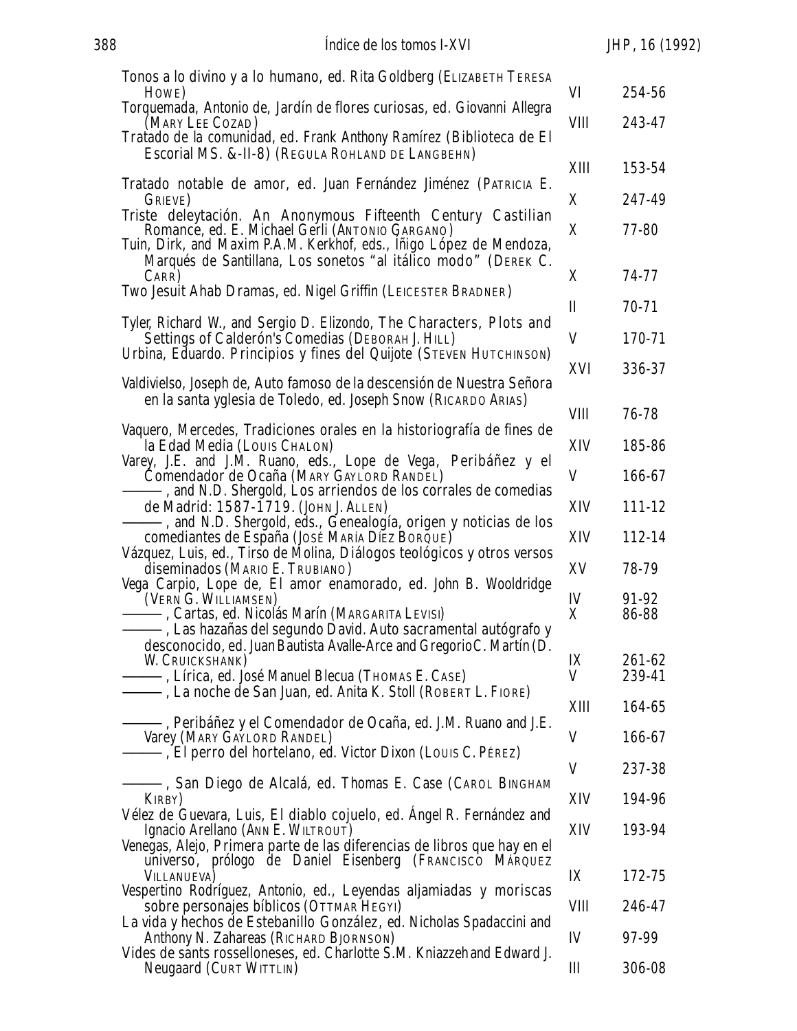| | | |
|---|---|---|
| Tonos a lo divino y a lo humano, ed. Rita Goldberg (ELIZABETH TERESA HOWE) | VI | 254-56 |
| Torquemada, Antonio de, *Jardín de flores curiosas*, ed. Giovanni Allegra (MARY LEE COZAD) | VIII | 243-47 |
| *Tratado de la comunidad*, ed. Frank Anthony Ramírez (Biblioteca de El Escorial MS. &-II-8) (REGULA ROHLAND DE LANGBEHN) | XIII | 153-54 |
| *Tratado notable de amor*, ed. Juan Fernández Jiménez (PATRICIA E. GRIEVE) | X | 247-49 |
| *Triste deleytación. An Anonymous Fifteenth Century Castilian Romance*, ed. E. Michael Gerli (ANTONIO GARGANO) | X | 77-80 |
| Tuin, Dirk, and Maxim P.A.M. Kerkhof, eds., Iñigo López de Mendoza, Marqués de Santillana, *Los sonetos "al itálico modo"* (DEREK C. CARR) | X | 74-77 |
| *Two Jesuit Ahab Dramas*, ed. Nigel Griffin (LEICESTER BRADNER) | II | 70-71 |
| Tyler, Richard W., and Sergio D. Elizondo, *The Characters, Plots and Settings of Calderón's Comedias* (DEBORAH J. HILL) | V | 170-71 |
| Urbina, Eduardo. *Principios y fines del Quijote* (STEVEN HUTCHINSON) | XVI | 336-37 |
| Valdivielso, Joseph de, *Auto famoso de la descensión de Nuestra Señora en la santa yglesia de Toledo*, ed. Joseph Snow (RICARDO ARIAS) | VIII | 76-78 |
| Vaquero, Mercedes, *Tradiciones orales en la historiografía de fines de la Edad Media* (LOUIS CHALON) | XIV | 185-86 |
| Varey, J.E. and J.M. Ruano, eds., Lope de Vega, *Peribáñez y el Comendador de Ocaña* (MARY GAYLORD RANDEL) | V | 166-67 |
| ———, and N.D. Shergold, *Los arriendos de los corrales de comedias de Madrid: 1587-1719.* (JOHN J. ALLEN) | XIV | 111-12 |
| ———, and N.D. Shergold, eds., *Genealogía, origen y noticias de los comediantes de España* (JOSÉ MARÍA DÍEZ BORQUE) | XIV | 112-14 |
| Vázquez, Luis, ed., Tirso de Molina, *Diálogos teológicos y otros versos diseminados* (MARIO E. TRUBIANO) | XV | 78-79 |
| Vega Carpio, Lope de, *El amor enamorado*, ed. John B. Wooldridge (VERN G. WILLIAMSEN) | IV | 91-92 |
| ———, *Cartas*, ed. Nicolás Marín (MARGARITA LEVISI) | X | 86-88 |
| ———, *Las hazañas del segundo David. Auto sacramental autógrafo y desconocido*, ed. Juan Bautista Avalle-Arce and Gregorio C. Martín (D. W. CRUICKSHANK) | IX | 261-62 |
| ———, *Lírica*, ed. José Manuel Blecua (THOMAS E. CASE) | V | 239-41 |
| ———, *La noche de San Juan*, ed. Anita K. Stoll (ROBERT L. FIORE) | XIII | 164-65 |
| ———, *Peribáñez y el Comendador de Ocaña*, ed. J.M. Ruano and J.E. Varey (MARY GAYLORD RANDEL) | V | 166-67 |
| ———, *El perro del hortelano*, ed. Victor Dixon (LOUIS C. PÉREZ) | V | 237-38 |
| ———, *San Diego de Alcalá*, ed. Thomas E. Case (CAROL BINGHAM KIRBY) | XIV | 194-96 |
| Vélez de Guevara, Luis, *El diablo cojuelo*, ed. Ángel R. Fernández and Ignacio Arellano (ANN E. WILTROUT) | XIV | 193-94 |
| Venegas, Alejo, *Primera parte de las diferencias de libros que hay en el universo*, prólogo de Daniel Eisenberg (FRANCISCO MÁRQUEZ VILLANUEVA) | IX | 172-75 |
| Vespertino Rodríguez, Antonio, ed., *Leyendas aljamiadas y moriscas sobre personajes bíblicos* (OTTMAR HEGYI) | VIII | 246-47 |
| *La vida y hechos de Estebanillo González*, ed. Nicholas Spadaccini and Anthony N. Zahareas (RICHARD BJORNSON) | IV | 97-99 |
| *Vides de sants rosselloneses*, ed. Charlotte S.M. Kniazzeh and Edward J. Neugaard (CURT WITTLIN) | III | 306-08 |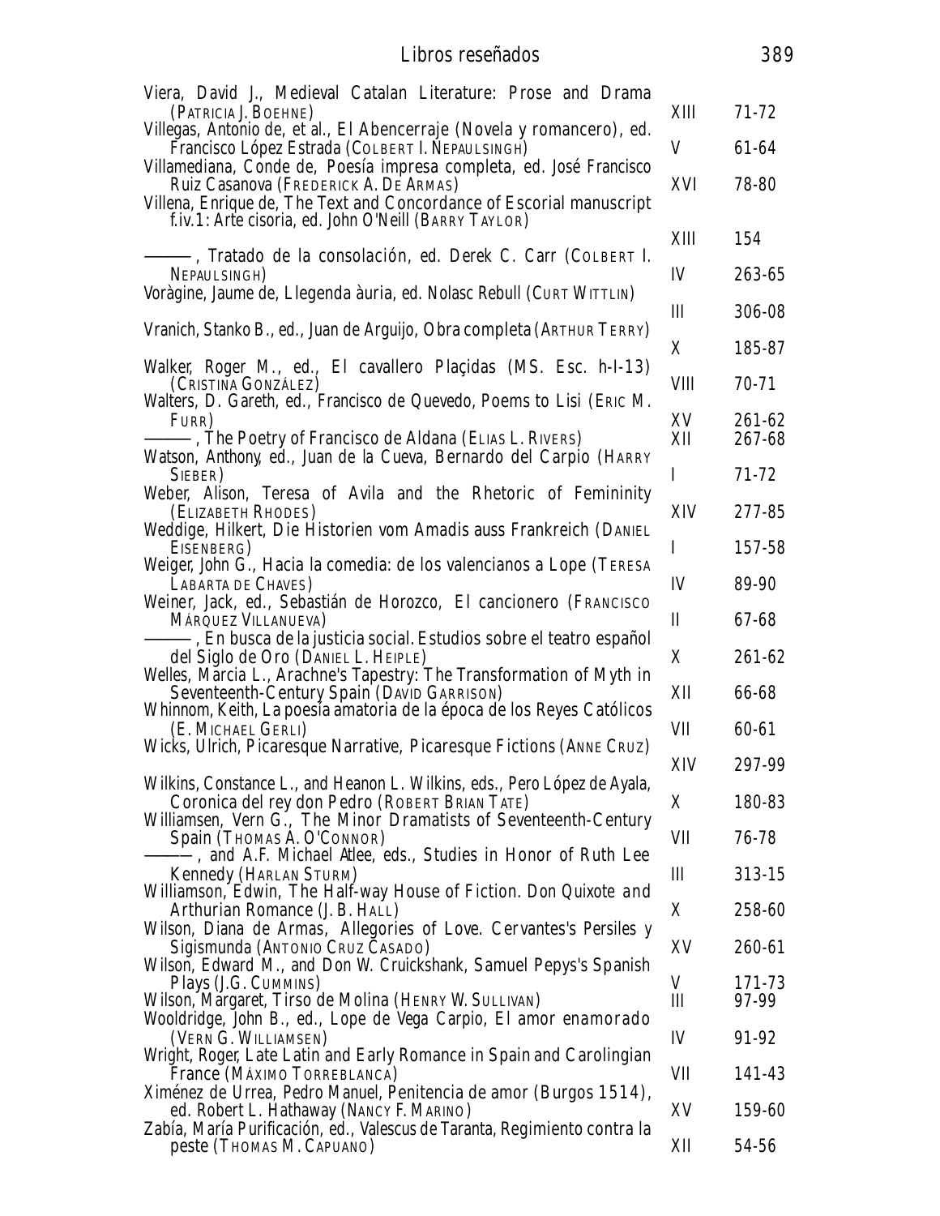| | | |
|---|---|---|
| Viera, David J., *Medieval Catalan Literature: Prose and Drama* (PATRICIA J. BOEHNE) | XIII | 71-72 |
| Villegas, Antonio de, et al., *El Abencerraje (Novela y romancero)*, ed. Francisco López Estrada (COLBERT I. NEPAULSINGH) | V | 61-64 |
| Villamediana, Conde de, *Poesía impresa completa*, ed. José Francisco Ruiz Casanova (FREDERICK A. DE ARMAS) | XVI | 78-80 |
| Villena, Enrique de, *The Text and Concordance of Escorial manuscript f.iv.1: Arte cisoria*, ed. John O'Neill (BARRY TAYLOR) | XIII | 154 |
| ———, *Tratado de la consolación*, ed. Derek C. Carr (COLBERT I. NEPAULSINGH) | IV | 263-65 |
| Voràgine, Jaume de, *Llegenda àuria*, ed. Nolasc Rebull (CURT WITTLIN) | III | 306-08 |
| Vranich, Stanko B., ed., Juan de Arguijo, *Obra completa* (ARTHUR TERRY) | X | 185-87 |
| Walker, Roger M., ed., *El cavallero Plaçidas (MS. Esc. h-I-13)* (CRISTINA GONZÁLEZ) | VIII | 70-71 |
| Walters, D. Gareth, ed., Francisco de Quevedo, *Poems to Lisi* (ERIC M. FURR) | XV | 261-62 |
| ———, *The Poetry of Francisco de Aldana* (ELIAS L. RIVERS) | XII | 267-68 |
| Watson, Anthony, ed., Juan de la Cueva, *Bernardo del Carpio* (HARRY SIEBER) | I | 71-72 |
| Weber, Alison, *Teresa of Avila and the Rhetoric of Femininity* (ELIZABETH RHODES) | XIV | 277-85 |
| Weddige, Hilkert, *Die Historien vom Amadis auss Frankreich* (DANIEL EISENBERG) | I | 157-58 |
| Weiger, John G., *Hacia la comedia: de los valencianos a Lope* (TERESA LABARTA DE CHAVES) | IV | 89-90 |
| Weiner, Jack, ed., Sebastián de Horozco, *El cancionero* (FRANCISCO MÁRQUEZ VILLANUEVA) | II | 67-68 |
| ———, *En busca de la justicia social. Estudios sobre el teatro español del Siglo de Oro* (DANIEL L. HEIPLE) | X | 261-62 |
| Welles, Marcia L., *Arachne's Tapestry: The Transformation of Myth in Seventeenth-Century Spain* (DAVID GARRISON) | XII | 66-68 |
| Whinnom, Keith, *La poesía amatoria de la época de los Reyes Católicos* (E. MICHAEL GERLI) | VII | 60-61 |
| Wicks, Ulrich, *Picaresque Narrative, Picaresque Fictions* (ANNE CRUZ) | XIV | 297-99 |
| Wilkins, Constance L., and Heanon L. Wilkins, eds., Pero López de Ayala, *Coronica del rey don Pedro* (ROBERT BRIAN TATE) | X | 180-83 |
| Williamsen, Vern G., *The Minor Dramatists of Seventeenth-Century Spain* (THOMAS A. O'CONNOR) | VII | 76-78 |
| ———, and A.F. Michael Atlee, eds., *Studies in Honor of Ruth Lee Kennedy* (HARLAN STURM) | III | 313-15 |
| Williamson, Edwin, *The Half-way House of Fiction. Don Quixote and Arthurian Romance* (J. B. HALL) | X | 258-60 |
| Wilson, Diana de Armas, *Allegories of Love. Cervantes's Persiles y Sigismunda* (ANTONIO CRUZ CASADO) | XV | 260-61 |
| Wilson, Edward M., and Don W. Cruickshank, *Samuel Pepys's Spanish Plays* (J.G. CUMMINS) | V | 171-73 |
| Wilson, Margaret, *Tirso de Molina* (HENRY W. SULLIVAN) | III | 97-99 |
| Wooldridge, John B., ed., Lope de Vega Carpio, *El amor enamorado* (VERN G. WILLIAMSEN) | IV | 91-92 |
| Wright, Roger, *Late Latin and Early Romance in Spain and Carolingian France* (MÁXIMO TORREBLANCA) | VII | 141-43 |
| Ximénez de Urrea, Pedro Manuel, *Penitencia de amor (Burgos 1514)*, ed. Robert L. Hathaway (NANCY F. MARINO) | XV | 159-60 |
| Zabía, María Purificación, ed., Valescus de Taranta, *Regimiento contra la peste* (THOMAS M. CAPUANO) | XII | 54-56 |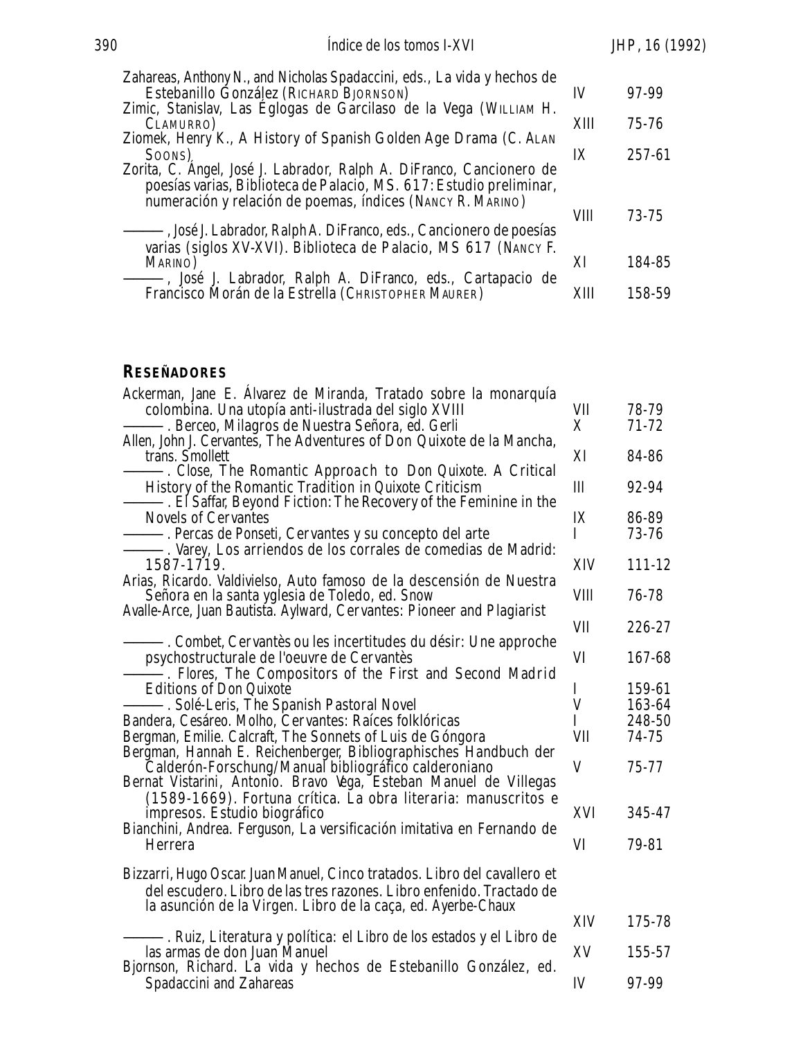| | | |
|---|---|---|
| Zahareas, Anthony N., and Nicholas Spadaccini, eds., La vida y hechos de Estebanillo González (RICHARD BJORNSON) | IV | 97-99 |
| Zimic, Stanislav, Las Églogas de Garcilaso de la Vega (WILLIAM H. CLAMURRO) | XIII | 75-76 |
| Ziomek, Henry K., A History of Spanish Golden Age Drama (C. ALAN SOONS) | IX | 257-61 |
| Zorita, C. Ángel, José J. Labrador, Ralph A. DiFranco, Cancionero de poesías varias, Biblioteca de Palacio, MS. 617: Estudio preliminar, numeración y relación de poemas, índices (NANCY R. MARINO) | VIII | 73-75 |
| ———, José J. Labrador, Ralph A. DiFranco, eds., Cancionero de poesías varias (siglos XV-XVI). Biblioteca de Palacio, MS 617 (NANCY F. MARINO) | XI | 184-85 |
| ———, José J. Labrador, Ralph A. DiFranco, eds., Cartapacio de Francisco Morán de la Estrella (CHRISTOPHER MAURER) | XIII | 158-59 |

## RESEÑADORES

| | | |
|---|---|---|
| Ackerman, Jane E. Álvarez de Miranda, Tratado sobre la monarquía colombina. Una utopía anti-ilustrada del siglo XVIII | VII | 78-79 |
| ———. Berceo, Milagros de Nuestra Señora, ed. Gerli | X | 71-72 |
| Allen, John J. Cervantes, The Adventures of Don Quixote de la Mancha, trans. Smollett | XI | 84-86 |
| ———. Close, The Romantic Approach to Don Quixote. A Critical History of the Romantic Tradition in Quixote Criticism | III | 92-94 |
| ———. El Saffar, Beyond Fiction: The Recovery of the Feminine in the Novels of Cervantes | IX | 86-89 |
| ———. Percas de Ponseti, Cervantes y su concepto del arte | I | 73-76 |
| ———. Varey, Los arriendos de los corrales de comedias de Madrid: 1587-1719. | XIV | 111-12 |
| Arias, Ricardo. Valdivielso, Auto famoso de la descensión de Nuestra Señora en la santa yglesia de Toledo, ed. Snow | VIII | 76-78 |
| Avalle-Arce, Juan Bautista. Aylward, Cervantes: Pioneer and Plagiarist | VII | 226-27 |
| ———. Combet, Cervantès ou les incertitudes du désir: Une approche psychostructurale de l'oeuvre de Cervantès | VI | 167-68 |
| ———. Flores, The Compositors of the First and Second Madrid Editions of Don Quixote | I | 159-61 |
| ———. Solé-Leris, The Spanish Pastoral Novel | V | 163-64 |
| Bandera, Cesáreo. Molho, Cervantes: Raíces folklóricas | I | 248-50 |
| Bergman, Emilie. Calcraft, The Sonnets of Luis de Góngora | VII | 74-75 |
| Bergman, Hannah E. Reichenberger, Bibliographisches Handbuch der Calderón-Forschung/Manual bibliográfico calderoniano | V | 75-77 |
| Bernat Vistarini, Antonio. Bravo Vega, Esteban Manuel de Villegas (1589-1669). Fortuna crítica. La obra literaria: manuscritos e impresos. Estudio biográfico | XVI | 345-47 |
| Bianchini, Andrea. Ferguson, La versificación imitativa en Fernando de Herrera | VI | 79-81 |
| Bizzarri, Hugo Oscar. Juan Manuel, Cinco tratados. Libro del cavallero et del escudero. Libro de las tres razones. Libro enfenido. Tractado de la asunción de la Virgen. Libro de la caça, ed. Ayerbe-Chaux | XIV | 175-78 |
| ———. Ruiz, Literatura y política: el Libro de los estados y el Libro de las armas de don Juan Manuel | XV | 155-57 |
| Bjornson, Richard. La vida y hechos de Estebanillo González, ed. Spadaccini and Zahareas | IV | 97-99 |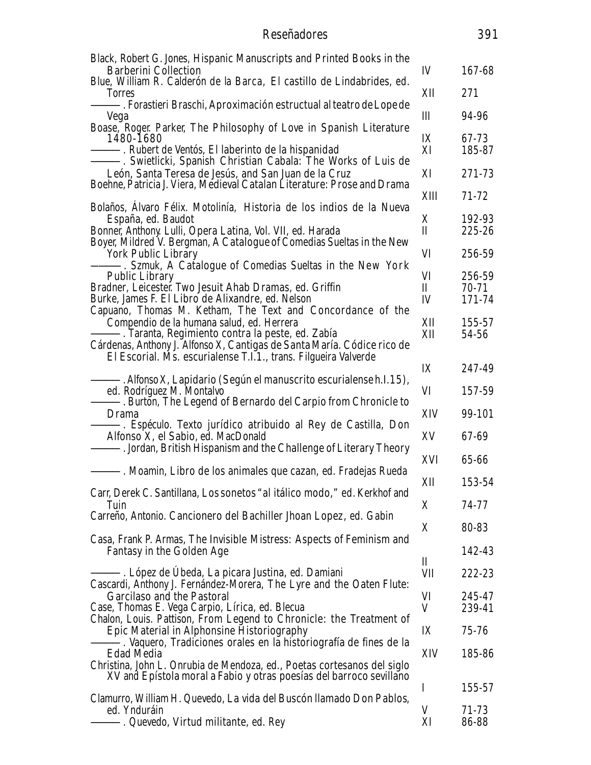| | | |
|---|---|---|
| Black, Robert G. Jones, *Hispanic Manuscripts and Printed Books in the Barberini Collection* | IV | 167-68 |
| Blue, William R. Calderón de la Barca, *El castillo de Lindabrides*, ed. Torres | XII | 271 |
| ———. Forastieri Braschi, *Aproximación estructual al teatro de Lope de Vega* | III | 94-96 |
| Boase, Roger. Parker, *The Philosophy of Love in Spanish Literature 1480-1680* | IX | 67-73 |
| ———. Rubert de Ventós, *El laberinto de la hispanidad* | XI | 185-87 |
| ———. Swietlicki, *Spanish Christian Cabala: The Works of Luis de León, Santa Teresa de Jesús, and San Juan de la Cruz* | XI | 271-73 |
| Boehne, Patricia J. Viera, *Medieval Catalan Literature: Prose and Drama* | XIII | 71-72 |
| Bolaños, Álvaro Félix. Motolinía, *Historia de los indios de la Nueva España*, ed. Baudot | X | 192-93 |
| Bonner, Anthony. Lulli, *Opera Latina, Vol. VII*, ed. Harada | II | 225-26 |
| Boyer, Mildred V. Bergman, *A Catalogue of Comedias Sueltas in the New York Public Library* | VI | 256-59 |
| ———. Szmuk, *A Catalogue of Comedias Sueltas in the New York Public Library* | VI | 256-59 |
| Bradner, Leicester. *Two Jesuit Ahab Dramas*, ed. Griffin | II | 70-71 |
| Burke, James F. *El Libro de Alixandre*, ed. Nelson | IV | 171-74 |
| Capuano, Thomas M. Ketham, *The Text and Concordance of the Compendio de la humana salud*, ed. Herrera | XII | 155-57 |
| ———. Taranta, *Regimiento contra la peste*, ed. Zabía | XII | 54-56 |
| Cárdenas, Anthony J. Alfonso X, *Cantigas de Santa María. Códice rico de El Escorial. Ms. escurialense T.I.1.*, trans. Filgueira Valverde | IX | 247-49 |
| ———. Alfonso X, *Lapidario (Según el manuscrito escurialense h.I.15)*, ed. Rodríguez M. Montalvo | VI | 157-59 |
| ———. Burton, *The Legend of Bernardo del Carpio from Chronicle to Drama* | XIV | 99-101 |
| ———. *Espéculo. Texto jurídico atribuido al Rey de Castilla, Don Alfonso X, el Sabio*, ed. MacDonald | XV | 67-69 |
| ———. Jordan, *British Hispanism and the Challenge of Literary Theory* | XVI | 65-66 |
| ———. Moamin, *Libro de los animales que cazan*, ed. Fradejas Rueda | XII | 153-54 |
| Carr, Derek C. Santillana, *Los sonetos "al itálico modo,"* ed. Kerkhof and Tuin | X | 74-77 |
| Carreño, Antonio. *Cancionero del Bachiller Jhoan Lopez*, ed. Gabin | X | 80-83 |
| Casa, Frank P. Armas, *The Invisible Mistress: Aspects of Feminism and Fantasy in the Golden Age* | II | 142-43 |
| ———. López de Úbeda, *La picara Justina*, ed. Damiani | VII | 222-23 |
| Cascardi, Anthony J. Fernández-Morera, *The Lyre and the Oaten Flute: Garcilaso and the Pastoral* | VI | 245-47 |
| Case, Thomas E. Vega Carpio, *Lírica*, ed. Blecua | V | 239-41 |
| Chalon, Louis. Pattison, *From Legend to Chronicle: the Treatment of Epic Material in Alphonsine Historiography* | IX | 75-76 |
| ———. Vaquero, *Tradiciones orales en la historiografía de fines de la Edad Media* | XIV | 185-86 |
| Christina, John L. Onrubia de Mendoza, ed., *Poetas cortesanos del siglo XV* and *Epístola moral a Fabio y otras poesías del barroco sevillano* | I | 155-57 |
| Clamurro, William H. Quevedo, *La vida del Buscón llamado Don Pablos*, ed. Ynduráin | V | 71-73 |
| ———. Quevedo, *Virtud militante*, ed. Rey | XI | 86-88 |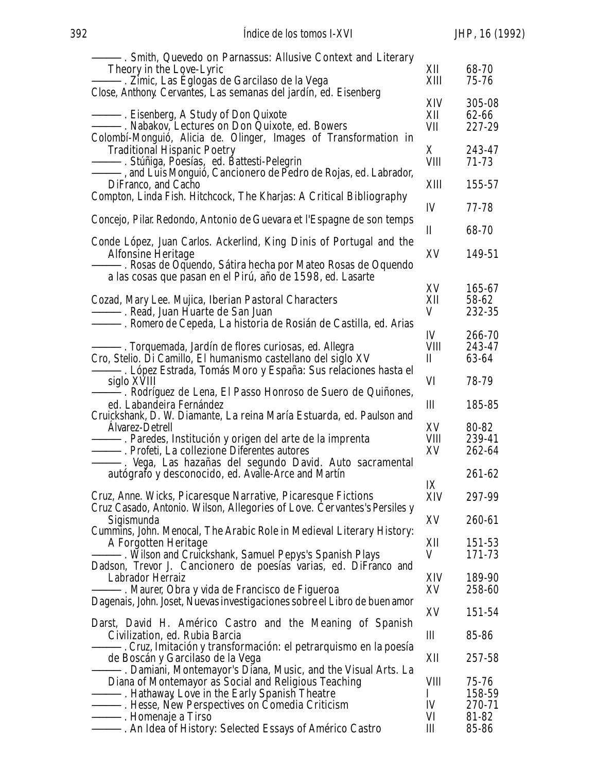———. Smith, *Quevedo on Parnassus: Allusive Context and Literary Theory in the Love-Lyric* XII 68-70
———. Zimic, *Las Églogas de Garcilaso de la Vega* XIII 75-76
Close, Anthony. Cervantes, *Las semanas del jardín*, ed. Eisenberg XIV 305-08
———. Eisenberg, *A Study of Don Quixote* XII 62-66
———. Nabakov, *Lectures on Don Quixote*, ed. Bowers VII 227-29
Colombí-Monguió, Alicia de. Olinger, *Images of Transformation in Traditional Hispanic Poetry* X 243-47
———. Stúñiga, *Poesías*, ed. Battesti-Pelegrin VIII 71-73
———, and Luis Monguió, *Cancionero de Pedro de Rojas*, ed. Labrador, DiFranco, and Cacho XIII 155-57
Compton, Linda Fish. Hitchcock, *The Kharjas: A Critical Bibliography* IV 77-78
Concejo, Pilar. Redondo, *Antonio de Guevara et l'Espagne de son temps* II 68-70
Conde López, Juan Carlos. Ackerlind, *King Dinis of Portugal and the Alfonsine Heritage* XV 149-51
———. Rosas de Oquendo, *Sátira hecha por Mateo Rosas de Oquendo a las cosas que pasan en el Pirú, año de 1598*, ed. Lasarte XV 165-67
Cozad, Mary Lee. Mujica, *Iberian Pastoral Characters* XII 58-62
———. Read, *Juan Huarte de San Juan* V 232-35
———. Romero de Cepeda, *La historia de Rosián de Castilla*, ed. Arias IV 266-70
———. Torquemada, *Jardín de flores curiosas*, ed. Allegra VIII 243-47
Cro, Stelio. Di Camillo, *El humanismo castellano del siglo XV* II 63-64
———. López Estrada, *Tomás Moro y España: Sus relaciones hasta el siglo XVIII* VI 78-79
———. Rodríguez de Lena, *El Passo Honroso de Suero de Quiñones*, ed. Labandeira Fernández III 185-85
Cruickshank, D. W. Diamante, *La reina María Estuarda*, ed. Paulson and Álvarez-Detrell XV 80-82
———. Paredes, *Institución y origen del arte de la imprenta* VIII 239-41
———. Profeti, *La collezione Diferentes autores* XV 262-64
———. Vega, *Las hazañas del segundo David. Auto sacramental autógrafo y desconocido*, ed. Avalle-Arce and Martín IX 261-62
Cruz, Anne. Wicks, *Picaresque Narrative, Picaresque Fictions* XIV 297-99
Cruz Casado, Antonio. Wilson, *Allegories of Love. Cervantes's Persiles y Sigismunda* XV 260-61
Cummins, John. Menocal, *The Arabic Role in Medieval Literary History: A Forgotten Heritage* XII 151-53
———. Wilson and Cruickshank, *Samuel Pepys's Spanish Plays* V 171-73
Dadson, Trevor J. *Cancionero de poesías varias*, ed. DiFranco and Labrador Herraiz XIV 189-90
———. Maurer, *Obra y vida de Francisco de Figueroa* XV 258-60
Dagenais, John. Joset, *Nuevas investigaciones sobre el Libro de buen amor* XV 151-54
Darst, David H. *Américo Castro and the Meaning of Spanish Civilization*, ed. Rubia Barcia III 85-86
———. Cruz, *Imitación y transformación: el petrarquismo en la poesía de Boscán y Garcilaso de la Vega* XII 257-58
———. Damiani, *Montemayor's Diana, Music, and the Visual Arts. La Diana of Montemayor as Social and Religious Teaching* VIII 75-76
———. Hathaway, *Love in the Early Spanish Theatre* I 158-59
———. Hesse, *New Perspectives on Comedia Criticism* IV 270-71
———. *Homenaje a Tirso* VI 81-82
———. *An Idea of History: Selected Essays of Américo Castro* III 85-86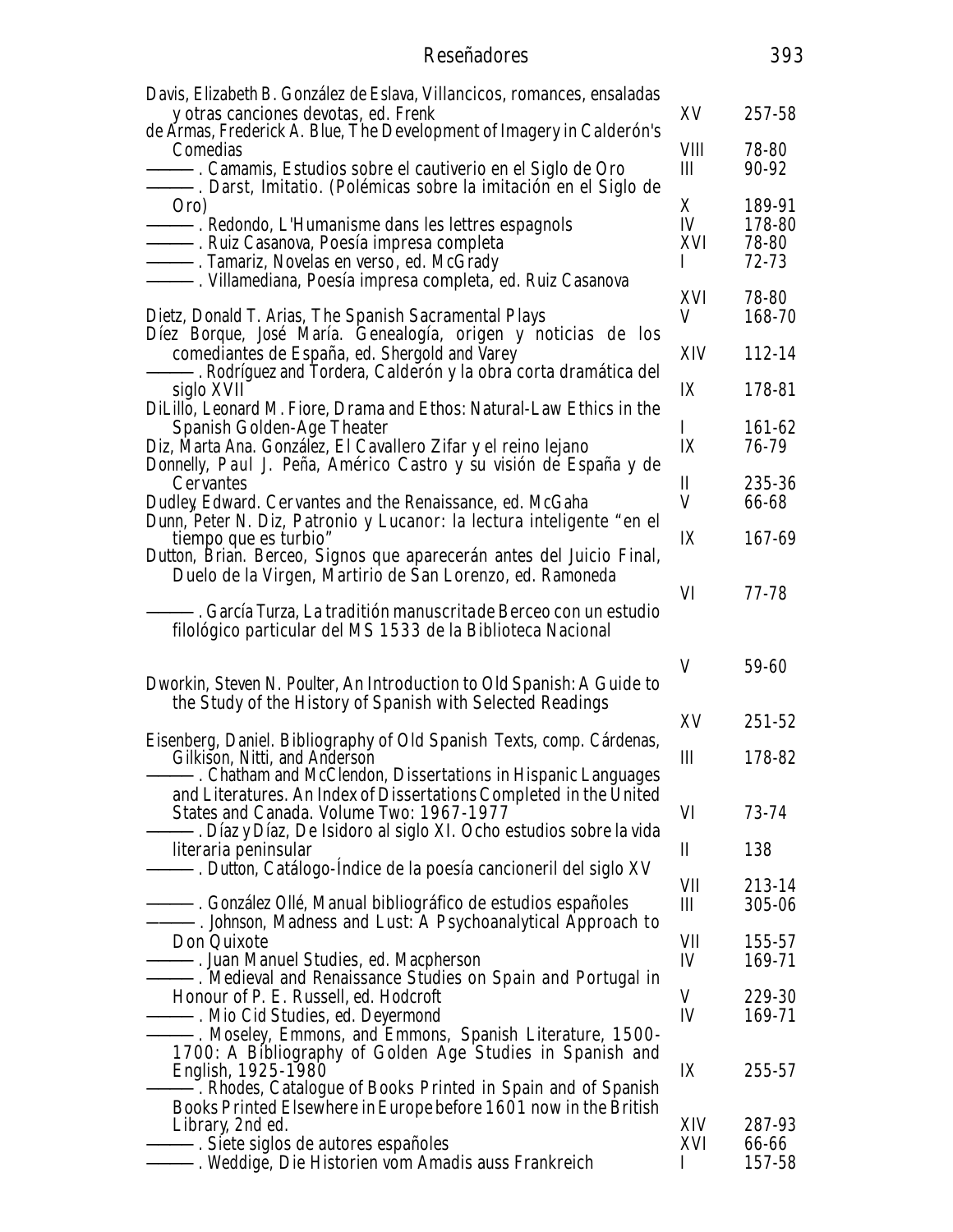# Reseñadores

| | | |
|---|---|---|
| Davis, Elizabeth B. González de Eslava, *Villancicos, romances, ensaladas y otras canciones devotas*, ed. Frenk | XV | 257-58 |
| de Armas, Frederick A. Blue, *The Development of Imagery in Calderón's Comedias* | VIII | 78-80 |
| ———. Camamis, *Estudios sobre el cautiverio en el Siglo de Oro* | III | 90-92 |
| ———. Darst, *Imitatio. (Polémicas sobre la imitación en el Siglo de Oro)* | X | 189-91 |
| ———. Redondo, *L'Humanisme dans les lettres espagnols* | IV | 178-80 |
| ———. Ruiz Casanova, *Poesía impresa completa* | XVI | 78-80 |
| ———. Tamariz, *Novelas en verso*, ed. McGrady | I | 72-73 |
| ———. Villamediana, *Poesía impresa completa*, ed. Ruiz Casanova | XVI | 78-80 |
| Dietz, Donald T. Arias, *The Spanish Sacramental Plays* | V | 168-70 |
| Díez Borque, José María. *Genealogía, origen y noticias de los comediantes de España*, ed. Shergold and Varey | XIV | 112-14 |
| ———. Rodríguez and Tordera, *Calderón y la obra corta dramática del siglo XVII* | IX | 178-81 |
| DiLillo, Leonard M. Fiore, *Drama and Ethos: Natural-Law Ethics in the Spanish Golden-Age Theater* | I | 161-62 |
| Diz, Marta Ana. González, *El Cavallero Zifar y el reino lejano* | IX | 76-79 |
| Donnelly, Paul J. Peña, *Américo Castro y su visión de España y de Cervantes* | II | 235-36 |
| Dudley, Edward. *Cervantes and the Renaissance*, ed. McGaha | V | 66-68 |
| Dunn, Peter N. Diz, *Patronio y Lucanor: la lectura inteligente "en el tiempo que es turbio"* | IX | 167-69 |
| Dutton, Brian. Berceo, *Signos que aparecerán antes del Juicio Final, Duelo de la Virgen, Martirio de San Lorenzo*, ed. Ramoneda | VI | 77-78 |
| ———. García Turza, *La tradition manuscrita de Berceo con un estudio filológico particular del MS 1533 de la Biblioteca Nacional* | V | 59-60 |
| Dworkin, Steven N. Poulter, *An Introduction to Old Spanish: A Guide to the Study of the History of Spanish with Selected Readings* | XV | 251-52 |
| Eisenberg, Daniel. *Bibliography of Old Spanish Texts*, comp. Cárdenas, Gilkison, Nitti, and Anderson | III | 178-82 |
| ———. Chatham and McClendon, *Dissertations in Hispanic Languages and Literatures. An Index of Dissertations Completed in the United States and Canada. Volume Two: 1967-1977* | VI | 73-74 |
| ———. Díaz y Díaz, *De Isidoro al siglo XI. Ocho estudios sobre la vida literaria peninsular* | II | 138 |
| ———. Dutton, *Catálogo-Índice de la poesía cancioneril del siglo XV* | VII | 213-14 |
| ———. González Ollé, *Manual bibliográfico de estudios españoles* | III | 305-06 |
| ———. Johnson, *Madness and Lust: A Psychoanalytical Approach to Don Quixote* | VII | 155-57 |
| ———. *Juan Manuel Studies*, ed. Macpherson | IV | 169-71 |
| ———. *Medieval and Renaissance Studies on Spain and Portugal in Honour of P. E. Russell*, ed. Hodcroft | V | 229-30 |
| ———. *Mio Cid Studies*, ed. Deyermond | IV | 169-71 |
| ———. Moseley, Emmons, and Emmons, *Spanish Literature, 1500-1700: A Bibliography of Golden Age Studies in Spanish and English, 1925-1980* | IX | 255-57 |
| ———. Rhodes, *Catalogue of Books Printed in Spain and of Spanish Books Printed Elsewhere in Europe before 1601 now in the British Library*, 2nd ed. | XIV | 287-93 |
| ———. *Siete siglos de autores españoles* | XVI | 66-66 |
| ———. Weddige, *Die Historien vom Amadis auss Frankreich* | I | 157-58 |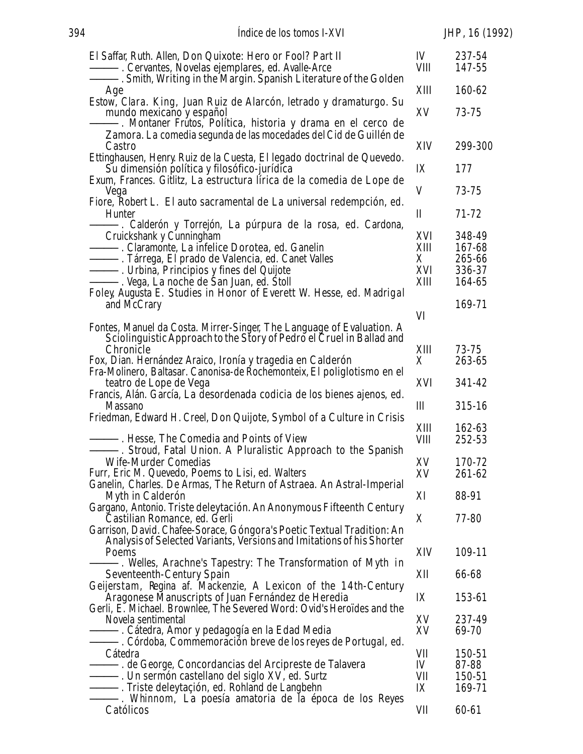| | | |
|---|---|---|
| El Saffar, Ruth. Allen, *Don Quixote: Hero or Fool? Part II* | IV | 237-54 |
| ———. Cervantes, *Novelas ejemplares*, ed. Avalle-Arce | VIII | 147-55 |
| ———. Smith, *Writing in the Margin. Spanish Literature of the Golden Age* | XIII | 160-62 |
| Estow, Clara. King, *Juan Ruiz de Alarcón, letrado y dramaturgo. Su mundo mexicano y español* | XV | 73-75 |
| ———. Montaner Frutos, *Política, historia y drama en el cerco de Zamora. La comedia segunda de las mocedades del Cid de Guillén de Castro* | XIV | 299-300 |
| Ettinghausen, Henry. Ruiz de la Cuesta, *El legado doctrinal de Quevedo. Su dimensión política y filosófico-jurídica* | IX | 177 |
| Exum, Frances. Gitlitz, *La estructura lírica de la comedia de Lope de Vega* | V | 73-75 |
| Fiore, Robert L. *El auto sacramental de La universal redempción*, ed. Hunter | II | 71-72 |
| ———. Calderón y Torrejón, *La púrpura de la rosa*, ed. Cardona, Cruickshank y Cunningham | XVI | 348-49 |
| ———. Claramonte, *La infelice Dorotea*, ed. Ganelin | XIII | 167-68 |
| ———. Tárrega, *El prado de Valencia*, ed. Canet Valles | X | 265-66 |
| ———. Urbina, *Principios y fines del Quijote* | XVI | 336-37 |
| ———. Vega, *La noche de San Juan*, ed. Stoll | XIII | 164-65 |
| Foley, Augusta E. *Studies in Honor of Everett W. Hesse*, ed. Madrigal and McCrary | VI | 169-71 |
| Fontes, Manuel da Costa. Mirrer-Singer, *The Language of Evaluation. A Sciolinguistic Approach to the Story of Pedro el Cruel in Ballad and Chronicle* | XIII | 73-75 |
| Fox, Dian. Hernández Araico, *Ironía y tragedia en Calderón* | X | 263-65 |
| Fra-Molinero, Baltasar. Canonisa-de Rochemonteix, *El poliglotismo en el teatro de Lope de Vega* | XVI | 341-42 |
| Francis, Alán. García, *La desordenada codicia de los bienes ajenos*, ed. Massano | III | 315-16 |
| Friedman, Edward H. Creel, *Don Quijote, Symbol of a Culture in Crisis* | XIII | 162-63 |
| ———. Hesse, *The Comedia and Points of View* | VIII | 252-53 |
| ———. Stroud, *Fatal Union. A Pluralistic Approach to the Spanish Wife-Murder Comedias* | XV | 170-72 |
| Furr, Eric M. Quevedo, *Poems to Lisi*, ed. Walters | XV | 261-62 |
| Ganelin, Charles. De Armas, *The Return of Astraea. An Astral-Imperial Myth in Calderón* | XI | 88-91 |
| Gargano, Antonio. *Triste deleytación. An Anonymous Fifteenth Century Castilian Romance*, ed. Gerli | X | 77-80 |
| Garrison, David. Chafee-Sorace, *Góngora's Poetic Textual Tradition: An Analysis of Selected Variants, Versions and Imitations of his Shorter Poems* | XIV | 109-11 |
| ———. Welles, *Arachne's Tapestry: The Transformation of Myth in Seventeenth-Century Spain* | XII | 66-68 |
| Geijerstam, Regina af. Mackenzie, *A Lexicon of the 14th-Century Aragonese Manuscripts of Juan Fernández de Heredia* | IX | 153-61 |
| Gerli, E. Michael. Brownlee, *The Severed Word: Ovid's Heroïdes and the Novela sentimental* | XV | 237-49 |
| ———. Cátedra, *Amor y pedagogía en la Edad Media* | XV | 69-70 |
| ———. Córdoba, *Commemoración breve de los reyes de Portugal*, ed. Cátedra | VII | 150-51 |
| ———. de George, *Concordancias del Arcipreste de Talavera* | IV | 87-88 |
| ———. *Un sermón castellano del siglo XV*, ed. Surtz | VII | 150-51 |
| ———. *Triste deleytaçión*, ed. Rohland de Langbehn | IX | 169-71 |
| ———. Whinnom, *La poesía amatoria de la época de los Reyes Católicos* | VII | 60-61 |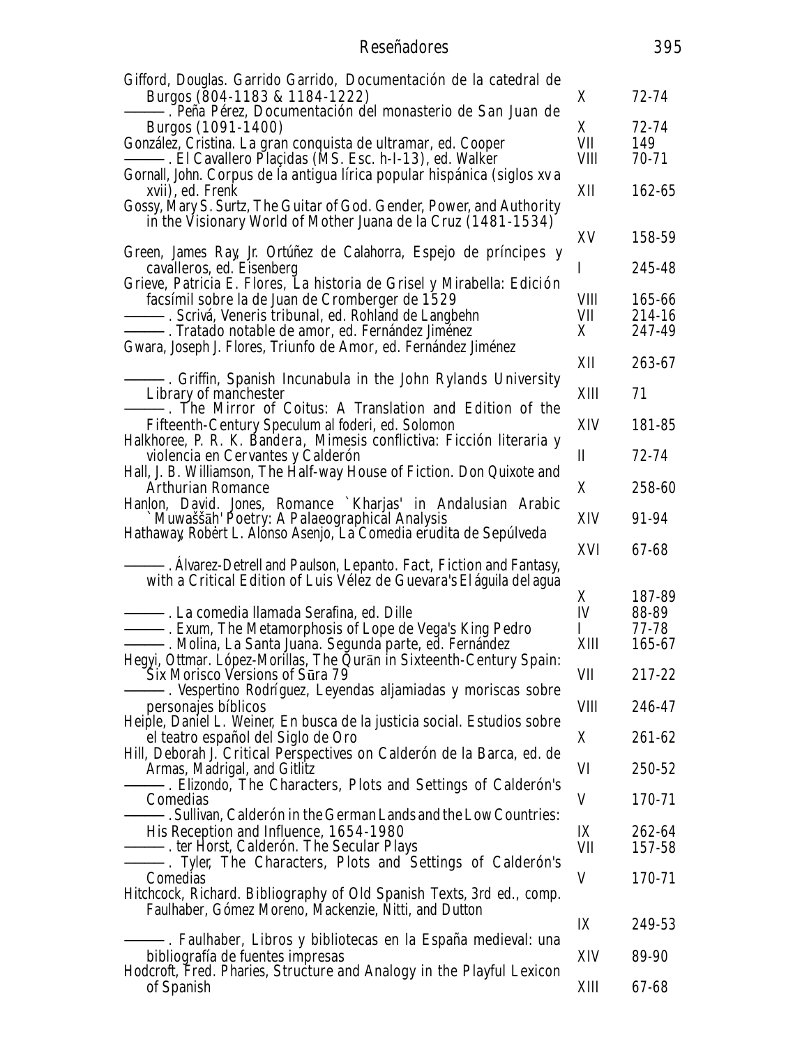| | | |
|---|---|---|
| Gifford, Douglas. Garrido Garrido, *Documentación de la catedral de Burgos (804-1183 & 1184-1222)* | X | 72-74 |
| ———. Peña Pérez, *Documentación del monasterio de San Juan de Burgos (1091-1400)* | X | 72-74 |
| González, Cristina. *La gran conquista de ultramar*, ed. Cooper | VII | 149 |
| ———. *El Cavallero Plaçidas (MS. Esc. h-I-13)*, ed. Walker | VIII | 70-71 |
| Gornall, John. *Corpus de la antigua lírica popular hispánica (siglos xv a xvii)*, ed. Frenk | XII | 162-65 |
| Gossy, Mary S. Surtz, *The Guitar of God. Gender, Power, and Authority in the Visionary World of Mother Juana de la Cruz (1481-1534)* | XV | 158-59 |
| Green, James Ray, Jr. Ortúñez de Calahorra, *Espejo de príncipes y cavalleros*, ed. Eisenberg | I | 245-48 |
| Grieve, Patricia E. Flores, *La historia de Grisel y Mirabella: Edición facsímil sobre la de Juan de Cromberger de 1529* | VIII | 165-66 |
| ———. Scrivá, *Veneris tribunal*, ed. Rohland de Langbehn | VII | 214-16 |
| ———. *Tratado notable de amor*, ed. Fernández Jiménez | X | 247-49 |
| Gwara, Joseph J. Flores, *Triunfo de Amor*, ed. Fernández Jiménez | XII | 263-67 |
| ———. Griffin, *Spanish Incunabula in the John Rylands University Library of manchester* | XIII | 71 |
| ———. *The Mirror of Coitus: A Translation and Edition of the Fifteenth-Century Speculum al foderi*, ed. Solomon | XIV | 181-85 |
| Halkhoree, P. R. K. Bandera, *Mimesis conflictiva: Ficción literaria y violencia en Cervantes y Calderón* | II | 72-74 |
| Hall, J. B. Williamson, *The Half-way House of Fiction. Don Quixote and Arthurian Romance* | X | 258-60 |
| Hanlon, David. Jones, *Romance `Kharjas' in Andalusian Arabic `Muwaššāḥ' Poetry: A Palaeographical Analysis* | XIV | 91-94 |
| Hathaway, Robert L. Alonso Asenjo, *La Comedia erudita de Sepúlveda* | XVI | 67-68 |
| ———. Álvarez-Detrell and Paulson, *Lepanto. Fact, Fiction and Fantasy, with a Critical Edition of Luis Vélez de Guevara's El águila del agua* | X | 187-89 |
| ———. *La comedia llamada Serafina*, ed. Dille | IV | 88-89 |
| ———. Exum, *The Metamorphosis of Lope de Vega's King Pedro* | I | 77-78 |
| ———. Molina, *La Santa Juana. Segunda parte*, ed. Fernández | XIII | 165-67 |
| Hegyi, Ottmar. López-Morillas, *The Qurān in Sixteenth-Century Spain: Six Morisco Versions of Sūra 79* | VII | 217-22 |
| ———. Vespertino Rodríguez, *Leyendas aljamiadas y moriscas sobre personajes bíblicos* | VIII | 246-47 |
| Heiple, Daniel L. Weiner, *En busca de la justicia social. Estudios sobre el teatro español del Siglo de Oro* | X | 261-62 |
| Hill, Deborah J. *Critical Perspectives on Calderón de la Barca*, ed. de Armas, Madrigal, and Gitlitz | VI | 250-52 |
| ———. Elizondo, *The Characters, Plots and Settings of Calderón's Comedias* | V | 170-71 |
| ———. Sullivan, *Calderón in the German Lands and the Low Countries: His Reception and Influence, 1654-1980* | IX | 262-64 |
| ———. ter Horst, *Calderón. The Secular Plays* | VII | 157-58 |
| ———. Tyler, *The Characters, Plots and Settings of Calderón's Comedias* | V | 170-71 |
| Hitchcock, Richard. *Bibliography of Old Spanish Texts*, 3rd ed., comp. Faulhaber, Gómez Moreno, Mackenzie, Nitti, and Dutton | IX | 249-53 |
| ———. Faulhaber, *Libros y bibliotecas en la España medieval: una bibliografía de fuentes impresas* | XIV | 89-90 |
| Hodcroft, Fred. Pharies, *Structure and Analogy in the Playful Lexicon of Spanish* | XIII | 67-68 |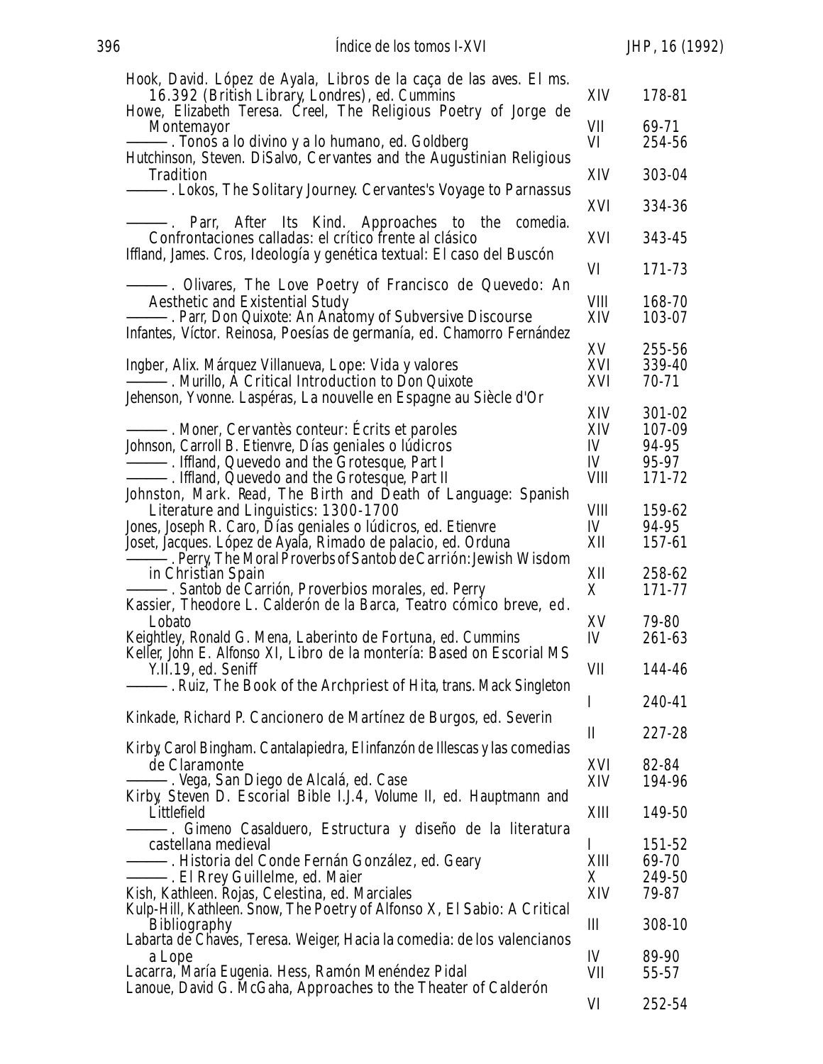| | | |
|---|---|---|
| Hook, David. López de Ayala, *Libros de la caça de las aves. El ms. 16.392 (British Library, Londres)*, ed. Cummins | XIV | 178-81 |
| Howe, Elizabeth Teresa. Creel, *The Religious Poetry of Jorge de Montemayor* | VII | 69-71 |
| ———. *Tonos a lo divino y a lo humano*, ed. Goldberg | VI | 254-56 |
| Hutchinson, Steven. DiSalvo, *Cervantes and the Augustinian Religious Tradition* | XIV | 303-04 |
| ———. Lokos, *The Solitary Journey. Cervantes's Voyage to Parnassus* | XVI | 334-36 |
| ———. Parr, *After Its Kind. Approaches to the comedia. Confrontaciones calladas: el crítico frente al clásico* | XVI | 343-45 |
| Iffland, James. Cros, *Ideología y genética textual: El caso del Buscón* | VI | 171-73 |
| ———. Olivares, *The Love Poetry of Francisco de Quevedo: An Aesthetic and Existential Study* | VIII | 168-70 |
| ———. Parr, *Don Quixote: An Anatomy of Subversive Discourse* | XIV | 103-07 |
| Infantes, Víctor. Reinosa, *Poesías de germanía*, ed. Chamorro Fernández | XV | 255-56 |
| Ingber, Alix. Márquez Villanueva, *Lope: Vida y valores* | XVI | 339-40 |
| ———. Murillo, *A Critical Introduction to Don Quixote* | XVI | 70-71 |
| Jehenson, Yvonne. Laspéras, *La nouvelle en Espagne au Siècle d'Or* | XIV | 301-02 |
| ———. Moner, *Cervantès conteur: Écrits et paroles* | XIV | 107-09 |
| Johnson, Carroll B. Etienvre, *Días geniales o lúdicros* | IV | 94-95 |
| ———. Iffland, *Quevedo and the Grotesque*, Part I | IV | 95-97 |
| ———. Iffland, *Quevedo and the Grotesque*, Part II | VIII | 171-72 |
| Johnston, Mark. Read, *The Birth and Death of Language: Spanish Literature and Linguistics: 1300-1700* | VIII | 159-62 |
| Jones, Joseph R. Caro, *Días geniales o lúdicros*, ed. Etienvre | IV | 94-95 |
| Joset, Jacques. López de Ayala, *Rimado de palacio*, ed. Orduna | XII | 157-61 |
| ———. Perry, *The Moral Proverbs of Santob de Carrión: Jewish Wisdom in Christian Spain* | XII | 258-62 |
| ———. Santob de Carrión, *Proverbios morales*, ed. Perry | X | 171-77 |
| Kassier, Theodore L. Calderón de la Barca, *Teatro cómico breve*, ed. Lobato | XV | 79-80 |
| Keightley, Ronald G. Mena, *Laberinto de Fortuna*, ed. Cummins | IV | 261-63 |
| Keller, John E. Alfonso XI, *Libro de la montería: Based on Escorial MS Y.II.19*, ed. Seniff | VII | 144-46 |
| ———. Ruiz, *The Book of the Archpriest of Hita*, trans. Mack Singleton | I | 240-41 |
| Kinkade, Richard P. *Cancionero de Martínez de Burgos*, ed. Severin | II | 227-28 |
| Kirby, Carol Bingham. Cantalapiedra, *El infanzón de Illescas y las comedias de Claramonte* | XVI | 82-84 |
| ———. Vega, *San Diego de Alcalá*, ed. Case | XIV | 194-96 |
| Kirby, Steven D. *Escorial Bible I.J.4, Volume II*, ed. Hauptmann and Littlefield | XIII | 149-50 |
| ———. Gimeno Casalduero, *Estructura y diseño de la literatura castellana medieval* | I | 151-52 |
| ———. *Historia del Conde Fernán González*, ed. Geary | XIII | 69-70 |
| ———. *El Rrey Guillelme*, ed. Maier | X | 249-50 |
| Kish, Kathleen. Rojas, *Celestina*, ed. Marciales | XIV | 79-87 |
| Kulp-Hill, Kathleen. Snow, *The Poetry of Alfonso X, El Sabio: A Critical Bibliography* | III | 308-10 |
| Labarta de Chaves, Teresa. Weiger, *Hacia la comedia: de los valencianos a Lope* | IV | 89-90 |
| Lacarra, María Eugenia. Hess, *Ramón Menéndez Pidal* | VII | 55-57 |
| Lanoue, David G. McGaha, *Approaches to the Theater of Calderón* | VI | 252-54 |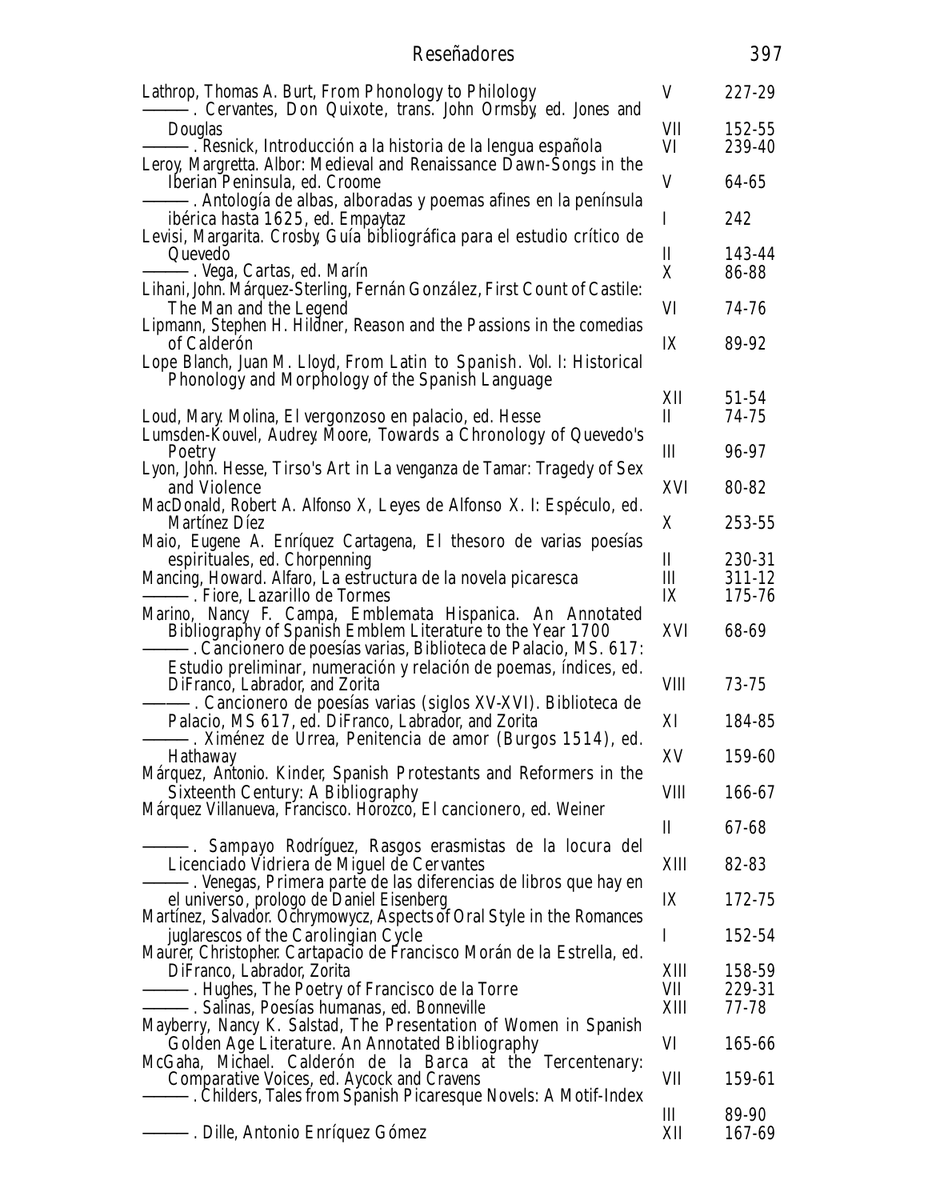| | | |
|---|---|---|
| Lathrop, Thomas A. Burt, *From Phonology to Philology* | V | 227-29 |
| ———. Cervantes, *Don Quixote*, trans. John Ormsby, ed. Jones and Douglas | VII | 152-55 |
| ———. Resnick, *Introducción a la historia de la lengua española* | VI | 239-40 |
| Leroy, Margretta. *Albor: Medieval and Renaissance Dawn-Songs in the Iberian Peninsula*, ed. Croome | V | 64-65 |
| ———. *Antología de albas, alboradas y poemas afines en la península ibérica hasta 1625*, ed. Empaytaz | I | 242 |
| Levisi, Margarita. Crosby, *Guía bibliográfica para el estudio crítico de Quevedo* | II | 143-44 |
| ———. Vega, *Cartas*, ed. Marín | X | 86-88 |
| Lihani, John. Márquez-Sterling, *Fernán González, First Count of Castile: The Man and the Legend* | VI | 74-76 |
| Lipmann, Stephen H. Hildner, *Reason and the Passions in the comedias of Calderón* | IX | 89-92 |
| Lope Blanch, Juan M. Lloyd, *From Latin to Spanish. Vol. I: Historical Phonology and Morphology of the Spanish Language* | XII | 51-54 |
| Loud, Mary. Molina, *El vergonzoso en palacio*, ed. Hesse | II | 74-75 |
| Lumsden-Kouvel, Audrey. Moore, *Towards a Chronology of Quevedo's Poetry* | III | 96-97 |
| Lyon, John. Hesse, *Tirso's Art in La venganza de Tamar: Tragedy of Sex and Violence* | XVI | 80-82 |
| MacDonald, Robert A. Alfonso X, *Leyes de Alfonso X. I: Espéculo*, ed. Martínez Díez | X | 253-55 |
| Maio, Eugene A. Enríquez Cartagena, *El thesoro de varias poesías espirituales*, ed. Chorpenning | II | 230-31 |
| Mancing, Howard. Alfaro, *La estructura de la novela picaresca* | III | 311-12 |
| ———. Fiore, *Lazarillo de Tormes* | IX | 175-76 |
| Marino, Nancy F. Campa, *Emblemata Hispanica. An Annotated Bibliography of Spanish Emblem Literature to the Year 1700* | XVI | 68-69 |
| ———. *Cancionero de poesías varias, Biblioteca de Palacio, MS. 617: Estudio preliminar, numeración y relación de poemas, índices*, ed. DiFranco, Labrador, and Zorita | VIII | 73-75 |
| ———. *Cancionero de poesías varias (siglos XV-XVI). Biblioteca de Palacio, MS 617*, ed. DiFranco, Labrador, and Zorita | XI | 184-85 |
| ———. Ximénez de Urrea, *Penitencia de amor (Burgos 1514)*, ed. Hathaway | XV | 159-60 |
| Márquez, Antonio. Kinder, *Spanish Protestants and Reformers in the Sixteenth Century: A Bibliography* | VIII | 166-67 |
| Márquez Villanueva, Francisco. Horozco, *El cancionero*, ed. Weiner | II | 67-68 |
| ———. Sampayo Rodríguez, *Rasgos erasmistas de la locura del Licenciado Vidriera de Miguel de Cervantes* | XIII | 82-83 |
| ———. Venegas, *Primera parte de las diferencias de libros que hay en el universo*, prologo de Daniel Eisenberg | IX | 172-75 |
| Martínez, Salvador. Ochrymowycz, *Aspects of Oral Style in the Romances juglarescos of the Carolingian Cycle* | I | 152-54 |
| Maurer, Christopher. *Cartapacio de Francisco Morán de la Estrella*, ed. DiFranco, Labrador, Zorita | XIII | 158-59 |
| ———. Hughes, *The Poetry of Francisco de la Torre* | VII | 229-31 |
| ———. Salinas, *Poesías humanas*, ed. Bonneville | XIII | 77-78 |
| Mayberry, Nancy K. Salstad, *The Presentation of Women in Spanish Golden Age Literature. An Annotated Bibliography* | VI | 165-66 |
| McGaha, Michael. *Calderón de la Barca at the Tercentenary: Comparative Voices*, ed. Aycock and Cravens | VII | 159-61 |
| ———. Childers, *Tales from Spanish Picaresque Novels: A Motif-Index* | III | 89-90 |
| ———. Dille, *Antonio Enríquez Gómez* | XII | 167-69 |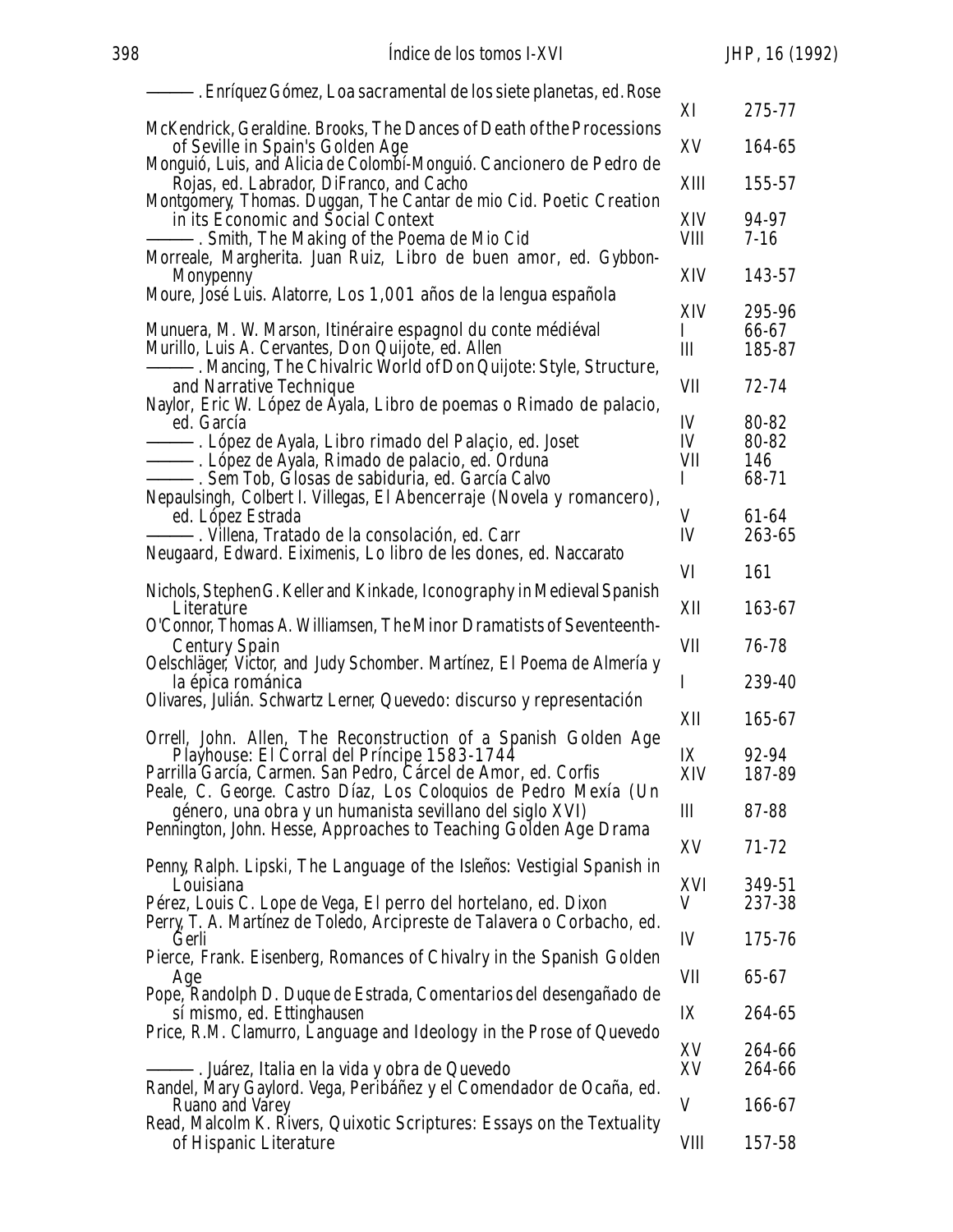| | | |
|---|---|---|
| ———. Enríquez Gómez, *Loa sacramental de los siete planetas*, ed. Rose | XI | 275-77 |
| McKendrick, Geraldine. Brooks, *The Dances of Death of the Processions of Seville in Spain's Golden Age* | XV | 164-65 |
| Monguió, Luis, and Alicia de Colombí-Monguió. *Cancionero de Pedro de Rojas*, ed. Labrador, DiFranco, and Cacho | XIII | 155-57 |
| Montgomery, Thomas. Duggan, *The Cantar de mio Cid. Poetic Creation in its Economic and Social Context* | XIV | 94-97 |
| ———. Smith, *The Making of the Poema de Mio Cid* | VIII | 7-16 |
| Morreale, Margherita. Juan Ruiz, *Libro de buen amor*, ed. Gybbon-Monypenny | XIV | 143-57 |
| Moure, José Luis. Alatorre, *Los 1,001 años de la lengua española* | XIV | 295-96 |
| Munuera, M. W. Marson, *Itinéraire espagnol du conte médiéval* | I | 66-67 |
| Murillo, Luis A. Cervantes, *Don Quijote*, ed. Allen | III | 185-87 |
| ———. Mancing, *The Chivalric World of Don Quijote: Style, Structure, and Narrative Technique* | VII | 72-74 |
| Naylor, Eric W. López de Ayala, *Libro de poemas o Rimado de palacio*, ed. García | IV | 80-82 |
| ———. López de Ayala, *Libro rimado del Palaçio*, ed. Joset | IV | 80-82 |
| ———. López de Ayala, *Rimado de palacio*, ed. Orduna | VII | 146 |
| ———. Sem Tob, *Glosas de sabiduria*, ed. García Calvo | I | 68-71 |
| Nepaulsingh, Colbert I. Villegas, *El Abencerraje (Novela y romancero)*, ed. López Estrada | V | 61-64 |
| ———. Villena, *Tratado de la consolación*, ed. Carr | IV | 263-65 |
| Neugaard, Edward. Eiximenis, *Lo libro de les dones*, ed. Naccarato | VI | 161 |
| Nichols, Stephen G. Keller and Kinkade, *Iconography in Medieval Spanish Literature* | XII | 163-67 |
| O'Connor, Thomas A. Williamsen, *The Minor Dramatists of Seventeenth-Century Spain* | VII | 76-78 |
| Oelschläger, Victor, and Judy Schomber. Martínez, *El Poema de Almería y la épica románica* | I | 239-40 |
| Olivares, Julián. Schwartz Lerner, *Quevedo: discurso y representación* | XII | 165-67 |
| Orrell, John. Allen, *The Reconstruction of a Spanish Golden Age Playhouse: El Corral del Príncipe 1583-1744* | IX | 92-94 |
| Parrilla García, Carmen. San Pedro, *Cárcel de Amor*, ed. Corfis | XIV | 187-89 |
| Peale, C. George. Castro Díaz, *Los Coloquios de Pedro Mexía (Un género, una obra y un humanista sevillano del siglo XVI)* | III | 87-88 |
| Pennington, John. Hesse, *Approaches to Teaching Golden Age Drama* | XV | 71-72 |
| Penny, Ralph. Lipski, *The Language of the Isleños: Vestigial Spanish in Louisiana* | XVI | 349-51 |
| Pérez, Louis C. Lope de Vega, *El perro del hortelano*, ed. Dixon | V | 237-38 |
| Perry, T. A. Martínez de Toledo, *Arcipreste de Talavera o Corbacho*, ed. Gerli | IV | 175-76 |
| Pierce, Frank. Eisenberg, *Romances of Chivalry in the Spanish Golden Age* | VII | 65-67 |
| Pope, Randolph D. Duque de Estrada, *Comentarios del desengañado de sí mismo*, ed. Ettinghausen | IX | 264-65 |
| Price, R.M. Clamurro, *Language and Ideology in the Prose of Quevedo* | XV | 264-66 |
| ———. Juárez, *Italia en la vida y obra de Quevedo* | XV | 264-66 |
| Randel, Mary Gaylord. Vega, *Peribáñez y el Comendador de Ocaña*, ed. Ruano and Varey | V | 166-67 |
| Read, Malcolm K. Rivers, *Quixotic Scriptures: Essays on the Textuality of Hispanic Literature* | VIII | 157-58 |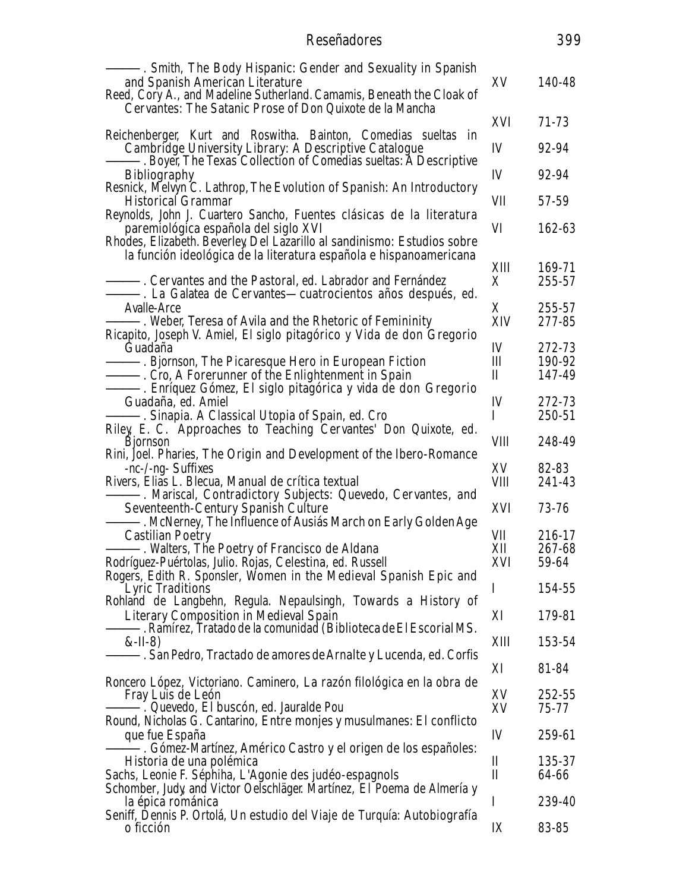| | | |
|---|---|---|
| ———. Smith, *The Body Hispanic: Gender and Sexuality in Spanish and Spanish American Literature* | XV | 140-48 |
| Reed, Cory A., and Madeline Sutherland. Camamis, *Beneath the Cloak of Cervantes: The Satanic Prose of Don Quixote de la Mancha* | XVI | 71-73 |
| Reichenberger, Kurt and Roswitha. Bainton, *Comedias sueltas in Cambridge University Library: A Descriptive Catalogue* | IV | 92-94 |
| ———. Boyer, *The Texas Collection of Comedias sueltas: A Descriptive Bibliography* | IV | 92-94 |
| Resnick, Melvyn C. Lathrop, *The Evolution of Spanish: An Introductory Historical Grammar* | VII | 57-59 |
| Reynolds, John J. Cuartero Sancho, *Fuentes clásicas de la literatura paremiológica española del siglo XVI* | VI | 162-63 |
| Rhodes, Elizabeth. Beverley, *Del Lazarillo al sandinismo: Estudios sobre la función ideológica de la literatura española e hispanoamericana* | XIII | 169-71 |
| ———. *Cervantes and the Pastoral*, ed. Labrador and Fernández | X | 255-57 |
| ———. *La Galatea de Cervantes—cuatrocientos años después*, ed. Avalle-Arce | X | 255-57 |
| ———. Weber, *Teresa of Avila and the Rhetoric of Femininity* | XIV | 277-85 |
| Ricapito, Joseph V. Amiel, *El siglo pitagórico y Vida de don Gregorio Guadaña* | IV | 272-73 |
| ———. Bjornson, *The Picaresque Hero in European Fiction* | III | 190-92 |
| ———. Cro, *A Forerunner of the Enlightenment in Spain* | II | 147-49 |
| ———. Enríquez Gómez, *El siglo pitagórica y vida de don Gregorio Guadaña*, ed. Amiel | IV | 272-73 |
| ———. *Sinapia. A Classical Utopia of Spain*, ed. Cro | I | 250-51 |
| Riley, E. C. *Approaches to Teaching Cervantes' Don Quixote*, ed. Bjornson | VIII | 248-49 |
| Rini, Joel. Pharies, *The Origin and Development of the Ibero-Romance -nc-/-ng- Suffixes* | XV | 82-83 |
| Rivers, Elias L. Blecua, *Manual de crítica textual* | VIII | 241-43 |
| ———. Mariscal, *Contradictory Subjects: Quevedo, Cervantes, and Seventeenth-Century Spanish Culture* | XVI | 73-76 |
| ———. McNerney, *The Influence of Ausiás March on Early Golden Age Castilian Poetry* | VII | 216-17 |
| ———. Walters, *The Poetry of Francisco de Aldana* | XII | 267-68 |
| Rodríguez-Puértolas, Julio. Rojas, *Celestina*, ed. Russell | XVI | 59-64 |
| Rogers, Edith R. Sponsler, *Women in the Medieval Spanish Epic and Lyric Traditions* | I | 154-55 |
| Rohland de Langbehn, Regula. Nepaulsingh, *Towards a History of Literary Composition in Medieval Spain* | XI | 179-81 |
| ———. Ramírez, *Tratado de la comunidad (Biblioteca de El Escorial MS. &-II-8)* | XIII | 153-54 |
| ———. San Pedro, *Tractado de amores de Arnalte y Lucenda*, ed. Corfis | XI | 81-84 |
| Roncero López, Victoriano. Caminero, *La razón filológica en la obra de Fray Luis de León* | XV | 252-55 |
| ———. Quevedo, *El buscón*, ed. Jauralde Pou | XV | 75-77 |
| Round, Nicholas G. Cantarino, *Entre monjes y musulmanes: El conflicto que fue España* | IV | 259-61 |
| ———. Gómez-Martínez, *Américo Castro y el origen de los españoles: Historia de una polémica* | II | 135-37 |
| Sachs, Leonie F. Séphiha, *L'Agonie des judéo-espagnols* | II | 64-66 |
| Schomber, Judy, and Victor Oelschläger. Martínez, *El Poema de Almería y la épica románica* | I | 239-40 |
| Seniff, Dennis P. Ortolá, *Un estudio del Viaje de Turquía: Autobiografía o ficción* | IX | 83-85 |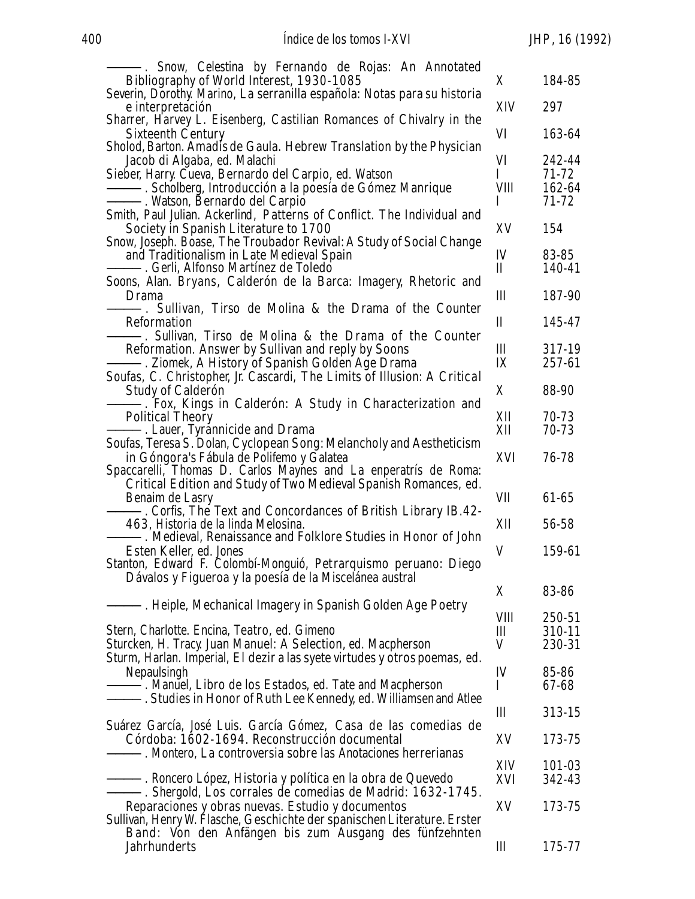| | | |
|---|---|---|
| ———. Snow, *Celestina by Fernando de Rojas: An Annotated Bibliography of World Interest, 1930-1085* | X | 184-85 |
| Severin, Dorothy. Marino, *La serranilla española: Notas para su historia e interpretación* | XIV | 297 |
| Sharrer, Harvey L. Eisenberg, *Castilian Romances of Chivalry in the Sixteenth Century* | VI | 163-64 |
| Sholod, Barton. *Amadís de Gaula. Hebrew Translation by the Physician Jacob di Algaba*, ed. Malachi | VI | 242-44 |
| Sieber, Harry. Cueva, *Bernardo del Carpio*, ed. Watson | I | 71-72 |
| ———. Scholberg, *Introducción a la poesía de Gómez Manrique* | VIII | 162-64 |
| ———. Watson, *Bernardo del Carpio* | I | 71-72 |
| Smith, Paul Julian. Ackerlind, *Patterns of Conflict. The Individual and Society in Spanish Literature to 1700* | XV | 154 |
| Snow, Joseph. Boase, *The Troubadour Revival: A Study of Social Change and Traditionalism in Late Medieval Spain* | IV | 83-85 |
| ———. Gerli, *Alfonso Martínez de Toledo* | II | 140-41 |
| Soons, Alan. Bryans, *Calderón de la Barca: Imagery, Rhetoric and Drama* | III | 187-90 |
| ———. Sullivan, *Tirso de Molina & the Drama of the Counter Reformation* | II | 145-47 |
| ———. Sullivan, *Tirso de Molina & the Drama of the Counter Reformation*. Answer by Sullivan and reply by Soons | III | 317-19 |
| ———. Ziomek, *A History of Spanish Golden Age Drama* | IX | 257-61 |
| Soufas, C. Christopher, Jr. Cascardi, *The Limits of Illusion: A Critical Study of Calderón* | X | 88-90 |
| ———. Fox, *Kings in Calderón: A Study in Characterization and Political Theory* | XII | 70-73 |
| ———. Lauer, *Tyrannicide and Drama* | XII | 70-73 |
| Soufas, Teresa S. Dolan, *Cyclopean Song: Melancholy and Aestheticism in Góngora's Fábula de Polifemo y Galatea* | XVI | 76-78 |
| Spaccarelli, Thomas D. *Carlos Maynes and La enperatrís de Roma: Critical Edition and Study of Two Medieval Spanish Romances*, ed. Benaim de Lasry | VII | 61-65 |
| ———. Corfis, *The Text and Concordances of British Library IB.42-463, Historia de la linda Melosina*. | XII | 56-58 |
| ———. *Medieval, Renaissance and Folklore Studies in Honor of John Esten Keller*, ed. Jones | V | 159-61 |
| Stanton, Edward F. Colombí-Monguió, *Petrarquismo peruano: Diego Dávalos y Figueroa y la poesía de la Miscelánea austral* | X | 83-86 |
| ———. Heiple, *Mechanical Imagery in Spanish Golden Age Poetry* | VIII | 250-51 |
| Stern, Charlotte. Encina, *Teatro*, ed. Gimeno | III | 310-11 |
| Sturcken, H. Tracy. *Juan Manuel: A Selection*, ed. Macpherson | V | 230-31 |
| Sturm, Harlan. Imperial, *El dezir a las syete virtudes y otros poemas*, ed. Nepaulsingh | IV | 85-86 |
| ———. Manuel, *Libro de los Estados*, ed. Tate and Macpherson | I | 67-68 |
| ———. *Studies in Honor of Ruth Lee Kennedy*, ed. Williamsen and Atlee | III | 313-15 |
| Suárez García, José Luis. García Gómez, *Casa de las comedias de Córdoba: 1602-1694. Reconstrucción documental* | XV | 173-75 |
| ———. Montero, *La controversia sobre las Anotaciones herrerianas* | XIV | 101-03 |
| ———. Roncero López, *Historia y política en la obra de Quevedo* | XVI | 342-43 |
| ———. Shergold, *Los corrales de comedias de Madrid: 1632-1745. Reparaciones y obras nuevas. Estudio y documentos* | XV | 173-75 |
| Sullivan, Henry W. Flasche, *Geschichte der spanischen Literature. Erster Band: Von den Anfängen bis zum Ausgang des fünfzehnten Jahrhunderts* | III | 175-77 |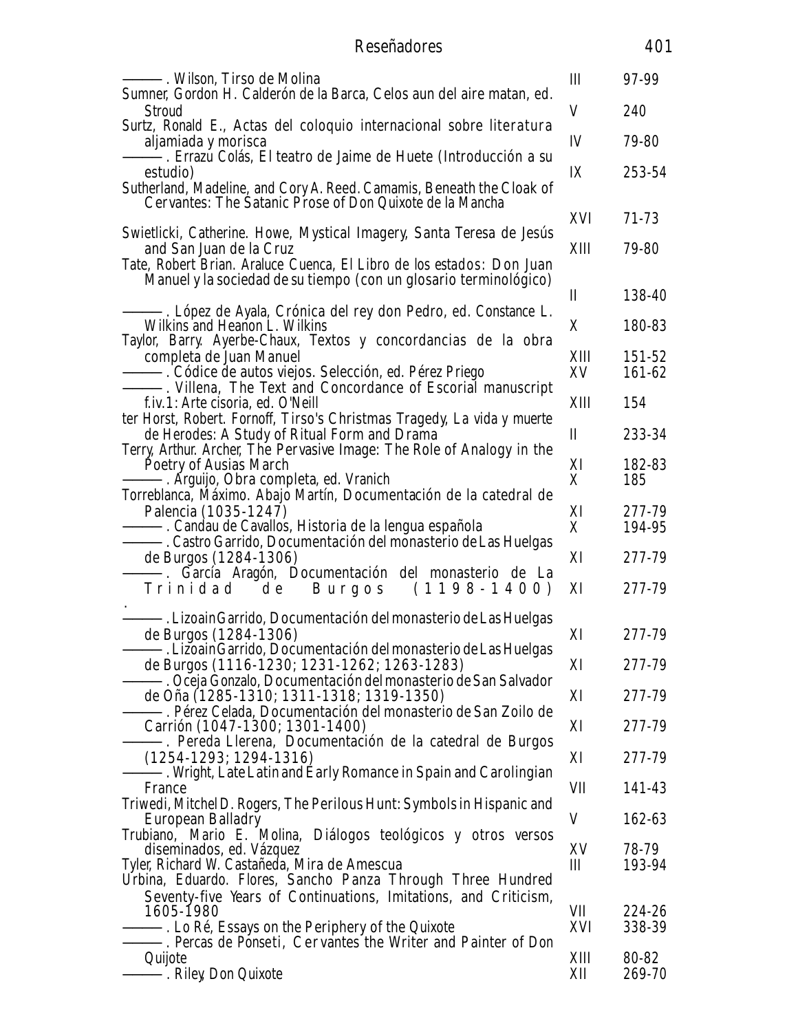| | | |
|---|---|---|
| ———. Wilson, *Tirso de Molina* | III | 97-99 |
| Sumner, Gordon H. Calderón de la Barca, *Celos aun del aire matan*, ed. Stroud | V | 240 |
| Surtz, Ronald E., *Actas del coloquio internacional sobre literatura aljamiada y morisca* | IV | 79-80 |
| ———. Errazu Colás, *El teatro de Jaime de Huete (Introducción a su estudio)* | IX | 253-54 |
| Sutherland, Madeline, and Cory A. Reed. Camamis, *Beneath the Cloak of Cervantes: The Satanic Prose of Don Quixote de la Mancha* | XVI | 71-73 |
| Swietlicki, Catherine. Howe, *Mystical Imagery, Santa Teresa de Jesús and San Juan de la Cruz* | XIII | 79-80 |
| Tate, Robert Brian. Araluce Cuenca, *El Libro de los estados: Don Juan Manuel y la sociedad de su tiempo (con un glosario terminológico)* | II | 138-40 |
| ———. López de Ayala, *Crónica del rey don Pedro*, ed. Constance L. Wilkins and Heanon L. Wilkins | X | 180-83 |
| Taylor, Barry. Ayerbe-Chaux, *Textos y concordancias de la obra completa de Juan Manuel* | XIII | 151-52 |
| ———. *Códice de autos viejos. Selección*, ed. Pérez Priego | XV | 161-62 |
| ———. Villena, *The Text and Concordance of Escorial manuscript f.iv.1: Arte cisoria*, ed. O'Neill | XIII | 154 |
| ter Horst, Robert. Fornoff, *Tirso's Christmas Tragedy, La vida y muerte de Herodes: A Study of Ritual Form and Drama* | II | 233-34 |
| Terry, Arthur. Archer, *The Pervasive Image: The Role of Analogy in the Poetry of Ausias March* | XI | 182-83 |
| ———. Arguijo, *Obra completa*, ed. Vranich | X | 185 |
| Torreblanca, Máximo. Abajo Martín, *Documentación de la catedral de Palencia (1035-1247)* | XI | 277-79 |
| ———. Candau de Cavallos, *Historia de la lengua española* | X | 194-95 |
| ———. Castro Garrido, *Documentación del monasterio de Las Huelgas de Burgos (1284-1306)* | XI | 277-79 |
| ———. García Aragón, *Documentación del monasterio de La Trinidad de Burgos (1198-1400)*. | XI | 277-79 |
| ———. Lizoain Garrido, *Documentación del monasterio de Las Huelgas de Burgos (1284-1306)* | XI | 277-79 |
| ———. Lizoain Garrido, *Documentación del monasterio de Las Huelgas de Burgos (1116-1230; 1231-1262; 1263-1283)* | XI | 277-79 |
| ———. Oceja Gonzalo, *Documentación del monasterio de San Salvador de Oña (1285-1310; 1311-1318; 1319-1350)* | XI | 277-79 |
| ———. Pérez Celada, *Documentación del monasterio de San Zoilo de Carrión (1047-1300; 1301-1400)* | XI | 277-79 |
| ———. Pereda Llerena, *Documentación de la catedral de Burgos (1254-1293; 1294-1316)* | XI | 277-79 |
| ———. Wright, *Late Latin and Early Romance in Spain and Carolingian France* | VII | 141-43 |
| Triwedi, Mitchel D. Rogers, *The Perilous Hunt: Symbols in Hispanic and European Balladry* | V | 162-63 |
| Trubiano, Mario E. Molina, *Diálogos teológicos y otros versos diseminados*, ed. Vázquez | XV | 78-79 |
| Tyler, Richard W. Castañeda, *Mira de Amescua* | III | 193-94 |
| Urbina, Eduardo. Flores, *Sancho Panza Through Three Hundred Seventy-five Years of Continuations, Imitations, and Criticism, 1605-1980* | VII | 224-26 |
| ———. Lo Ré, *Essays on the Periphery of the Quixote* | XVI | 338-39 |
| ———. Percas de Ponseti, *Cervantes the Writer and Painter of Don Quijote* | XIII | 80-82 |
| ———. Riley, *Don Quixote* | XII | 269-70 |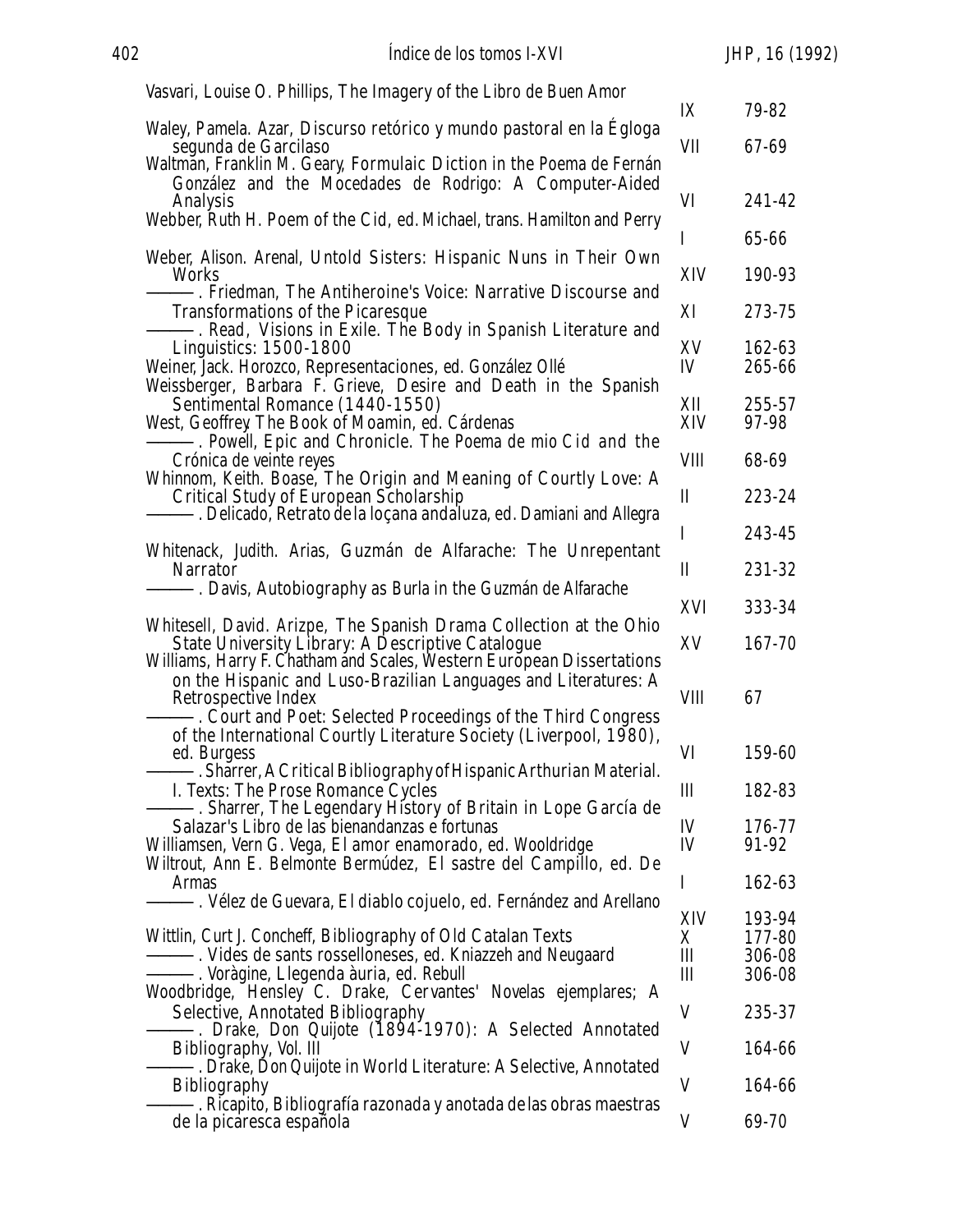| | | |
|---|---|---|
| Vasvari, Louise O. Phillips, *The Imagery of the Libro de Buen Amor* | IX | 79-82 |
| Waley, Pamela. Azar, *Discurso retórico y mundo pastoral en la Égloga segunda de Garcilaso* | VII | 67-69 |
| Waltman, Franklin M. Geary, *Formulaic Diction in the Poema de Fernán González and the Mocedades de Rodrigo: A Computer-Aided Analysis* | VI | 241-42 |
| Webber, Ruth H. *Poem of the Cid*, ed. Michael, trans. Hamilton and Perry | I | 65-66 |
| Weber, Alison. Arenal, *Untold Sisters: Hispanic Nuns in Their Own Works* | XIV | 190-93 |
| ———. Friedman, *The Antiheroine's Voice: Narrative Discourse and Transformations of the Picaresque* | XI | 273-75 |
| ———. Read, *Visions in Exile. The Body in Spanish Literature and Linguistics: 1500-1800* | XV | 162-63 |
| Weiner, Jack. Horozco, *Representaciones*, ed. González Ollé | IV | 265-66 |
| Weissberger, Barbara F. Grieve, *Desire and Death in the Spanish Sentimental Romance (1440-1550)* | XII | 255-57 |
| West, Geoffrey. *The Book of Moamin*, ed. Cárdenas | XIV | 97-98 |
| ———. Powell, *Epic and Chronicle. The Poema de mio Cid and the Crónica de veinte reyes* | VIII | 68-69 |
| Whinnom, Keith. Boase, *The Origin and Meaning of Courtly Love: A Critical Study of European Scholarship* | II | 223-24 |
| ———. Delicado, *Retrato de la loçana andaluza*, ed. Damiani and Allegra | I | 243-45 |
| Whitenack, Judith. Arias, *Guzmán de Alfarache: The Unrepentant Narrator* | II | 231-32 |
| ———. Davis, *Autobiography as Burla in the Guzmán de Alfarache* | XVI | 333-34 |
| Whitesell, David. Arizpe, *The Spanish Drama Collection at the Ohio State University Library: A Descriptive Catalogue* | XV | 167-70 |
| Williams, Harry F. Chatham and Scales, *Western European Dissertations on the Hispanic and Luso-Brazilian Languages and Literatures: A Retrospective Index* | VIII | 67 |
| ———. *Court and Poet: Selected Proceedings of the Third Congress of the International Courtly Literature Society (Liverpool, 1980)*, ed. Burgess | VI | 159-60 |
| ———. Sharrer, *A Critical Bibliography of Hispanic Arthurian Material. I. Texts: The Prose Romance Cycles* | III | 182-83 |
| ———. Sharrer, *The Legendary History of Britain in Lope García de Salazar's Libro de las bienandanzas e fortunas* | IV | 176-77 |
| Williamsen, Vern G. Vega, *El amor enamorado*, ed. Wooldridge | IV | 91-92 |
| Wiltrout, Ann E. Belmonte Bermúdez, *El sastre del Campillo*, ed. De Armas | I | 162-63 |
| ———. Vélez de Guevara, *El diablo cojuelo*, ed. Fernández and Arellano | XIV | 193-94 |
| Wittlin, Curt J. Concheff, *Bibliography of Old Catalan Texts* | X | 177-80 |
| ———. *Vides de sants rosselloneses*, ed. Kniazzeh and Neugaard | III | 306-08 |
| ———. Voràgine, *Llegenda àuria*, ed. Rebull | III | 306-08 |
| Woodbridge, Hensley C. Drake, *Cervantes' Novelas ejemplares; A Selective, Annotated Bibliography* | V | 235-37 |
| ———. Drake, *Don Quijote (1894-1970): A Selected Annotated Bibliography, Vol. III* | V | 164-66 |
| ———. Drake, *Don Quijote in World Literature: A Selective, Annotated Bibliography* | V | 164-66 |
| ———. Ricapito, *Bibliografía razonada y anotada de las obras maestras de la picaresca española* | V | 69-70 |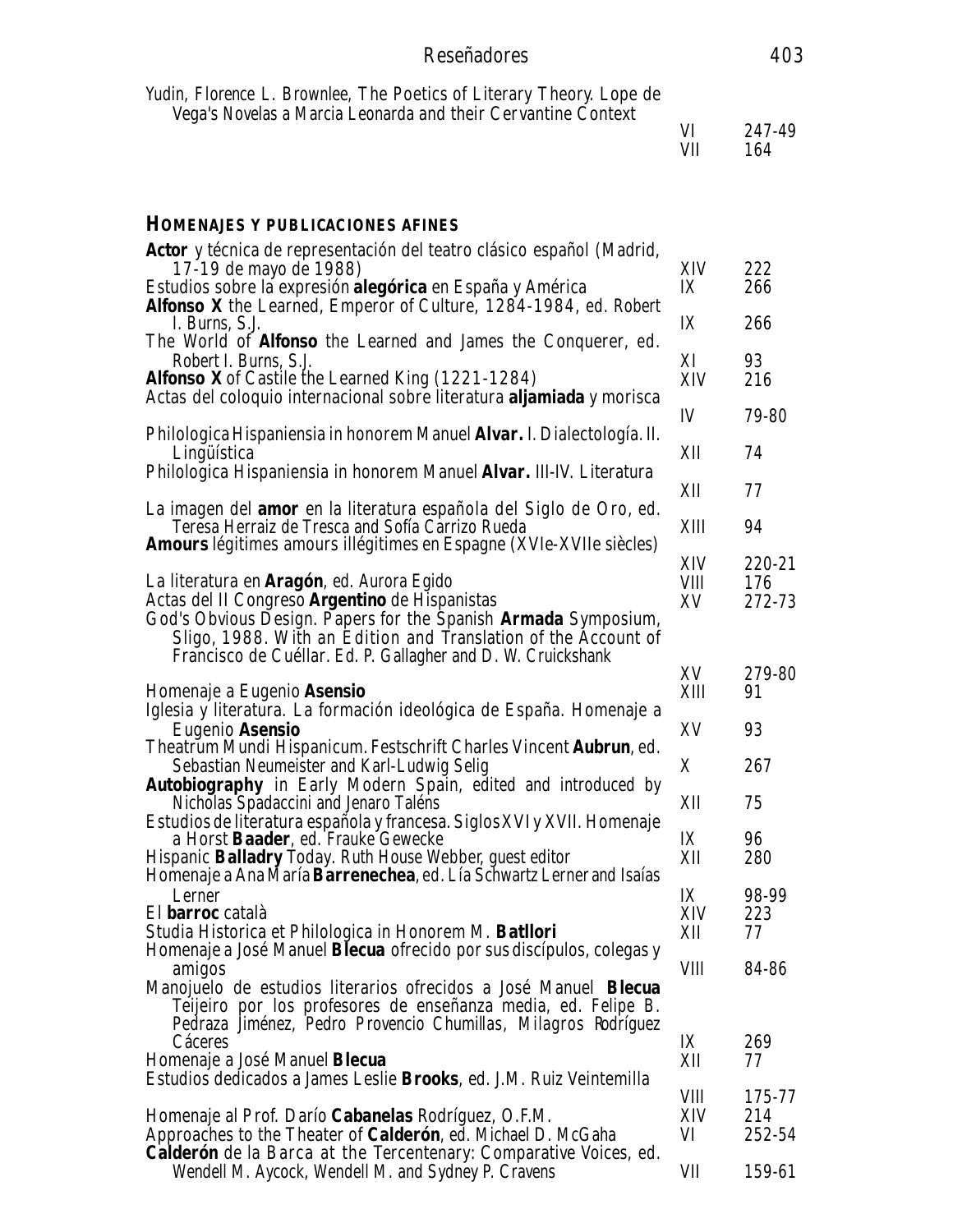Yudin, Florence L. Brownlee, The Poetics of Literary Theory. Lope de Vega's Novelas a Marcia Leonarda and their Cervantine Context VI 247-49
VII 164

## HOMENAJES Y PUBLICACIONES AFINES

| | | |
|---|---|---|
| **Actor** y técnica de representación del teatro clásico español (Madrid, 17-19 de mayo de 1988) | XIV | 222 |
| Estudios sobre la expresión **alegórica** en España y América | IX | 266 |
| **Alfonso X** the Learned, Emperor of Culture, 1284-1984, ed. Robert I. Burns, S.J. | IX | 266 |
| The World of **Alfonso** the Learned and James the Conquerer, ed. Robert I. Burns, S.J. | XI | 93 |
| **Alfonso X** of Castile the Learned King (1221-1284) | XIV | 216 |
| Actas del coloquio internacional sobre literatura **aljamiada** y morisca | IV | 79-80 |
| Philologica Hispaniensia in honorem Manuel **Alvar.** I. Dialectología. II. Lingüística | XII | 74 |
| Philologica Hispaniensia in honorem Manuel **Alvar.** III-IV. Literatura | XII | 77 |
| La imagen del **amor** en la literatura española del Siglo de Oro, ed. Teresa Herraiz de Tresca and Sofía Carrizo Rueda | XIII | 94 |
| **Amours** légitimes amours illégitimes en Espagne (XVIe-XVIIe siècles) | XIV | 220-21 |
| La literatura en **Aragón**, ed. Aurora Egido | VIII | 176 |
| Actas del II Congreso **Argentino** de Hispanistas | XV | 272-73 |
| God's Obvious Design. Papers for the Spanish **Armada** Symposium, Sligo, 1988. With an Edition and Translation of the Account of Francisco de Cuéllar. Ed. P. Gallagher and D. W. Cruickshank | XV | 279-80 |
| Homenaje a Eugenio **Asensio** | XIII | 91 |
| Iglesia y literatura. La formación ideológica de España. Homenaje a Eugenio **Asensio** | XV | 93 |
| Theatrum Mundi Hispanicum. Festschrift Charles Vincent **Aubrun**, ed. Sebastian Neumeister and Karl-Ludwig Selig | X | 267 |
| **Autobiography** in Early Modern Spain, edited and introduced by Nicholas Spadaccini and Jenaro Taléns | XII | 75 |
| Estudios de literatura española y francesa. Siglos XVI y XVII. Homenaje a Horst **Baader**, ed. Frauke Gewecke | IX | 96 |
| Hispanic **Balladry** Today. Ruth House Webber, guest editor | XII | 280 |
| Homenaje a Ana María **Barrenechea**, ed. Lía Schwartz Lerner and Isaías Lerner | IX | 98-99 |
| El **barroc** català | XIV | 223 |
| Studia Historica et Philologica in Honorem M. **Batllori** | XII | 77 |
| Homenaje a José Manuel **Blecua** ofrecido por sus discípulos, colegas y amigos | VIII | 84-86 |
| Manojuelo de estudios literarios ofrecidos a José Manuel **Blecua** Teijeiro por los profesores de enseñanza media, ed. Felipe B. Pedraza Jiménez, Pedro Provencio Chumillas, Milagros Rodríguez Cáceres | IX | 269 |
| Homenaje a José Manuel **Blecua** | XII | 77 |
| Estudios dedicados a James Leslie **Brooks**, ed. J.M. Ruiz Veintemilla | VIII | 175-77 |
| Homenaje al Prof. Darío **Cabanelas** Rodríguez, O.F.M. | XIV | 214 |
| Approaches to the Theater of **Calderón**, ed. Michael D. McGaha | VI | 252-54 |
| **Calderón** de la Barca at the Tercentenary: Comparative Voices, ed. Wendell M. Aycock, Wendell M. and Sydney P. Cravens | VII | 159-61 |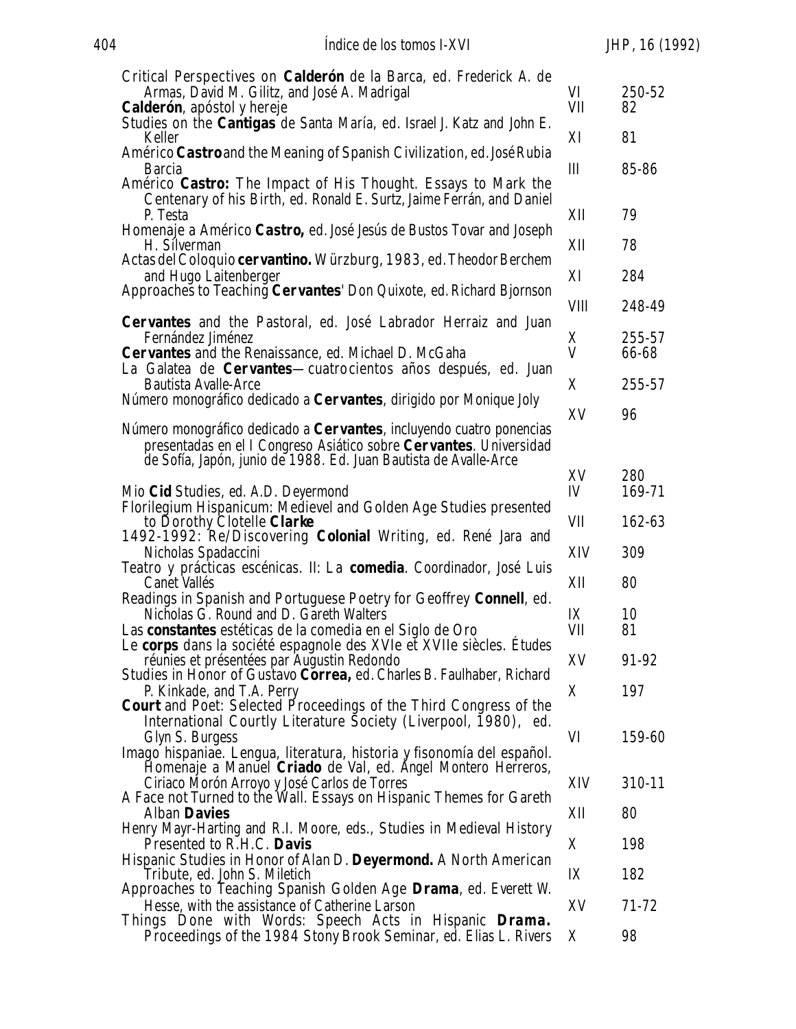| | | |
|---|---|---|
| Critical Perspectives on **Calderón** de la Barca, ed. Frederick A. de Armas, David M. Gilitz, and José A. Madrigal | VI | 250-52 |
| **Calderón**, apóstol y hereje | VII | 82 |
| Studies on the **Cantigas** de Santa María, ed. Israel J. Katz and John E. Keller | XI | 81 |
| Américo **Castro** and the Meaning of Spanish Civilization, ed. José Rubia Barcia | III | 85-86 |
| Américo **Castro:** The Impact of His Thought. Essays to Mark the Centenary of his Birth, ed. Ronald E. Surtz, Jaime Ferrán, and Daniel P. Testa | XII | 79 |
| Homenaje a Américo **Castro,** ed. José Jesús de Bustos Tovar and Joseph H. Silverman | XII | 78 |
| Actas del Coloquio **cervantino.** Würzburg, 1983, ed. Theodor Berchem and Hugo Laitenberger | XI | 284 |
| Approaches to Teaching **Cervantes**' Don Quixote, ed. Richard Bjornson | VIII | 248-49 |
| **Cervantes** and the Pastoral, ed. José Labrador Herraiz and Juan Fernández Jiménez | X | 255-57 |
| **Cervantes** and the Renaissance, ed. Michael D. McGaha | V | 66-68 |
| La Galatea de **Cervantes**—cuatrocientos años después, ed. Juan Bautista Avalle-Arce | X | 255-57 |
| Número monográfico dedicado a **Cervantes**, dirigido por Monique Joly | XV | 96 |
| Número monográfico dedicado a **Cervantes**, incluyendo cuatro ponencias presentadas en el I Congreso Asiático sobre **Cervantes**. Universidad de Sofía, Japón, junio de 1988. Ed. Juan Bautista de Avalle-Arce | XV | 280 |
| Mio **Cid** Studies, ed. A.D. Deyermond | IV | 169-71 |
| Florilegium Hispanicum: Medievel and Golden Age Studies presented to Dorothy Clotelle **Clarke** | VII | 162-63 |
| 1492-1992: Re/Discovering **Colonial** Writing, ed. René Jara and Nicholas Spadaccini | XIV | 309 |
| Teatro y prácticas escénicas. II: La **comedia**. Coordinador, José Luis Canet Vallés | XII | 80 |
| Readings in Spanish and Portuguese Poetry for Geoffrey **Connell**, ed. Nicholas G. Round and D. Gareth Walters | IX | 10 |
| Las **constantes** estéticas de la comedia en el Siglo de Oro | VII | 81 |
| Le **corps** dans la société espagnole des XVIe et XVIIe siècles. Études réunies et présentées par Augustin Redondo | XV | 91-92 |
| Studies in Honor of Gustavo **Correa,** ed. Charles B. Faulhaber, Richard P. Kinkade, and T.A. Perry | X | 197 |
| **Court** and Poet: Selected Proceedings of the Third Congress of the International Courtly Literature Society (Liverpool, 1980), ed. Glyn S. Burgess | VI | 159-60 |
| Imago hispaniae. Lengua, literatura, historia y fisonomía del español. Homenaje a Manuel **Criado** de Val, ed. Ángel Montero Herreros, Ciriaco Morón Arroyo y José Carlos de Torres | XIV | 310-11 |
| A Face not Turned to the Wall. Essays on Hispanic Themes for Gareth Alban **Davies** | XII | 80 |
| Henry Mayr-Harting and R.I. Moore, eds., Studies in Medieval History Presented to R.H.C. **Davis** | X | 198 |
| Hispanic Studies in Honor of Alan D. **Deyermond.** A North American Tribute, ed. John S. Miletich | IX | 182 |
| Approaches to Teaching Spanish Golden Age **Drama**, ed. Everett W. Hesse, with the assistance of Catherine Larson | XV | 71-72 |
| Things Done with Words: Speech Acts in Hispanic **Drama.** Proceedings of the 1984 Stony Brook Seminar, ed. Elias L. Rivers | X | 98 |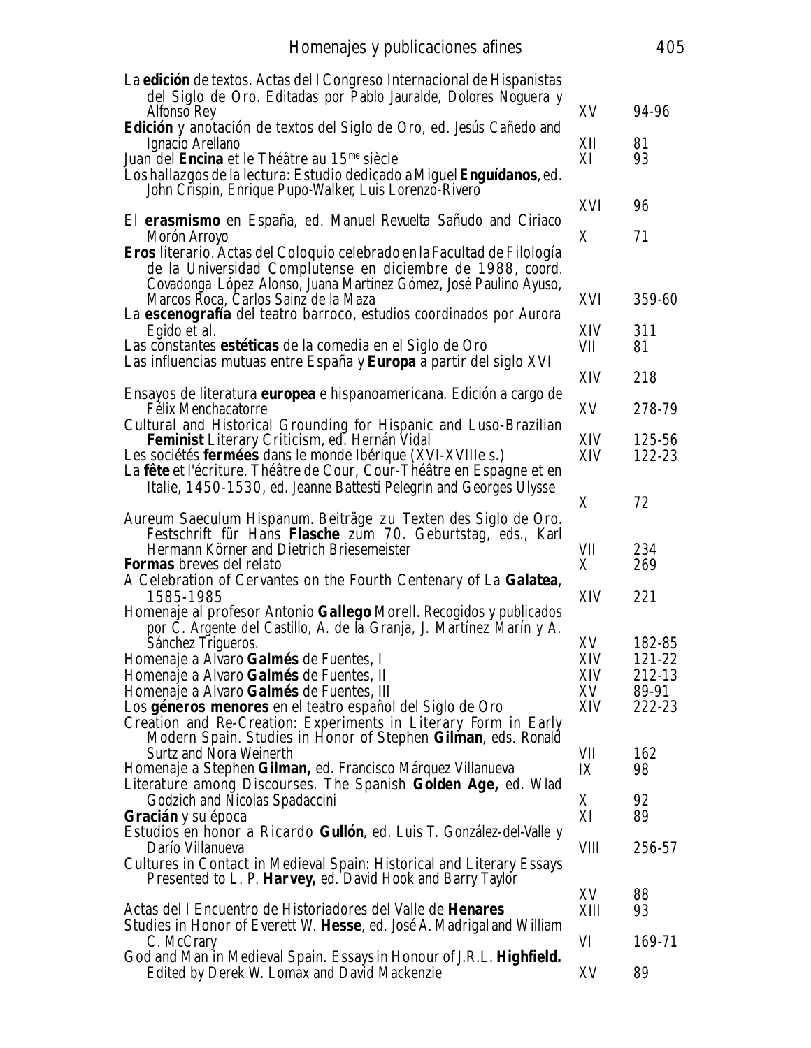| | | |
|---|---|---|
| La **edición** de textos. Actas del I Congreso Internacional de Hispanistas del Siglo de Oro. Editadas por Pablo Jauralde, Dolores Noguera y Alfonso Rey | XV | 94-96 |
| **Edición** y anotación de textos del Siglo de Oro, ed. Jesús Cañedo and Ignacio Arellano | XII | 81 |
| Juan del **Encina** et le Théâtre au 15[me] siècle | XI | 93 |
| Los hallazgos de la lectura: Estudio dedicado a Miguel **Enguídanos**, ed. John Crispin, Enrique Pupo-Walker, Luis Lorenzo-Rivero | XVI | 96 |
| El **erasmismo** en España, ed. Manuel Revuelta Sañudo and Ciriaco Morón Arroyo | X | 71 |
| **Eros** literario. Actas del Coloquio celebrado en la Facultad de Filología de la Universidad Complutense en diciembre de 1988, coord. Covadonga López Alonso, Juana Martínez Gómez, José Paulino Ayuso, Marcos Roca, Carlos Sainz de la Maza | XVI | 359-60 |
| La **escenografía** del teatro barroco, estudios coordinados por Aurora Egido et al. | XIV | 311 |
| Las constantes **estéticas** de la comedia en el Siglo de Oro | VII | 81 |
| Las influencias mutuas entre España y **Europa** a partir del siglo XVI | XIV | 218 |
| Ensayos de literatura **europea** e hispanoamericana. Edición a cargo de Félix Menchacatorre | XV | 278-79 |
| Cultural and Historical Grounding for Hispanic and Luso-Brazilian **Feminist** Literary Criticism, ed. Hernán Vidal | XIV | 125-56 |
| Les sociétés **fermées** dans le monde Ibérique (XVI-XVIIIe s.) | XIV | 122-23 |
| La **fête** et l'écriture. Théâtre de Cour, Cour-Théâtre en Espagne et en Italie, 1450-1530, ed. Jeanne Battesti Pelegrin and Georges Ulysse | X | 72 |
| Aureum Saeculum Hispanum. Beiträge zu Texten des Siglo de Oro. Festschrift für Hans **Flasche** zum 70. Geburtstag, eds., Karl Hermann Körner and Dietrich Briesemeister | VII | 234 |
| **Formas** breves del relato | X | 269 |
| A Celebration of Cervantes on the Fourth Centenary of La **Galatea**, 1585-1985 | XIV | 221 |
| Homenaje al profesor Antonio **Gallego** Morell. Recogidos y publicados por C. Argente del Castillo, A. de la Granja, J. Martínez Marín y A. Sánchez Trigueros. | XV | 182-85 |
| Homenaje a Alvaro **Galmés** de Fuentes, I | XIV | 121-22 |
| Homenaje a Alvaro **Galmés** de Fuentes, II | XIV | 212-13 |
| Homenaje a Alvaro **Galmés** de Fuentes, III | XV | 89-91 |
| Los **géneros menores** en el teatro español del Siglo de Oro | XIV | 222-23 |
| Creation and Re-Creation: Experiments in Literary Form in Early Modern Spain. Studies in Honor of Stephen **Gilman**, eds. Ronald Surtz and Nora Weinerth | VII | 162 |
| Homenaje a Stephen **Gilman,** ed. Francisco Márquez Villanueva | IX | 98 |
| Literature among Discourses. The Spanish **Golden Age,** ed. Wlad Godzich and Nicolas Spadaccini | X | 92 |
| **Gracián** y su época | XI | 89 |
| Estudios en honor a Ricardo **Gullón**, ed. Luis T. González-del-Valle y Darío Villanueva | VIII | 256-57 |
| Cultures in Contact in Medieval Spain: Historical and Literary Essays Presented to L. P. **Harvey,** ed. David Hook and Barry Taylor | XV | 88 |
| Actas del I Encuentro de Historiadores del Valle de **Henares** | XIII | 93 |
| Studies in Honor of Everett W. **Hesse**, ed. José A. Madrigal and William C. McCrary | VI | 169-71 |
| God and Man in Medieval Spain. Essays in Honour of J.R.L. **Highfield.** Edited by Derek W. Lomax and David Mackenzie | XV | 89 |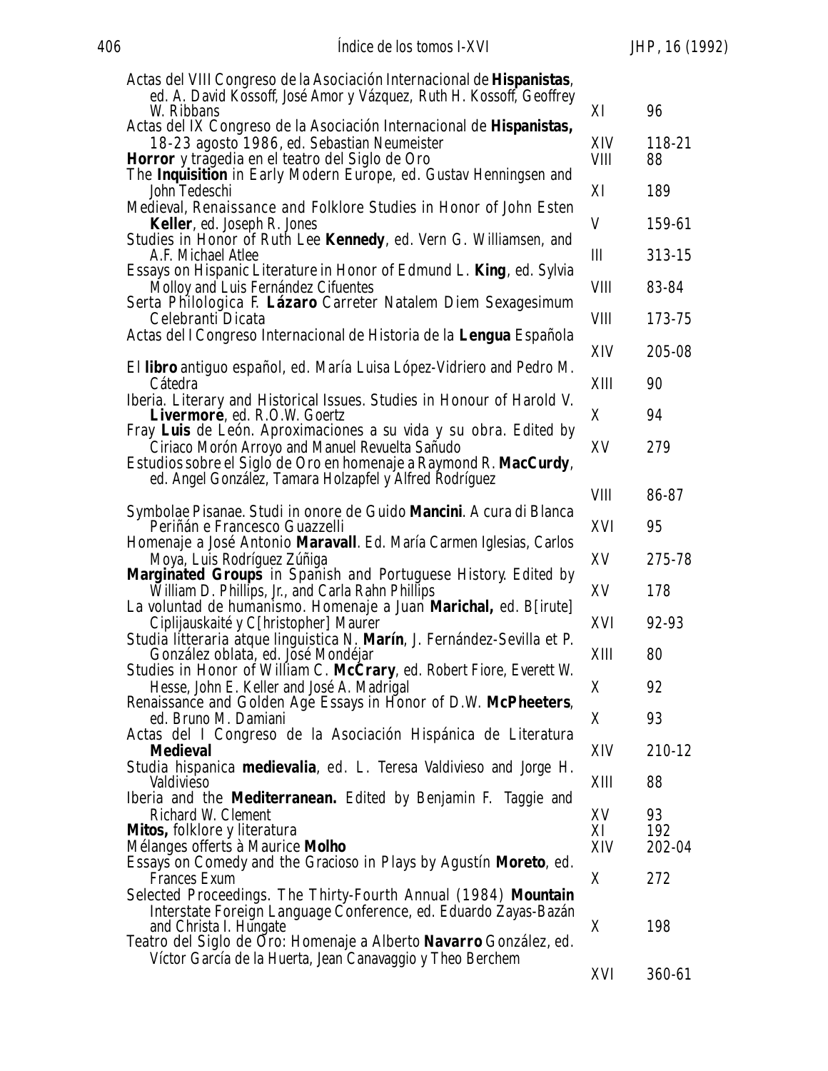| | | |
|---|---|---|
| Actas del VIII Congreso de la Asociación Internacional de **Hispanistas**, ed. A. David Kossoff, José Amor y Vázquez, Ruth H. Kossoff, Geoffrey W. Ribbans | XI | 96 |
| Actas del IX Congreso de la Asociación Internacional de **Hispanistas,** 18-23 agosto 1986, ed. Sebastian Neumeister | XIV | 118-21 |
| **Horror** y tragedia en el teatro del Siglo de Oro | VIII | 88 |
| The **Inquisition** in Early Modern Europe, ed. Gustav Henningsen and John Tedeschi | XI | 189 |
| Medieval, Renaissance and Folklore Studies in Honor of John Esten **Keller**, ed. Joseph R. Jones | V | 159-61 |
| Studies in Honor of Ruth Lee **Kennedy**, ed. Vern G. Williamsen, and A.F. Michael Atlee | III | 313-15 |
| Essays on Hispanic Literature in Honor of Edmund L. **King**, ed. Sylvia Molloy and Luis Fernández Cifuentes | VIII | 83-84 |
| Serta Philologica F. **Lázaro** Carreter Natalem Diem Sexagesimum Celebranti Dicata | VIII | 173-75 |
| Actas del I Congreso Internacional de Historia de la **Lengua** Española | XIV | 205-08 |
| El **libro** antiguo español, ed. María Luisa López-Vidriero and Pedro M. Cátedra | XIII | 90 |
| Iberia. Literary and Historical Issues. Studies in Honour of Harold V. **Livermore**, ed. R.O.W. Goertz | X | 94 |
| Fray **Luis** de León. Aproximaciones a su vida y su obra. Edited by Ciriaco Morón Arroyo and Manuel Revuelta Sañudo | XV | 279 |
| Estudios sobre el Siglo de Oro en homenaje a Raymond R. **MacCurdy**, ed. Angel González, Tamara Holzapfel y Alfred Rodríguez | VIII | 86-87 |
| Symbolae Pisanae. Studi in onore de Guido **Mancini**. A cura di Blanca Periñán e Francesco Guazzelli | XVI | 95 |
| Homenaje a José Antonio **Maravall**. Ed. María Carmen Iglesias, Carlos Moya, Luis Rodríguez Zúñiga | XV | 275-78 |
| **Marginated Groups** in Spanish and Portuguese History. Edited by William D. Phillips, Jr., and Carla Rahn Phillips | XV | 178 |
| La voluntad de humanismo. Homenaje a Juan **Marichal,** ed. B[irute] Ciplijauskaité y C[hristopher] Maurer | XVI | 92-93 |
| Studia litteraria atque linguistica N. **Marín**, J. Fernández-Sevilla et P. González oblata, ed. José Mondéjar | XIII | 80 |
| Studies in Honor of William C. **McCrary**, ed. Robert Fiore, Everett W. Hesse, John E. Keller and José A. Madrigal | X | 92 |
| Renaissance and Golden Age Essays in Honor of D.W. **McPheeters**, ed. Bruno M. Damiani | X | 93 |
| Actas del I Congreso de la Asociación Hispánica de Literatura **Medieval** | XIV | 210-12 |
| Studia hispanica **medievalia**, ed. L. Teresa Valdivieso and Jorge H. Valdivieso | XIII | 88 |
| Iberia and the **Mediterranean.** Edited by Benjamin F. Taggie and Richard W. Clement | XV | 93 |
| **Mitos,** folklore y literatura | XI | 192 |
| Mélanges offerts à Maurice **Molho** | XIV | 202-04 |
| Essays on Comedy and the Gracioso in Plays by Agustín **Moreto**, ed. Frances Exum | X | 272 |
| Selected Proceedings. The Thirty-Fourth Annual (1984) **Mountain** Interstate Foreign Language Conference, ed. Eduardo Zayas-Bazán and Christa I. Hungate | X | 198 |
| Teatro del Siglo de Oro: Homenaje a Alberto **Navarro** González, ed. Víctor García de la Huerta, Jean Canavaggio y Theo Berchem | XVI | 360-61 |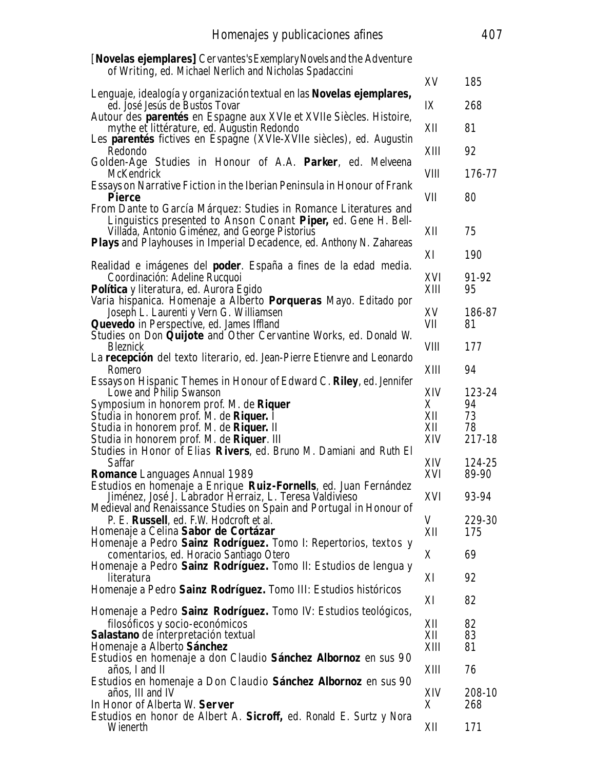| | | |
|---|---|---|
| [**Novelas ejemplares]** Cervantes's Exemplary Novels and the Adventure of Writing, ed. Michael Nerlich and Nicholas Spadaccini | XV | 185 |
| Lenguaje, idealogía y organización textual en las **Novelas ejemplares,** ed. José Jesús de Bustos Tovar | IX | 268 |
| Autour des **parentés** en Espagne aux XVIe et XVIIe Siècles. Histoire, mythe et littérature, ed. Augustin Redondo | XII | 81 |
| Les **parentés** fictives en Espagne (XVIe-XVIIe siècles), ed. Augustin Redondo | XIII | 92 |
| Golden-Age Studies in Honour of A.A. **Parker**, ed. Melveena McKendrick | VIII | 176-77 |
| Essays on Narrative Fiction in the Iberian Peninsula in Honour of Frank **Pierce** | VII | 80 |
| From Dante to García Márquez: Studies in Romance Literatures and Linguistics presented to Anson Conant **Piper,** ed. Gene H. Bell-Villada, Antonio Giménez, and George Pistorius | XII | 75 |
| **Plays** and Playhouses in Imperial Decadence, ed. Anthony N. Zahareas | XI | 190 |
| Realidad e imágenes del **poder**. España a fines de la edad media. Coordinación: Adeline Rucquoi | XVI | 91-92 |
| **Política** y literatura, ed. Aurora Egido | XIII | 95 |
| Varia hispanica. Homenaje a Alberto **Porqueras** Mayo. Editado por Joseph L. Laurenti y Vern G. Williamsen | XV | 186-87 |
| **Quevedo** in Perspective, ed. James Iffland | VII | 81 |
| Studies on Don **Quijote** and Other Cervantine Works, ed. Donald W. Bleznick | VIII | 177 |
| La **recepción** del texto literario, ed. Jean-Pierre Etienvre and Leonardo Romero | XIII | 94 |
| Essays on Hispanic Themes in Honour of Edward C. **Riley**, ed. Jennifer Lowe and Philip Swanson | XIV | 123-24 |
| Symposium in honorem prof. M. de **Riquer** | X | 94 |
| Studia in honorem prof. M. de **Riquer.** I | XII | 73 |
| Studia in honorem prof. M. de **Riquer.** II | XII | 78 |
| Studia in honorem prof. M. de **Riquer**. III | XIV | 217-18 |
| Studies in Honor of Elias **Rivers**, ed. Bruno M. Damiani and Ruth El Saffar | XIV | 124-25 |
| **Romance** Languages Annual 1989 | XVI | 89-90 |
| Estudios en homenaje a Enrique **Ruiz-Fornells**, ed. Juan Fernández Jiménez, José J. Labrador Herraiz, L. Teresa Valdivieso | XVI | 93-94 |
| Medieval and Renaissance Studies on Spain and Portugal in Honour of P. E. **Russell**, ed. F.W. Hodcroft et al. | V | 229-30 |
| Homenaje a Celina **Sabor de Cortázar** | XII | 175 |
| Homenaje a Pedro **Sainz Rodríguez.** Tomo I: Repertorios, textos y comentarios, ed. Horacio Santiago Otero | X | 69 |
| Homenaje a Pedro **Sainz Rodríguez.** Tomo II: Estudios de lengua y literatura | XI | 92 |
| Homenaje a Pedro **Sainz Rodríguez.** Tomo III: Estudios históricos | XI | 82 |
| Homenaje a Pedro **Sainz Rodríguez.** Tomo IV: Estudios teológicos, filosóficos y socio-económicos | XII | 82 |
| **Salastano** de interpretación textual | XII | 83 |
| Homenaje a Alberto **Sánchez** | XIII | 81 |
| Estudios en homenaje a don Claudio **Sánchez Albornoz** en sus 90 años, I and II | XIII | 76 |
| Estudios en homenaje a Don Claudio **Sánchez Albornoz** en sus 90 años, III and IV | XIV | 208-10 |
| In Honor of Alberta W. **Server** | X | 268 |
| Estudios en honor de Albert A. **Sicroff,** ed. Ronald E. Surtz y Nora Wienerth | XII | 171 |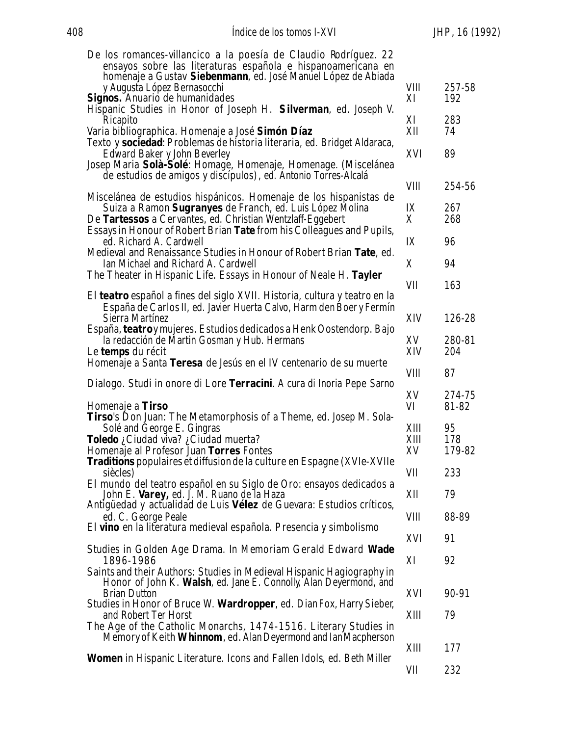| | | |
|---|---|---|
| De los romances-villancico a la poesía de Claudio Rodríguez. 22 ensayos sobre las literaturas española e hispanoamericana en homenaje a Gustav **Siebenmann**, ed. José Manuel López de Abiada y Augusta López Bernasocchi | VIII | 257-58 |
| **Signos.** Anuario de humanidades | XI | 192 |
| Hispanic Studies in Honor of Joseph H. **Silverman**, ed. Joseph V. Ricapito | XI | 283 |
| Varia bibliographica. Homenaje a José **Simón Díaz** | XII | 74 |
| Texto y **sociedad**: Problemas de historia literaria, ed. Bridget Aldaraca, Edward Baker y John Beverley | XVI | 89 |
| Josep Maria **Solà-Solé**: Homage, Homenaje, Homenage. (Miscelánea de estudios de amigos y discípulos), ed. Antonio Torres-Alcalá | VIII | 254-56 |
| Miscelánea de estudios hispánicos. Homenaje de los hispanistas de Suiza a Ramon **Sugranyes** de Franch, ed. Luis López Molina | IX | 267 |
| De **Tartessos** a Cervantes, ed. Christian Wentzlaff-Eggebert | X | 268 |
| Essays in Honour of Robert Brian **Tate** from his Colleagues and Pupils, ed. Richard A. Cardwell | IX | 96 |
| Medieval and Renaissance Studies in Honour of Robert Brian **Tate**, ed. Ian Michael and Richard A. Cardwell | X | 94 |
| The Theater in Hispanic Life. Essays in Honour of Neale H. **Tayler** | VII | 163 |
| El **teatro** español a fines del siglo XVII. Historia, cultura y teatro en la España de Carlos II, ed. Javier Huerta Calvo, Harm den Boer y Fermín Sierra Martínez | XIV | 126-28 |
| España, **teatro** y mujeres. Estudios dedicados a Henk Oostendorp. Bajo la redacción de Martin Gosman y Hub. Hermans | XV | 280-81 |
| Le **temps** du récit | XIV | 204 |
| Homenaje a Santa **Teresa** de Jesús en el IV centenario de su muerte | VIII | 87 |
| Dialogo. Studi in onore di Lore **Terracini**. A cura di Inoria Pepe Sarno | XV | 274-75 |
| Homenaje a **Tirso** | VI | 81-82 |
| **Tirso**'s Don Juan: The Metamorphosis of a Theme, ed. Josep M. Sola-Solé and George E. Gingras | XIII | 95 |
| **Toledo** ¿Ciudad viva? ¿Ciudad muerta? | XIII | 178 |
| Homenaje al Profesor Juan **Torres** Fontes | XV | 179-82 |
| **Traditions** populaires et diffusion de la culture en Espagne (XVIe-XVIIe siècles) | VII | 233 |
| El mundo del teatro español en su Siglo de Oro: ensayos dedicados a John E. **Varey,** ed. J. M. Ruano de la Haza | XII | 79 |
| Antigüedad y actualidad de Luis **Vélez** de Guevara: Estudios críticos, ed. C. George Peale | VIII | 88-89 |
| El **vino** en la literatura medieval española. Presencia y simbolismo | XVI | 91 |
| Studies in Golden Age Drama. In Memoriam Gerald Edward **Wade** 1896-1986 | XI | 92 |
| Saints and their Authors: Studies in Medieval Hispanic Hagiography in Honor of John K. **Walsh**, ed. Jane E. Connolly, Alan Deyermond, and Brian Dutton | XVI | 90-91 |
| Studies in Honor of Bruce W. **Wardropper**, ed. Dian Fox, Harry Sieber, and Robert Ter Horst | XIII | 79 |
| The Age of the Catholic Monarchs, 1474-1516. Literary Studies in Memory of Keith **Whinnom**, ed. Alan Deyermond and Ian Macpherson | XIII | 177 |
| **Women** in Hispanic Literature. Icons and Fallen Idols, ed. Beth Miller | VII | 232 |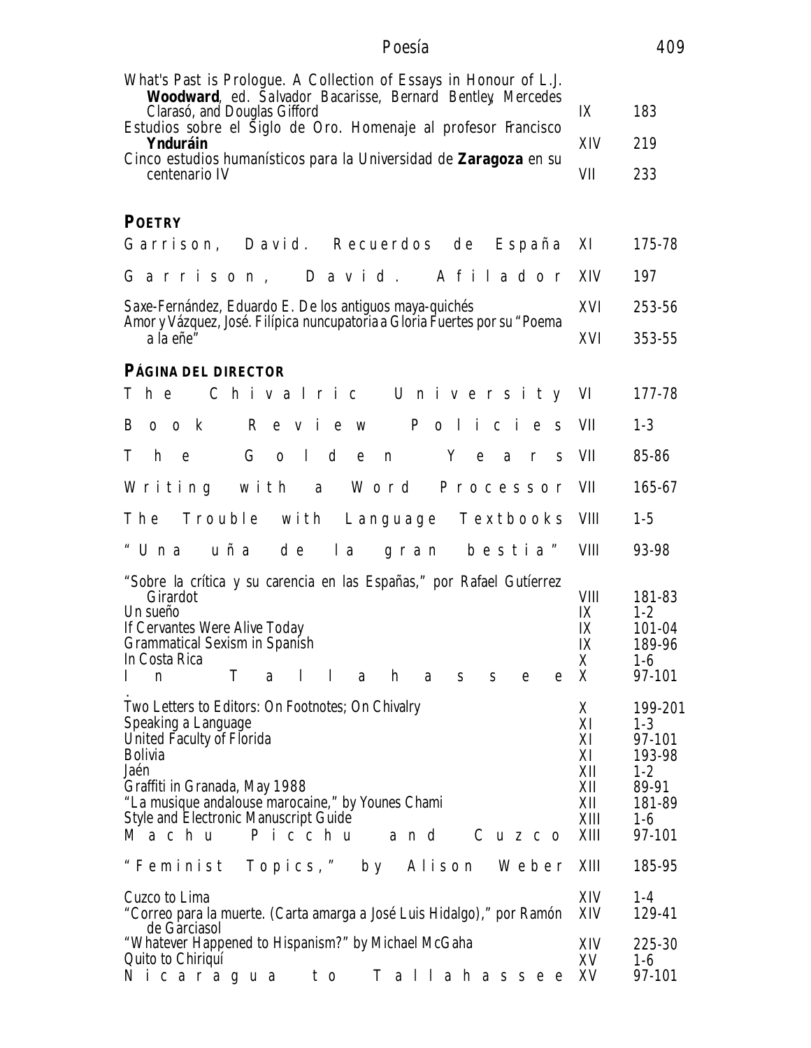| | | |
|---|---|---|
| What's Past is Prologue. A Collection of Essays in Honour of L.J. **Woodward**, ed. Salvador Bacarisse, Bernard Bentley, Mercedes Clarasó, and Douglas Gifford | IX | 183 |
| Estudios sobre el Siglo de Oro. Homenaje al profesor Francisco **Ynduráin** | XIV | 219 |
| Cinco estudios humanísticos para la Universidad de **Zaragoza** en su centenario IV | VII | 233 |

## POETRY

| | | |
|---|---|---|
| Garrison, David. Recuerdos de España | XI | 175-78 |
| Garrison, David. Afilador | XIV | 197 |
| Saxe-Fernández, Eduardo E. De los antiguos maya-quichés | XVI | 253-56 |
| Amor y Vázquez, José. Filípica nuncupatoria a Gloria Fuertes por su "Poema a la eñe" | XVI | 353-55 |

## PÁGINA DEL DIRECTOR

| | | |
|---|---|---|
| The Chivalric University | VI | 177-78 |
| Book Review Policies | VII | 1-3 |
| The Golden Years | VII | 85-86 |
| Writing with a Word Processor | VII | 165-67 |
| The Trouble with Language Textbooks | VIII | 1-5 |
| "Una uña de la gran bestia" | VIII | 93-98 |
| "Sobre la crítica y su carencia en las Españas," por Rafael Gutíerrez Girardot | VIII | 181-83 |
| Un sueño | IX | 1-2 |
| If Cervantes Were Alive Today | IX | 101-04 |
| Grammatical Sexism in Spanish | IX | 189-96 |
| In Costa Rica | X | 1-6 |
| In Tallahassee. | X | 97-101 |
| Two Letters to Editors: On Footnotes; On Chivalry | X | 199-201 |
| Speaking a Language | XI | 1-3 |
| United Faculty of Florida | XI | 97-101 |
| Bolivia | XI | 193-98 |
| Jaén | XII | 1-2 |
| Graffiti in Granada, May 1988 | XII | 89-91 |
| "La musique andalouse marocaine," by Younes Chami | XII | 181-89 |
| Style and Electronic Manuscript Guide | XIII | 1-6 |
| Machu Picchu and Cuzco | XIII | 97-101 |
| "Feminist Topics," by Alison Weber | XIII | 185-95 |
| Cuzco to Lima | XIV | 1-4 |
| "Correo para la muerte. (Carta amarga a José Luis Hidalgo)," por Ramón de Garciasol | XIV | 129-41 |
| "Whatever Happened to Hispanism?" by Michael McGaha | XIV | 225-30 |
| Quito to Chiriquí | XV | 1-6 |
| Nicaragua to Tallahassee | XV | 97-101 |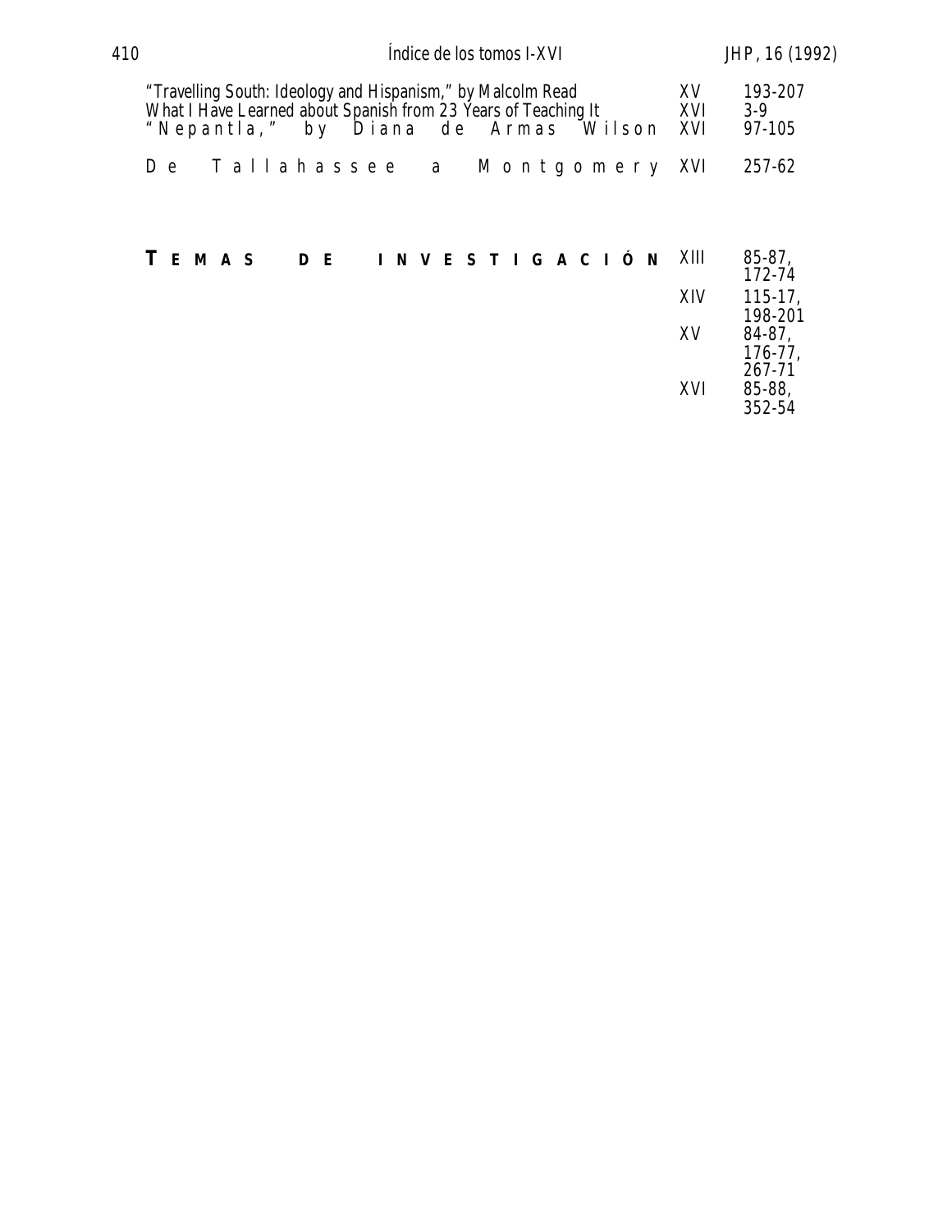| | | |
|---|---|---|
| "Travelling South: Ideology and Hispanism," by Malcolm Read | XV | 193-207 |
| What I Have Learned about Spanish from 23 Years of Teaching It | XVI | 3-9 |
| "Nepantla," by Diana de Armas Wilson | XVI | 97-105 |
| De Tallahassee a Montgomery | XVI | 257-62 |

| | | |
|---|---|---|
| **TEMAS DE INVESTIGACIÓN** | XIII | 85-87, 172-74 |
| | XIV | 115-17, 198-201 |
| | XV | 84-87, 176-77, 267-71 |
| | XVI | 85-88, 352-54 |